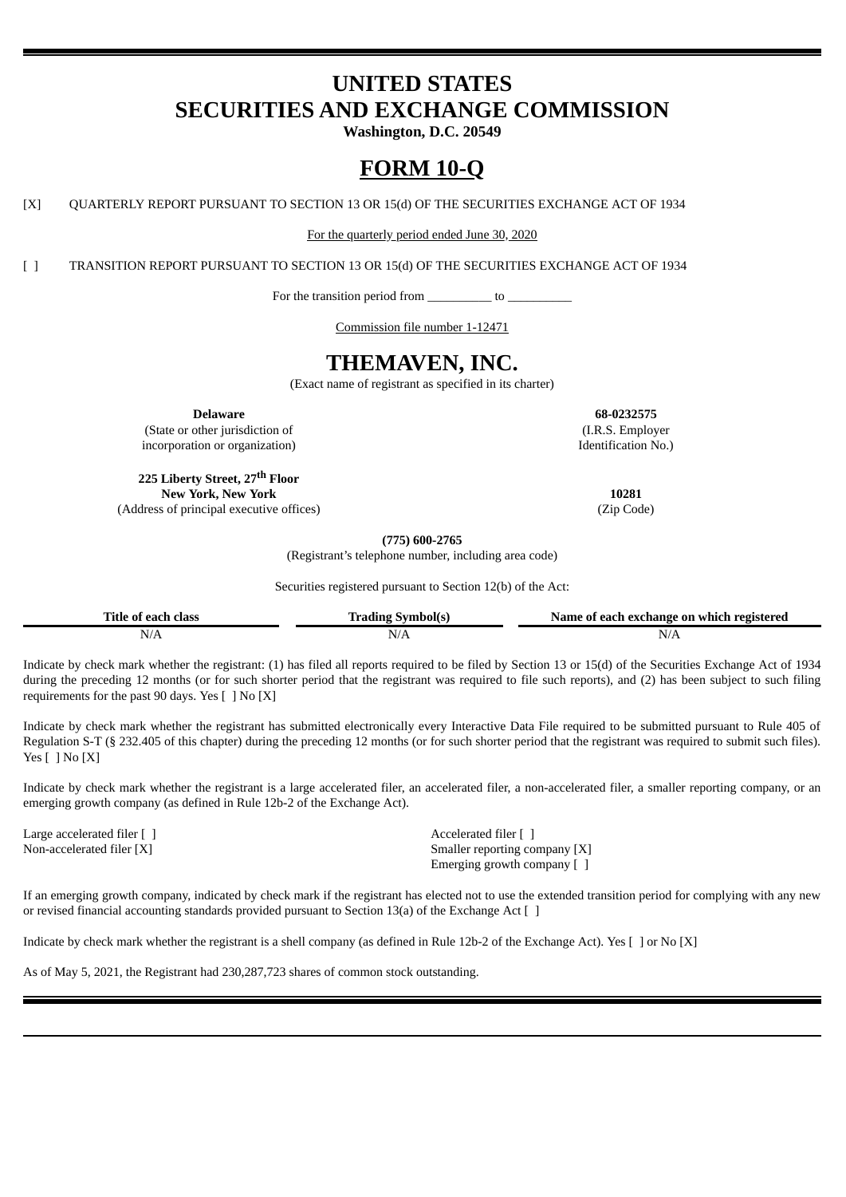# UNITED STATES
# SECURITIES AND EXCHANGE COMMISSION

**Washington, D.C. 20549**

# FORM 10-Q

[X] QUARTERLY REPORT PURSUANT TO SECTION 13 OR 15(d) OF THE SECURITIES EXCHANGE ACT OF 1934

For the quarterly period ended June 30, 2020

[ ] TRANSITION REPORT PURSUANT TO SECTION 13 OR 15(d) OF THE SECURITIES EXCHANGE ACT OF 1934

For the transition period from __________ to __________

Commission file number 1-12471

# THEMAVEN, INC.

(Exact name of registrant as specified in its charter)

**Delaware**
(State or other jurisdiction of incorporation or organization)

**68-0232575**
(I.R.S. Employer Identification No.)

**225 Liberty Street, 27th Floor**
**New York, New York**
(Address of principal executive offices)

**10281**
(Zip Code)

**(775) 600-2765**
(Registrant's telephone number, including area code)

Securities registered pursuant to Section 12(b) of the Act:

| Title of each class | Trading Symbol(s) | Name of each exchange on which registered |
|---|---|---|
| N/A | N/A | N/A |

Indicate by check mark whether the registrant: (1) has filed all reports required to be filed by Section 13 or 15(d) of the Securities Exchange Act of 1934 during the preceding 12 months (or for such shorter period that the registrant was required to file such reports), and (2) has been subject to such filing requirements for the past 90 days. Yes [ ] No [X]

Indicate by check mark whether the registrant has submitted electronically every Interactive Data File required to be submitted pursuant to Rule 405 of Regulation S-T (§ 232.405 of this chapter) during the preceding 12 months (or for such shorter period that the registrant was required to submit such files). Yes [ ] No [X]

Indicate by check mark whether the registrant is a large accelerated filer, an accelerated filer, a non-accelerated filer, a smaller reporting company, or an emerging growth company (as defined in Rule 12b-2 of the Exchange Act).

Large accelerated filer [ ]
Accelerated filer [ ]
Non-accelerated filer [X]
Smaller reporting company [X]
Emerging growth company [ ]

If an emerging growth company, indicated by check mark if the registrant has elected not to use the extended transition period for complying with any new or revised financial accounting standards provided pursuant to Section 13(a) of the Exchange Act [ ]

Indicate by check mark whether the registrant is a shell company (as defined in Rule 12b-2 of the Exchange Act). Yes [ ] or No [X]

As of May 5, 2021, the Registrant had 230,287,723 shares of common stock outstanding.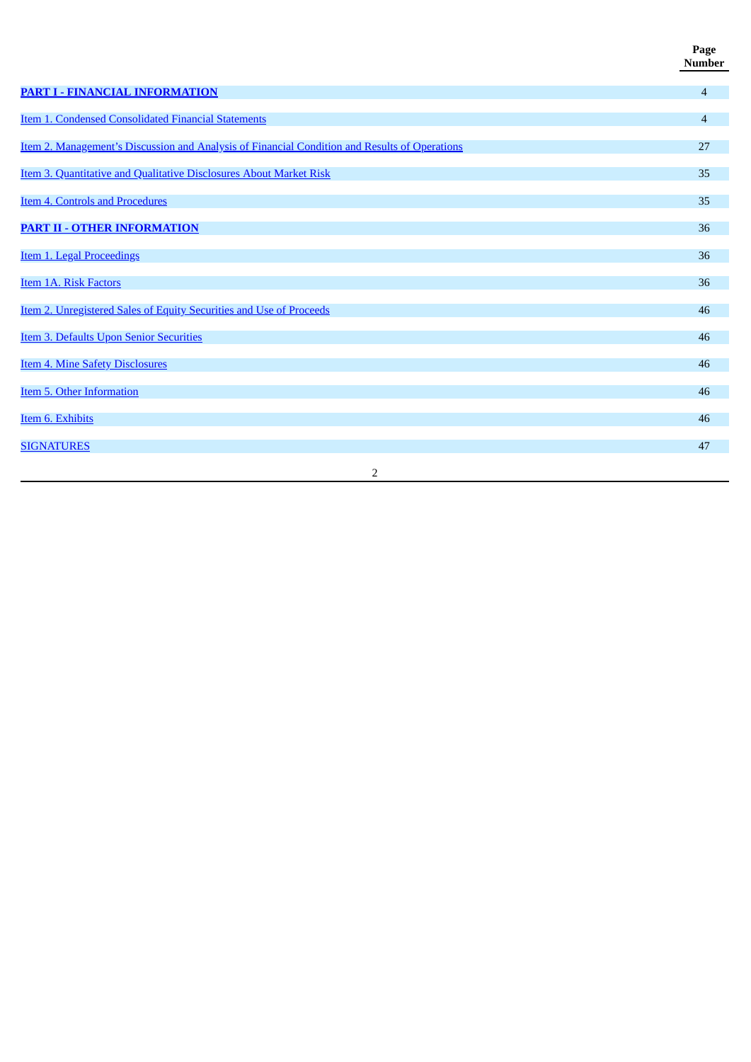| | Page Number |
|---|---|
| **PART I - FINANCIAL INFORMATION** | 4 |
| Item 1. Condensed Consolidated Financial Statements | 4 |
| Item 2. Management's Discussion and Analysis of Financial Condition and Results of Operations | 27 |
| Item 3. Quantitative and Qualitative Disclosures About Market Risk | 35 |
| Item 4. Controls and Procedures | 35 |
| **PART II - OTHER INFORMATION** | 36 |
| Item 1. Legal Proceedings | 36 |
| Item 1A. Risk Factors | 36 |
| Item 2. Unregistered Sales of Equity Securities and Use of Proceeds | 46 |
| Item 3. Defaults Upon Senior Securities | 46 |
| Item 4. Mine Safety Disclosures | 46 |
| Item 5. Other Information | 46 |
| Item 6. Exhibits | 46 |
| SIGNATURES | 47 |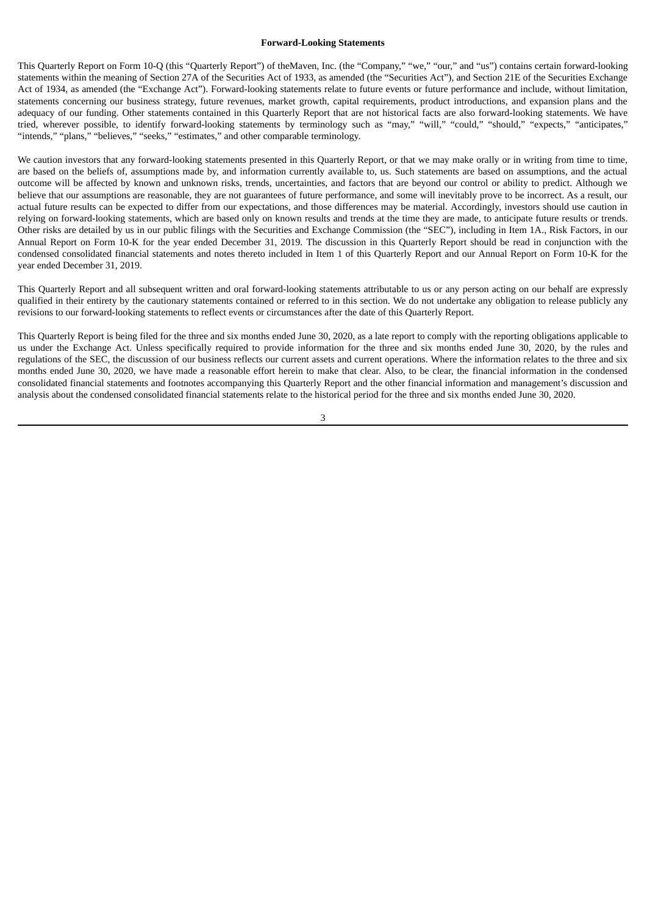**Forward-Looking Statements**

This Quarterly Report on Form 10-Q (this "Quarterly Report") of theMaven, Inc. (the "Company," "we," "our," and "us") contains certain forward-looking statements within the meaning of Section 27A of the Securities Act of 1933, as amended (the "Securities Act"), and Section 21E of the Securities Exchange Act of 1934, as amended (the "Exchange Act"). Forward-looking statements relate to future events or future performance and include, without limitation, statements concerning our business strategy, future revenues, market growth, capital requirements, product introductions, and expansion plans and the adequacy of our funding. Other statements contained in this Quarterly Report that are not historical facts are also forward-looking statements. We have tried, wherever possible, to identify forward-looking statements by terminology such as "may," "will," "could," "should," "expects," "anticipates," "intends," "plans," "believes," "seeks," "estimates," and other comparable terminology.

We caution investors that any forward-looking statements presented in this Quarterly Report, or that we may make orally or in writing from time to time, are based on the beliefs of, assumptions made by, and information currently available to, us. Such statements are based on assumptions, and the actual outcome will be affected by known and unknown risks, trends, uncertainties, and factors that are beyond our control or ability to predict. Although we believe that our assumptions are reasonable, they are not guarantees of future performance, and some will inevitably prove to be incorrect. As a result, our actual future results can be expected to differ from our expectations, and those differences may be material. Accordingly, investors should use caution in relying on forward-looking statements, which are based only on known results and trends at the time they are made, to anticipate future results or trends. Other risks are detailed by us in our public filings with the Securities and Exchange Commission (the "SEC"), including in Item 1A., Risk Factors, in our Annual Report on Form 10-K for the year ended December 31, 2019. The discussion in this Quarterly Report should be read in conjunction with the condensed consolidated financial statements and notes thereto included in Item 1 of this Quarterly Report and our Annual Report on Form 10-K for the year ended December 31, 2019.

This Quarterly Report and all subsequent written and oral forward-looking statements attributable to us or any person acting on our behalf are expressly qualified in their entirety by the cautionary statements contained or referred to in this section. We do not undertake any obligation to release publicly any revisions to our forward-looking statements to reflect events or circumstances after the date of this Quarterly Report.

This Quarterly Report is being filed for the three and six months ended June 30, 2020, as a late report to comply with the reporting obligations applicable to us under the Exchange Act. Unless specifically required to provide information for the three and six months ended June 30, 2020, by the rules and regulations of the SEC, the discussion of our business reflects our current assets and current operations. Where the information relates to the three and six months ended June 30, 2020, we have made a reasonable effort herein to make that clear. Also, to be clear, the financial information in the condensed consolidated financial statements and footnotes accompanying this Quarterly Report and the other financial information and management's discussion and analysis about the condensed consolidated financial statements relate to the historical period for the three and six months ended June 30, 2020.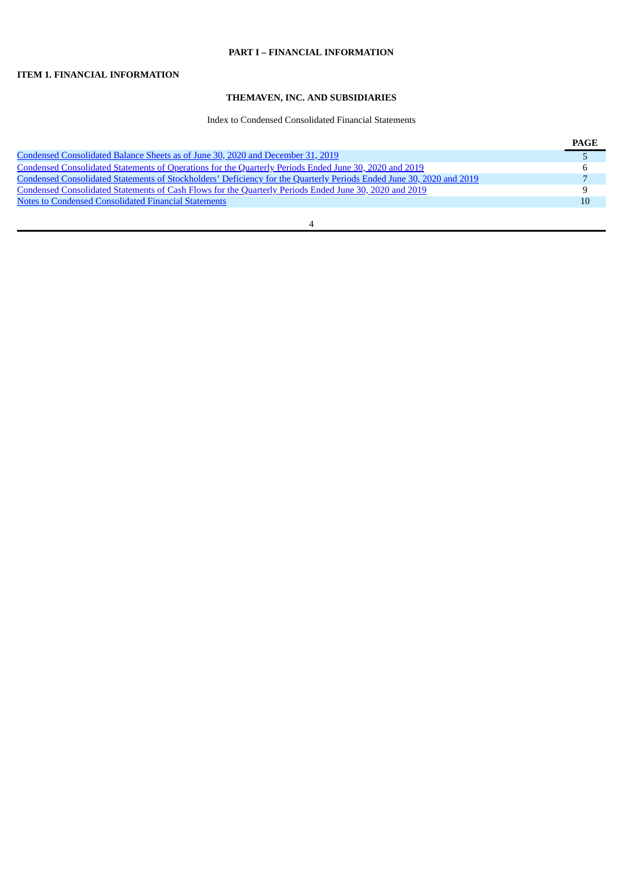# PART I – FINANCIAL INFORMATION

## ITEM 1. FINANCIAL INFORMATION

### THEMAVEN, INC. AND SUBSIDIARIES

Index to Condensed Consolidated Financial Statements

| | PAGE |
|---|---|
| Condensed Consolidated Balance Sheets as of June 30, 2020 and December 31, 2019 | 5 |
| Condensed Consolidated Statements of Operations for the Quarterly Periods Ended June 30, 2020 and 2019 | 6 |
| Condensed Consolidated Statements of Stockholders' Deficiency for the Quarterly Periods Ended June 30, 2020 and 2019 | 7 |
| Condensed Consolidated Statements of Cash Flows for the Quarterly Periods Ended June 30, 2020 and 2019 | 9 |
| Notes to Condensed Consolidated Financial Statements | 10 |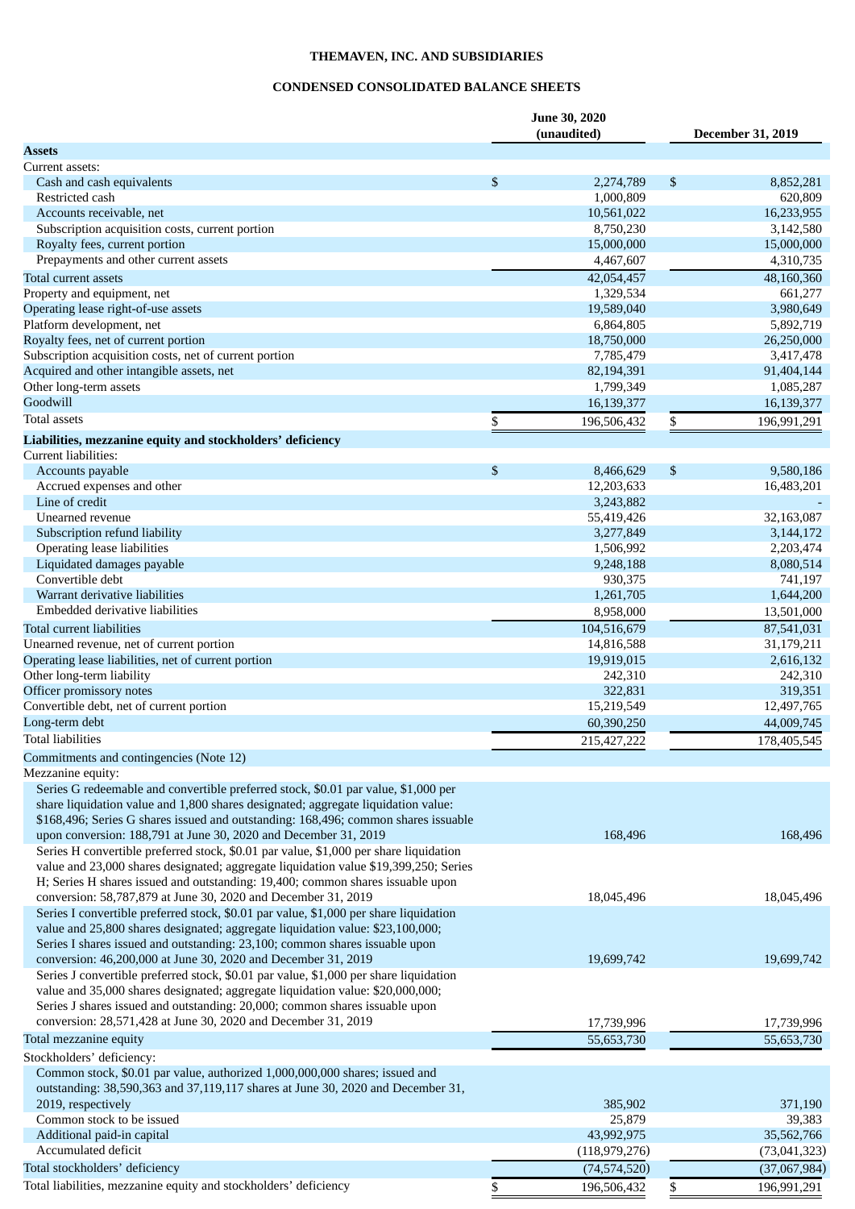# THEMAVEN, INC. AND SUBSIDIARIES

## CONDENSED CONSOLIDATED BALANCE SHEETS

| | June 30, 2020 (unaudited) | December 31, 2019 |
|---|---|---|
| **Assets** | | |
| Current assets: | | |
| Cash and cash equivalents | $ 2,274,789 | $ 8,852,281 |
| Restricted cash | 1,000,809 | 620,809 |
| Accounts receivable, net | 10,561,022 | 16,233,955 |
| Subscription acquisition costs, current portion | 8,750,230 | 3,142,580 |
| Royalty fees, current portion | 15,000,000 | 15,000,000 |
| Prepayments and other current assets | 4,467,607 | 4,310,735 |
| Total current assets | 42,054,457 | 48,160,360 |
| Property and equipment, net | 1,329,534 | 661,277 |
| Operating lease right-of-use assets | 19,589,040 | 3,980,649 |
| Platform development, net | 6,864,805 | 5,892,719 |
| Royalty fees, net of current portion | 18,750,000 | 26,250,000 |
| Subscription acquisition costs, net of current portion | 7,785,479 | 3,417,478 |
| Acquired and other intangible assets, net | 82,194,391 | 91,404,144 |
| Other long-term assets | 1,799,349 | 1,085,287 |
| Goodwill | 16,139,377 | 16,139,377 |
| Total assets | $ 196,506,432 | $ 196,991,291 |
| **Liabilities, mezzanine equity and stockholders' deficiency** | | |
| Current liabilities: | | |
| Accounts payable | $ 8,466,629 | $ 9,580,186 |
| Accrued expenses and other | 12,203,633 | 16,483,201 |
| Line of credit | 3,243,882 | - |
| Unearned revenue | 55,419,426 | 32,163,087 |
| Subscription refund liability | 3,277,849 | 3,144,172 |
| Operating lease liabilities | 1,506,992 | 2,203,474 |
| Liquidated damages payable | 9,248,188 | 8,080,514 |
| Convertible debt | 930,375 | 741,197 |
| Warrant derivative liabilities | 1,261,705 | 1,644,200 |
| Embedded derivative liabilities | 8,958,000 | 13,501,000 |
| Total current liabilities | 104,516,679 | 87,541,031 |
| Unearned revenue, net of current portion | 14,816,588 | 31,179,211 |
| Operating lease liabilities, net of current portion | 19,919,015 | 2,616,132 |
| Other long-term liability | 242,310 | 242,310 |
| Officer promissory notes | 322,831 | 319,351 |
| Convertible debt, net of current portion | 15,219,549 | 12,497,765 |
| Long-term debt | 60,390,250 | 44,009,745 |
| Total liabilities | 215,427,222 | 178,405,545 |
| Commitments and contingencies (Note 12) | | |
| Mezzanine equity: | | |
| Series G redeemable and convertible preferred stock, $0.01 par value, $1,000 per share liquidation value and 1,800 shares designated; aggregate liquidation value: $168,496; Series G shares issued and outstanding: 168,496; common shares issuable upon conversion: 188,791 at June 30, 2020 and December 31, 2019 | 168,496 | 168,496 |
| Series H convertible preferred stock, $0.01 par value, $1,000 per share liquidation value and 23,000 shares designated; aggregate liquidation value $19,399,250; Series H; Series H shares issued and outstanding: 19,400; common shares issuable upon conversion: 58,787,879 at June 30, 2020 and December 31, 2019 | 18,045,496 | 18,045,496 |
| Series I convertible preferred stock, $0.01 par value, $1,000 per share liquidation value and 25,800 shares designated; aggregate liquidation value: $23,100,000; Series I shares issued and outstanding: 23,100; common shares issuable upon conversion: 46,200,000 at June 30, 2020 and December 31, 2019 | 19,699,742 | 19,699,742 |
| Series J convertible preferred stock, $0.01 par value, $1,000 per share liquidation value and 35,000 shares designated; aggregate liquidation value: $20,000,000; Series J shares issued and outstanding: 20,000; common shares issuable upon conversion: 28,571,428 at June 30, 2020 and December 31, 2019 | 17,739,996 | 17,739,996 |
| Total mezzanine equity | 55,653,730 | 55,653,730 |
| Stockholders' deficiency: | | |
| Common stock, $0.01 par value, authorized 1,000,000,000 shares; issued and outstanding: 38,590,363 and 37,119,117 shares at June 30, 2020 and December 31, 2019, respectively | 385,902 | 371,190 |
| Common stock to be issued | 25,879 | 39,383 |
| Additional paid-in capital | 43,992,975 | 35,562,766 |
| Accumulated deficit | (118,979,276) | (73,041,323) |
| Total stockholders' deficiency | (74,574,520) | (37,067,984) |
| Total liabilities, mezzanine equity and stockholders' deficiency | $ 196,506,432 | $ 196,991,291 |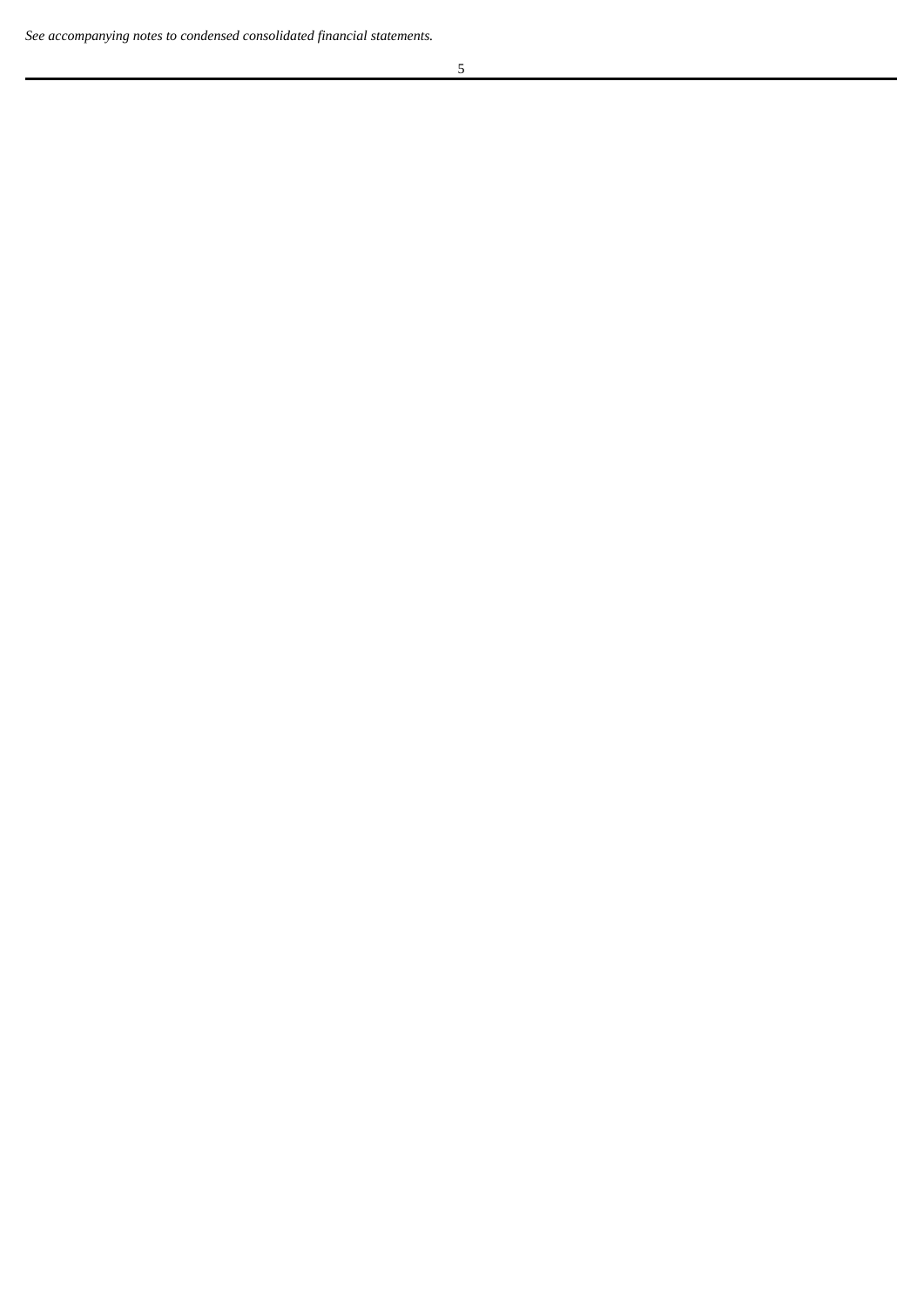*See accompanying notes to condensed consolidated financial statements.*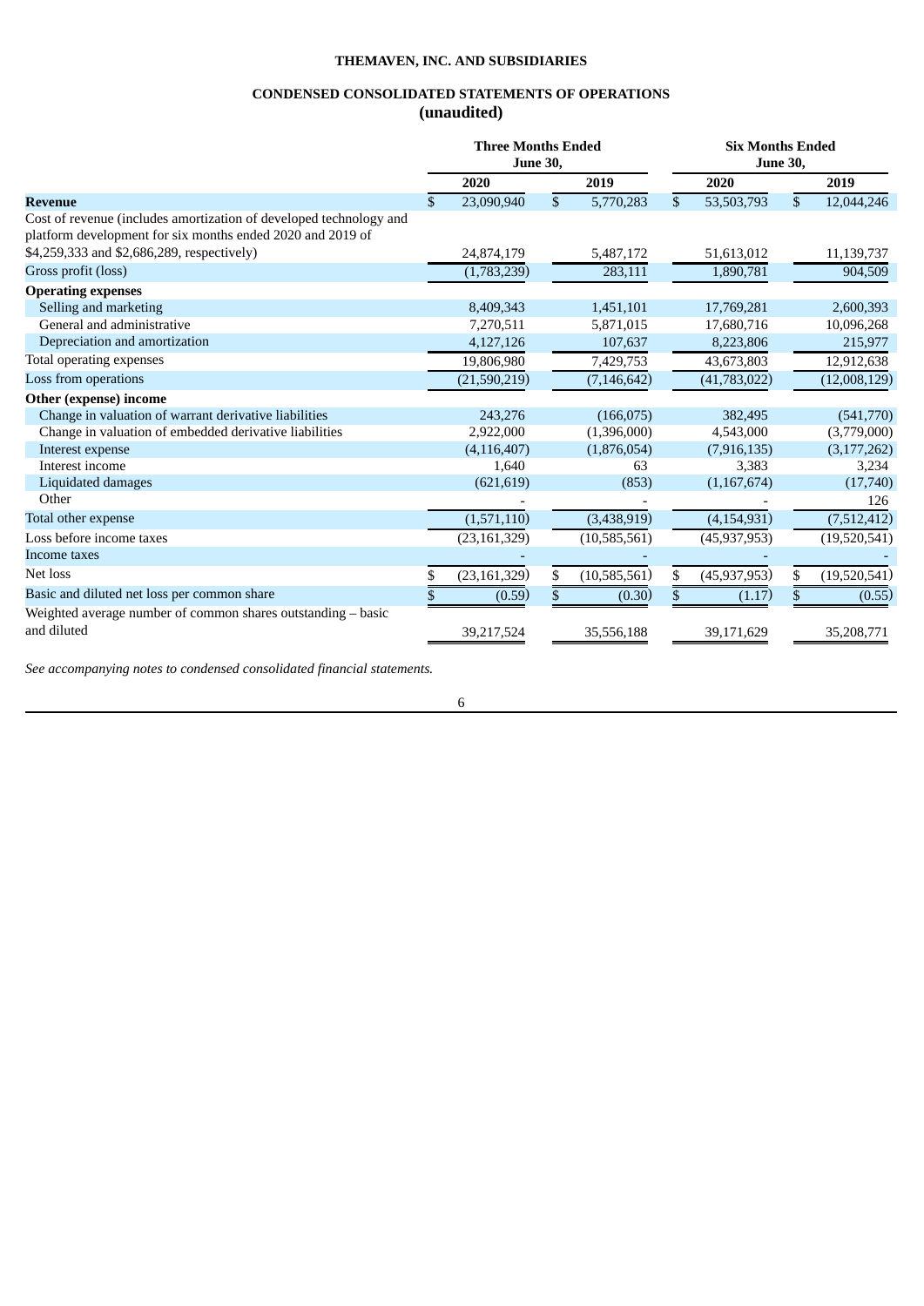**THEMAVEN, INC. AND SUBSIDIARIES**

**CONDENSED CONSOLIDATED STATEMENTS OF OPERATIONS**
**(unaudited)**

| | Three Months Ended June 30, | | Six Months Ended June 30, | |
|---|---|---|---|---|
| | 2020 | 2019 | 2020 | 2019 |
| **Revenue** | $ 23,090,940 | $ 5,770,283 | $ 53,503,793 | $ 12,044,246 |
| Cost of revenue (includes amortization of developed technology and platform development for six months ended 2020 and 2019 of $4,259,333 and $2,686,289, respectively) | 24,874,179 | 5,487,172 | 51,613,012 | 11,139,737 |
| Gross profit (loss) | (1,783,239) | 283,111 | 1,890,781 | 904,509 |
| **Operating expenses** | | | | |
| Selling and marketing | 8,409,343 | 1,451,101 | 17,769,281 | 2,600,393 |
| General and administrative | 7,270,511 | 5,871,015 | 17,680,716 | 10,096,268 |
| Depreciation and amortization | 4,127,126 | 107,637 | 8,223,806 | 215,977 |
| Total operating expenses | 19,806,980 | 7,429,753 | 43,673,803 | 12,912,638 |
| Loss from operations | (21,590,219) | (7,146,642) | (41,783,022) | (12,008,129) |
| **Other (expense) income** | | | | |
| Change in valuation of warrant derivative liabilities | 243,276 | (166,075) | 382,495 | (541,770) |
| Change in valuation of embedded derivative liabilities | 2,922,000 | (1,396,000) | 4,543,000 | (3,779,000) |
| Interest expense | (4,116,407) | (1,876,054) | (7,916,135) | (3,177,262) |
| Interest income | 1,640 | 63 | 3,383 | 3,234 |
| Liquidated damages | (621,619) | (853) | (1,167,674) | (17,740) |
| Other | - | - | - | 126 |
| Total other expense | (1,571,110) | (3,438,919) | (4,154,931) | (7,512,412) |
| Loss before income taxes | (23,161,329) | (10,585,561) | (45,937,953) | (19,520,541) |
| Income taxes | - | - | - | - |
| Net loss | $ (23,161,329) | $ (10,585,561) | $ (45,937,953) | $ (19,520,541) |
| Basic and diluted net loss per common share | $ (0.59) | $ (0.30) | $ (1.17) | $ (0.55) |
| Weighted average number of common shares outstanding – basic and diluted | 39,217,524 | 35,556,188 | 39,171,629 | 35,208,771 |

*See accompanying notes to condensed consolidated financial statements.*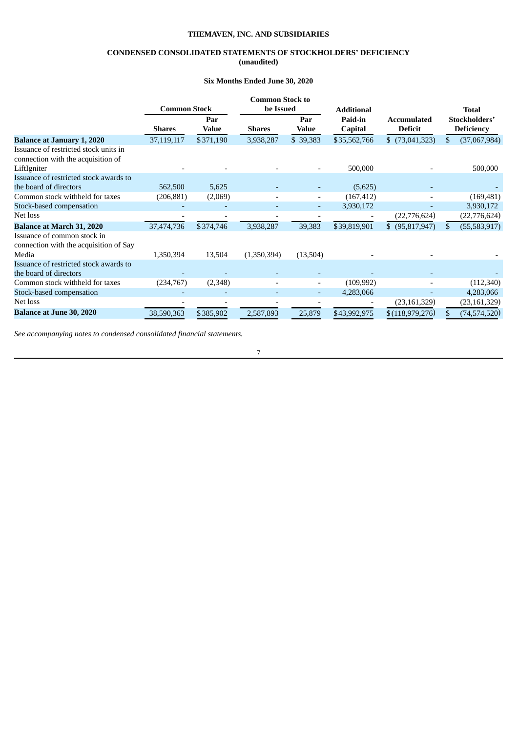**THEMAVEN, INC. AND SUBSIDIARIES**

**CONDENSED CONSOLIDATED STATEMENTS OF STOCKHOLDERS' DEFICIENCY**
**(unaudited)**

**Six Months Ended June 30, 2020**

| | Common Stock | | Common Stock to be Issued | | Additional | | Total |
|---|---|---|---|---|---|---|---|
| | Shares | Par Value | Shares | Par Value | Paid-in Capital | Accumulated Deficit | Stockholders' Deficiency |
| **Balance at January 1, 2020** | 37,119,117 | $371,190 | 3,938,287 | $ 39,383 | $35,562,766 | $ (73,041,323) | $ (37,067,984) |
| Issuance of restricted stock units in connection with the acquisition of LiftIgniter | - | - | - | - | 500,000 | - | 500,000 |
| Issuance of restricted stock awards to the board of directors | 562,500 | 5,625 | - | - | (5,625) | - | - |
| Common stock withheld for taxes | (206,881) | (2,069) | - | - | (167,412) | - | (169,481) |
| Stock-based compensation | - | - | - | - | 3,930,172 | - | 3,930,172 |
| Net loss | - | - | - | - | - | (22,776,624) | (22,776,624) |
| **Balance at March 31, 2020** | 37,474,736 | $374,746 | 3,938,287 | 39,383 | $39,819,901 | $ (95,817,947) | $ (55,583,917) |
| Issuance of common stock in connection with the acquisition of Say Media | 1,350,394 | 13,504 | (1,350,394) | (13,504) | - | - | - |
| Issuance of restricted stock awards to the board of directors | - | - | - | - | - | - | - |
| Common stock withheld for taxes | (234,767) | (2,348) | - | - | (109,992) | - | (112,340) |
| Stock-based compensation | - | - | - | - | 4,283,066 | - | 4,283,066 |
| Net loss | - | - | - | - | - | (23,161,329) | (23,161,329) |
| **Balance at June 30, 2020** | 38,590,363 | $385,902 | 2,587,893 | 25,879 | $43,992,975 | $(118,979,276) | $ (74,574,520) |

*See accompanying notes to condensed consolidated financial statements.*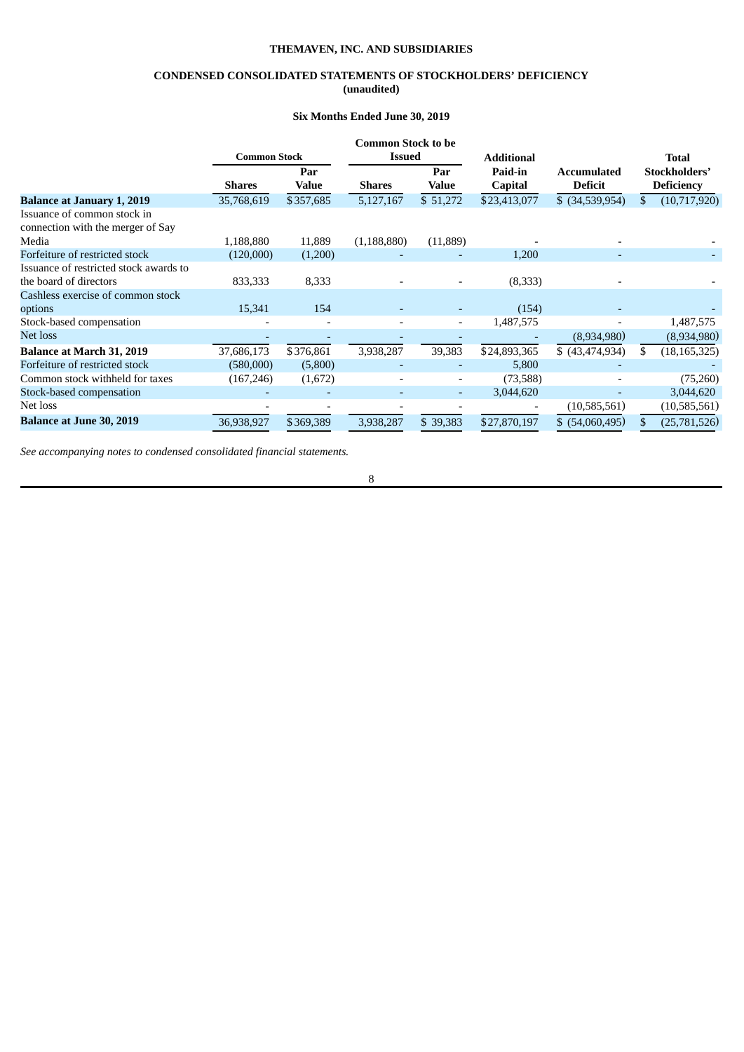# THEMAVEN, INC. AND SUBSIDIARIES

## CONDENSED CONSOLIDATED STATEMENTS OF STOCKHOLDERS' DEFICIENCY
**(unaudited)**

**Six Months Ended June 30, 2019**

| | Common Stock | | Common Stock to be Issued | | Additional | | Total |
|---|---|---|---|---|---|---|---|
| | Shares | Par Value | Shares | Par Value | Paid-in Capital | Accumulated Deficit | Stockholders' Deficiency |
| **Balance at January 1, 2019** | 35,768,619 | $357,685 | 5,127,167 | $ 51,272 | $23,413,077 | $ (34,539,954) | $ (10,717,920) |
| Issuance of common stock in connection with the merger of Say Media | 1,188,880 | 11,889 | (1,188,880) | (11,889) | - | - | - |
| Forfeiture of restricted stock | (120,000) | (1,200) | - | - | 1,200 | - | - |
| Issuance of restricted stock awards to the board of directors | 833,333 | 8,333 | - | - | (8,333) | - | - |
| Cashless exercise of common stock options | 15,341 | 154 | - | - | (154) | - | - |
| Stock-based compensation | - | - | - | - | 1,487,575 | - | 1,487,575 |
| Net loss | - | - | - | - | - | (8,934,980) | (8,934,980) |
| **Balance at March 31, 2019** | 37,686,173 | $376,861 | 3,938,287 | 39,383 | $24,893,365 | $ (43,474,934) | $ (18,165,325) |
| Forfeiture of restricted stock | (580,000) | (5,800) | - | - | 5,800 | - | - |
| Common stock withheld for taxes | (167,246) | (1,672) | - | - | (73,588) | - | (75,260) |
| Stock-based compensation | - | - | - | - | 3,044,620 | - | 3,044,620 |
| Net loss | - | - | - | - | - | (10,585,561) | (10,585,561) |
| **Balance at June 30, 2019** | 36,938,927 | $369,389 | 3,938,287 | $ 39,383 | $27,870,197 | $ (54,060,495) | $ (25,781,526) |

*See accompanying notes to condensed consolidated financial statements.*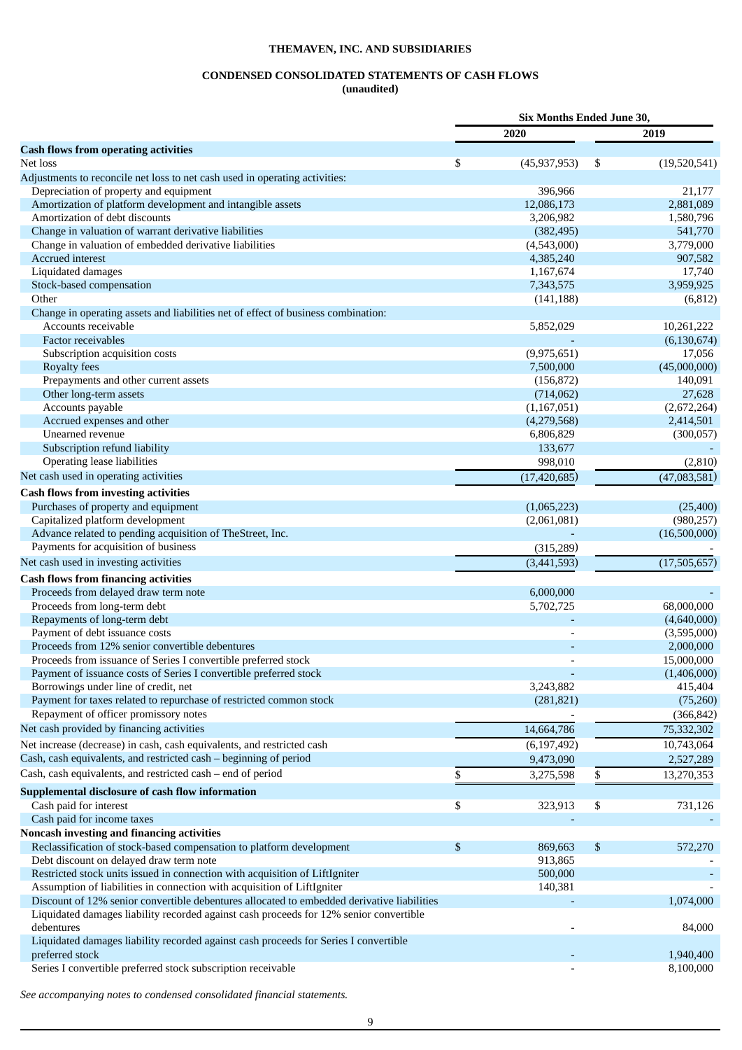# THEMAVEN, INC. AND SUBSIDIARIES

## CONDENSED CONSOLIDATED STATEMENTS OF CASH FLOWS
**(unaudited)**

| | Six Months Ended June 30, | |
|---|---|---|
| | **2020** | **2019** |
| **Cash flows from operating activities** | | |
| Net loss | $ (45,937,953) | $ (19,520,541) |
| Adjustments to reconcile net loss to net cash used in operating activities: | | |
| Depreciation of property and equipment | 396,966 | 21,177 |
| Amortization of platform development and intangible assets | 12,086,173 | 2,881,089 |
| Amortization of debt discounts | 3,206,982 | 1,580,796 |
| Change in valuation of warrant derivative liabilities | (382,495) | 541,770 |
| Change in valuation of embedded derivative liabilities | (4,543,000) | 3,779,000 |
| Accrued interest | 4,385,240 | 907,582 |
| Liquidated damages | 1,167,674 | 17,740 |
| Stock-based compensation | 7,343,575 | 3,959,925 |
| Other | (141,188) | (6,812) |
| Change in operating assets and liabilities net of effect of business combination: | | |
| Accounts receivable | 5,852,029 | 10,261,222 |
| Factor receivables | - | (6,130,674) |
| Subscription acquisition costs | (9,975,651) | 17,056 |
| Royalty fees | 7,500,000 | (45,000,000) |
| Prepayments and other current assets | (156,872) | 140,091 |
| Other long-term assets | (714,062) | 27,628 |
| Accounts payable | (1,167,051) | (2,672,264) |
| Accrued expenses and other | (4,279,568) | 2,414,501 |
| Unearned revenue | 6,806,829 | (300,057) |
| Subscription refund liability | 133,677 | - |
| Operating lease liabilities | 998,010 | (2,810) |
| Net cash used in operating activities | (17,420,685) | (47,083,581) |
| **Cash flows from investing activities** | | |
| Purchases of property and equipment | (1,065,223) | (25,400) |
| Capitalized platform development | (2,061,081) | (980,257) |
| Advance related to pending acquisition of TheStreet, Inc. | - | (16,500,000) |
| Payments for acquisition of business | (315,289) | - |
| Net cash used in investing activities | (3,441,593) | (17,505,657) |
| **Cash flows from financing activities** | | |
| Proceeds from delayed draw term note | 6,000,000 | - |
| Proceeds from long-term debt | 5,702,725 | 68,000,000 |
| Repayments of long-term debt | - | (4,640,000) |
| Payment of debt issuance costs | - | (3,595,000) |
| Proceeds from 12% senior convertible debentures | - | 2,000,000 |
| Proceeds from issuance of Series I convertible preferred stock | - | 15,000,000 |
| Payment of issuance costs of Series I convertible preferred stock | - | (1,406,000) |
| Borrowings under line of credit, net | 3,243,882 | 415,404 |
| Payment for taxes related to repurchase of restricted common stock | (281,821) | (75,260) |
| Repayment of officer promissory notes | - | (366,842) |
| Net cash provided by financing activities | 14,664,786 | 75,332,302 |
| Net increase (decrease) in cash, cash equivalents, and restricted cash | (6,197,492) | 10,743,064 |
| Cash, cash equivalents, and restricted cash – beginning of period | 9,473,090 | 2,527,289 |
| Cash, cash equivalents, and restricted cash – end of period | $ 3,275,598 | $ 13,270,353 |
| **Supplemental disclosure of cash flow information** | | |
| Cash paid for interest | $ 323,913 | $ 731,126 |
| Cash paid for income taxes | - | - |
| **Noncash investing and financing activities** | | |
| Reclassification of stock-based compensation to platform development | $ 869,663 | $ 572,270 |
| Debt discount on delayed draw term note | 913,865 | - |
| Restricted stock units issued in connection with acquisition of LiftIgniter | 500,000 | - |
| Assumption of liabilities in connection with acquisition of LiftIgniter | 140,381 | - |
| Discount of 12% senior convertible debentures allocated to embedded derivative liabilities | - | 1,074,000 |
| Liquidated damages liability recorded against cash proceeds for 12% senior convertible debentures | - | 84,000 |
| Liquidated damages liability recorded against cash proceeds for Series I convertible preferred stock | - | 1,940,400 |
| Series I convertible preferred stock subscription receivable | - | 8,100,000 |

*See accompanying notes to condensed consolidated financial statements.*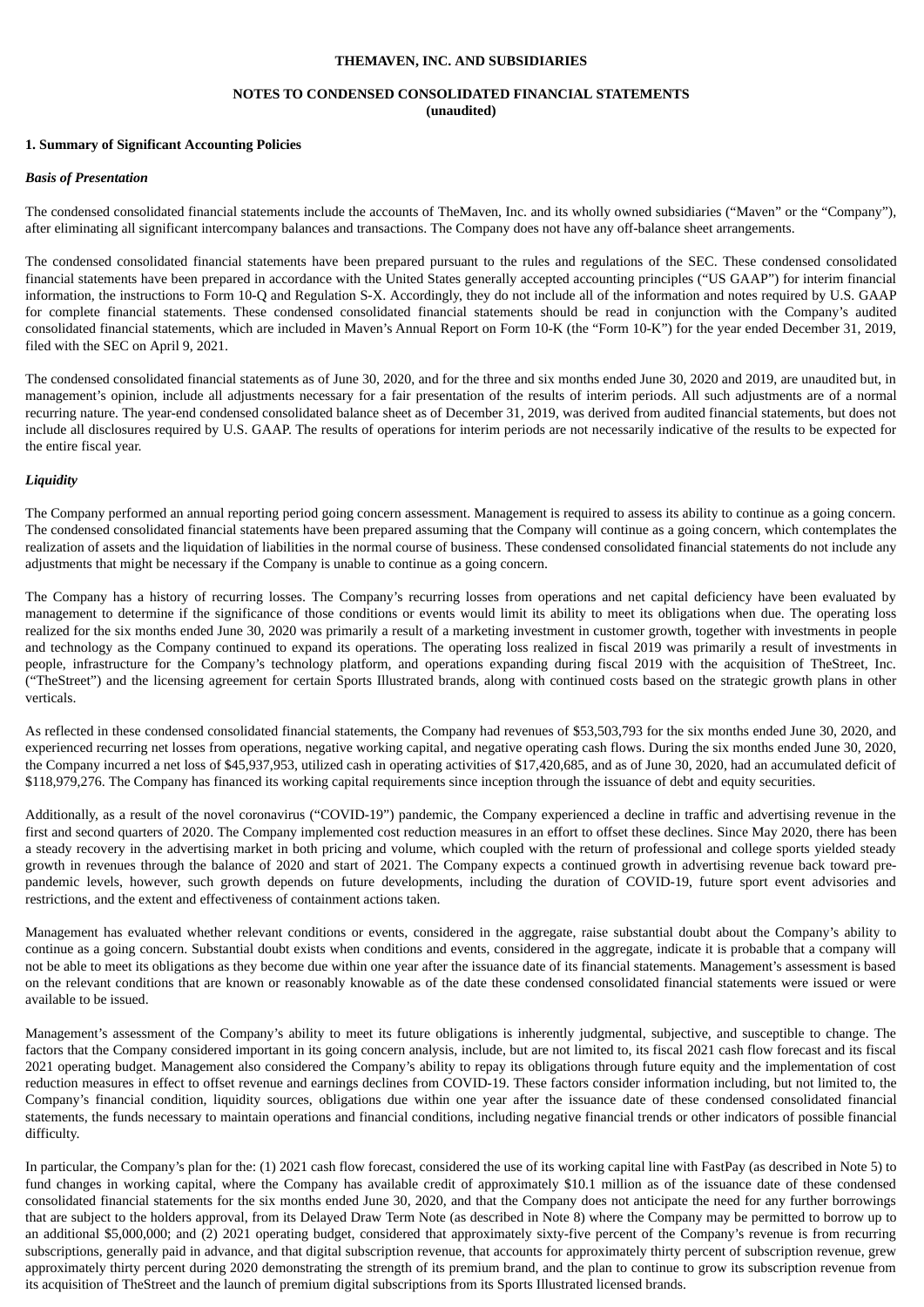**THEMAVEN, INC. AND SUBSIDIARIES**

**NOTES TO CONDENSED CONSOLIDATED FINANCIAL STATEMENTS**
**(unaudited)**

**1. Summary of Significant Accounting Policies**

***Basis of Presentation***

The condensed consolidated financial statements include the accounts of TheMaven, Inc. and its wholly owned subsidiaries ("Maven" or the "Company"), after eliminating all significant intercompany balances and transactions. The Company does not have any off-balance sheet arrangements.

The condensed consolidated financial statements have been prepared pursuant to the rules and regulations of the SEC. These condensed consolidated financial statements have been prepared in accordance with the United States generally accepted accounting principles ("US GAAP") for interim financial information, the instructions to Form 10-Q and Regulation S-X. Accordingly, they do not include all of the information and notes required by U.S. GAAP for complete financial statements. These condensed consolidated financial statements should be read in conjunction with the Company's audited consolidated financial statements, which are included in Maven's Annual Report on Form 10-K (the "Form 10-K") for the year ended December 31, 2019, filed with the SEC on April 9, 2021.

The condensed consolidated financial statements as of June 30, 2020, and for the three and six months ended June 30, 2020 and 2019, are unaudited but, in management's opinion, include all adjustments necessary for a fair presentation of the results of interim periods. All such adjustments are of a normal recurring nature. The year-end condensed consolidated balance sheet as of December 31, 2019, was derived from audited financial statements, but does not include all disclosures required by U.S. GAAP. The results of operations for interim periods are not necessarily indicative of the results to be expected for the entire fiscal year.

***Liquidity***

The Company performed an annual reporting period going concern assessment. Management is required to assess its ability to continue as a going concern. The condensed consolidated financial statements have been prepared assuming that the Company will continue as a going concern, which contemplates the realization of assets and the liquidation of liabilities in the normal course of business. These condensed consolidated financial statements do not include any adjustments that might be necessary if the Company is unable to continue as a going concern.

The Company has a history of recurring losses. The Company's recurring losses from operations and net capital deficiency have been evaluated by management to determine if the significance of those conditions or events would limit its ability to meet its obligations when due. The operating loss realized for the six months ended June 30, 2020 was primarily a result of a marketing investment in customer growth, together with investments in people and technology as the Company continued to expand its operations. The operating loss realized in fiscal 2019 was primarily a result of investments in people, infrastructure for the Company's technology platform, and operations expanding during fiscal 2019 with the acquisition of TheStreet, Inc. ("TheStreet") and the licensing agreement for certain Sports Illustrated brands, along with continued costs based on the strategic growth plans in other verticals.

As reflected in these condensed consolidated financial statements, the Company had revenues of $53,503,793 for the six months ended June 30, 2020, and experienced recurring net losses from operations, negative working capital, and negative operating cash flows. During the six months ended June 30, 2020, the Company incurred a net loss of $45,937,953, utilized cash in operating activities of $17,420,685, and as of June 30, 2020, had an accumulated deficit of $118,979,276. The Company has financed its working capital requirements since inception through the issuance of debt and equity securities.

Additionally, as a result of the novel coronavirus ("COVID-19") pandemic, the Company experienced a decline in traffic and advertising revenue in the first and second quarters of 2020. The Company implemented cost reduction measures in an effort to offset these declines. Since May 2020, there has been a steady recovery in the advertising market in both pricing and volume, which coupled with the return of professional and college sports yielded steady growth in revenues through the balance of 2020 and start of 2021. The Company expects a continued growth in advertising revenue back toward pre-pandemic levels, however, such growth depends on future developments, including the duration of COVID-19, future sport event advisories and restrictions, and the extent and effectiveness of containment actions taken.

Management has evaluated whether relevant conditions or events, considered in the aggregate, raise substantial doubt about the Company's ability to continue as a going concern. Substantial doubt exists when conditions and events, considered in the aggregate, indicate it is probable that a company will not be able to meet its obligations as they become due within one year after the issuance date of its financial statements. Management's assessment is based on the relevant conditions that are known or reasonably knowable as of the date these condensed consolidated financial statements were issued or were available to be issued.

Management's assessment of the Company's ability to meet its future obligations is inherently judgmental, subjective, and susceptible to change. The factors that the Company considered important in its going concern analysis, include, but are not limited to, its fiscal 2021 cash flow forecast and its fiscal 2021 operating budget. Management also considered the Company's ability to repay its obligations through future equity and the implementation of cost reduction measures in effect to offset revenue and earnings declines from COVID-19. These factors consider information including, but not limited to, the Company's financial condition, liquidity sources, obligations due within one year after the issuance date of these condensed consolidated financial statements, the funds necessary to maintain operations and financial conditions, including negative financial trends or other indicators of possible financial difficulty.

In particular, the Company's plan for the: (1) 2021 cash flow forecast, considered the use of its working capital line with FastPay (as described in Note 5) to fund changes in working capital, where the Company has available credit of approximately $10.1 million as of the issuance date of these condensed consolidated financial statements for the six months ended June 30, 2020, and that the Company does not anticipate the need for any further borrowings that are subject to the holders approval, from its Delayed Draw Term Note (as described in Note 8) where the Company may be permitted to borrow up to an additional $5,000,000; and (2) 2021 operating budget, considered that approximately sixty-five percent of the Company's revenue is from recurring subscriptions, generally paid in advance, and that digital subscription revenue, that accounts for approximately thirty percent of subscription revenue, grew approximately thirty percent during 2020 demonstrating the strength of its premium brand, and the plan to continue to grow its subscription revenue from its acquisition of TheStreet and the launch of premium digital subscriptions from its Sports Illustrated licensed brands.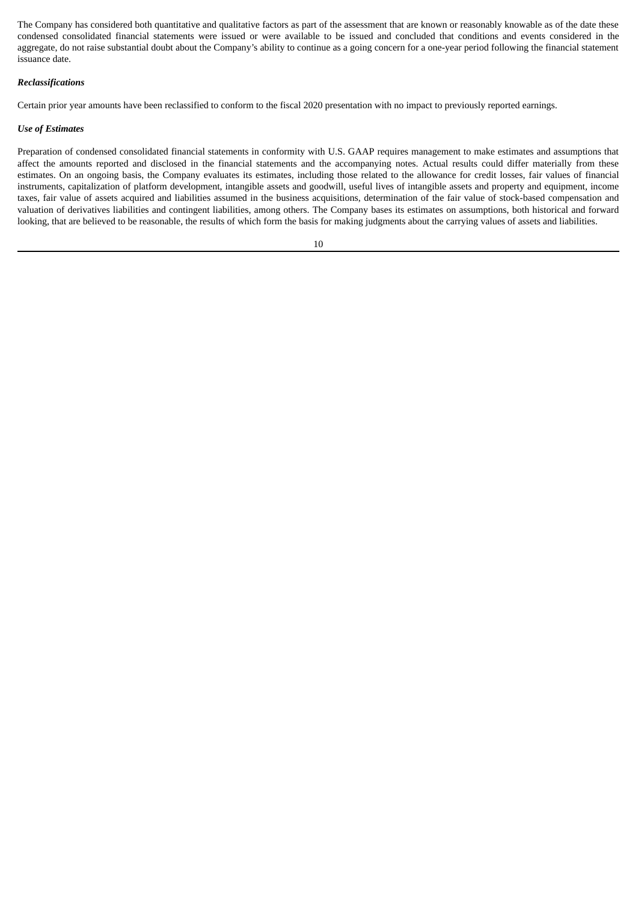The Company has considered both quantitative and qualitative factors as part of the assessment that are known or reasonably knowable as of the date these condensed consolidated financial statements were issued or were available to be issued and concluded that conditions and events considered in the aggregate, do not raise substantial doubt about the Company's ability to continue as a going concern for a one-year period following the financial statement issuance date.

***Reclassifications***

Certain prior year amounts have been reclassified to conform to the fiscal 2020 presentation with no impact to previously reported earnings.

***Use of Estimates***

Preparation of condensed consolidated financial statements in conformity with U.S. GAAP requires management to make estimates and assumptions that affect the amounts reported and disclosed in the financial statements and the accompanying notes. Actual results could differ materially from these estimates. On an ongoing basis, the Company evaluates its estimates, including those related to the allowance for credit losses, fair values of financial instruments, capitalization of platform development, intangible assets and goodwill, useful lives of intangible assets and property and equipment, income taxes, fair value of assets acquired and liabilities assumed in the business acquisitions, determination of the fair value of stock-based compensation and valuation of derivatives liabilities and contingent liabilities, among others. The Company bases its estimates on assumptions, both historical and forward looking, that are believed to be reasonable, the results of which form the basis for making judgments about the carrying values of assets and liabilities.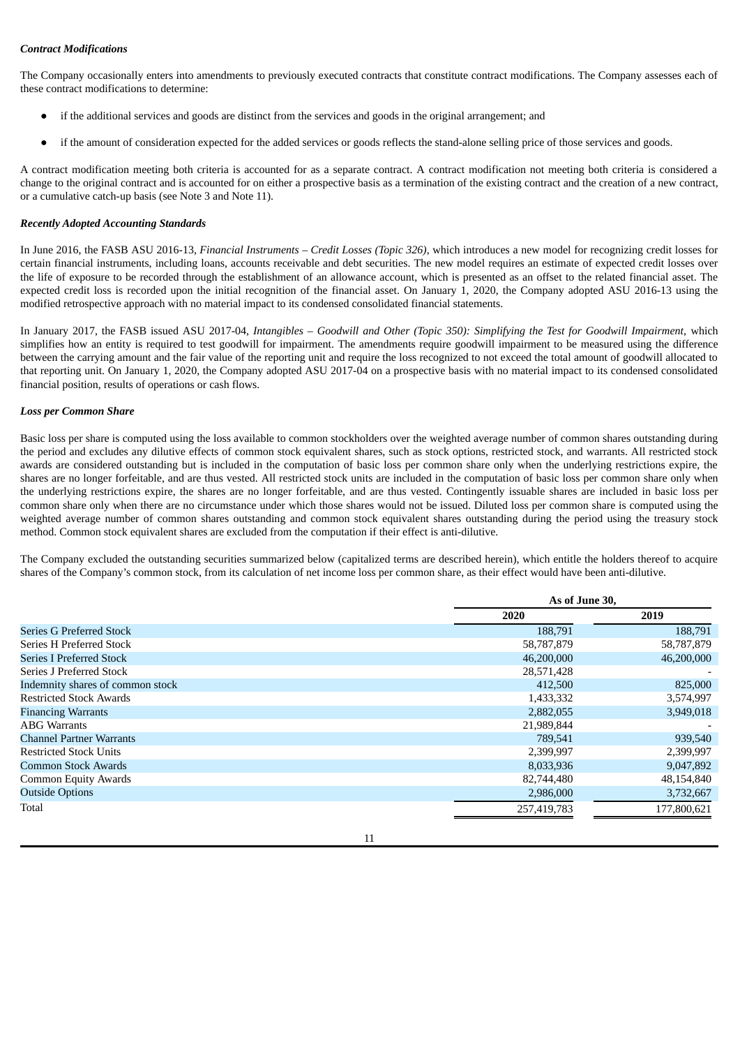***Contract Modifications***

The Company occasionally enters into amendments to previously executed contracts that constitute contract modifications. The Company assesses each of these contract modifications to determine:

- if the additional services and goods are distinct from the services and goods in the original arrangement; and
- if the amount of consideration expected for the added services or goods reflects the stand-alone selling price of those services and goods.

A contract modification meeting both criteria is accounted for as a separate contract. A contract modification not meeting both criteria is considered a change to the original contract and is accounted for on either a prospective basis as a termination of the existing contract and the creation of a new contract, or a cumulative catch-up basis (see Note 3 and Note 11).

***Recently Adopted Accounting Standards***

In June 2016, the FASB ASU 2016-13, *Financial Instruments – Credit Losses (Topic 326)*, which introduces a new model for recognizing credit losses for certain financial instruments, including loans, accounts receivable and debt securities. The new model requires an estimate of expected credit losses over the life of exposure to be recorded through the establishment of an allowance account, which is presented as an offset to the related financial asset. The expected credit loss is recorded upon the initial recognition of the financial asset. On January 1, 2020, the Company adopted ASU 2016-13 using the modified retrospective approach with no material impact to its condensed consolidated financial statements.

In January 2017, the FASB issued ASU 2017-04, *Intangibles – Goodwill and Other (Topic 350): Simplifying the Test for Goodwill Impairment*, which simplifies how an entity is required to test goodwill for impairment. The amendments require goodwill impairment to be measured using the difference between the carrying amount and the fair value of the reporting unit and require the loss recognized to not exceed the total amount of goodwill allocated to that reporting unit. On January 1, 2020, the Company adopted ASU 2017-04 on a prospective basis with no material impact to its condensed consolidated financial position, results of operations or cash flows.

***Loss per Common Share***

Basic loss per share is computed using the loss available to common stockholders over the weighted average number of common shares outstanding during the period and excludes any dilutive effects of common stock equivalent shares, such as stock options, restricted stock, and warrants. All restricted stock awards are considered outstanding but is included in the computation of basic loss per common share only when the underlying restrictions expire, the shares are no longer forfeitable, and are thus vested. All restricted stock units are included in the computation of basic loss per common share only when the underlying restrictions expire, the shares are no longer forfeitable, and are thus vested. Contingently issuable shares are included in basic loss per common share only when there are no circumstance under which those shares would not be issued. Diluted loss per common share is computed using the weighted average number of common shares outstanding and common stock equivalent shares outstanding during the period using the treasury stock method. Common stock equivalent shares are excluded from the computation if their effect is anti-dilutive.

The Company excluded the outstanding securities summarized below (capitalized terms are described herein), which entitle the holders thereof to acquire shares of the Company's common stock, from its calculation of net income loss per common share, as their effect would have been anti-dilutive.

| | As of June 30, | |
|---|---|---|
| | 2020 | 2019 |
| Series G Preferred Stock | 188,791 | 188,791 |
| Series H Preferred Stock | 58,787,879 | 58,787,879 |
| Series I Preferred Stock | 46,200,000 | 46,200,000 |
| Series J Preferred Stock | 28,571,428 | - |
| Indemnity shares of common stock | 412,500 | 825,000 |
| Restricted Stock Awards | 1,433,332 | 3,574,997 |
| Financing Warrants | 2,882,055 | 3,949,018 |
| ABG Warrants | 21,989,844 | - |
| Channel Partner Warrants | 789,541 | 939,540 |
| Restricted Stock Units | 2,399,997 | 2,399,997 |
| Common Stock Awards | 8,033,936 | 9,047,892 |
| Common Equity Awards | 82,744,480 | 48,154,840 |
| Outside Options | 2,986,000 | 3,732,667 |
| Total | 257,419,783 | 177,800,621 |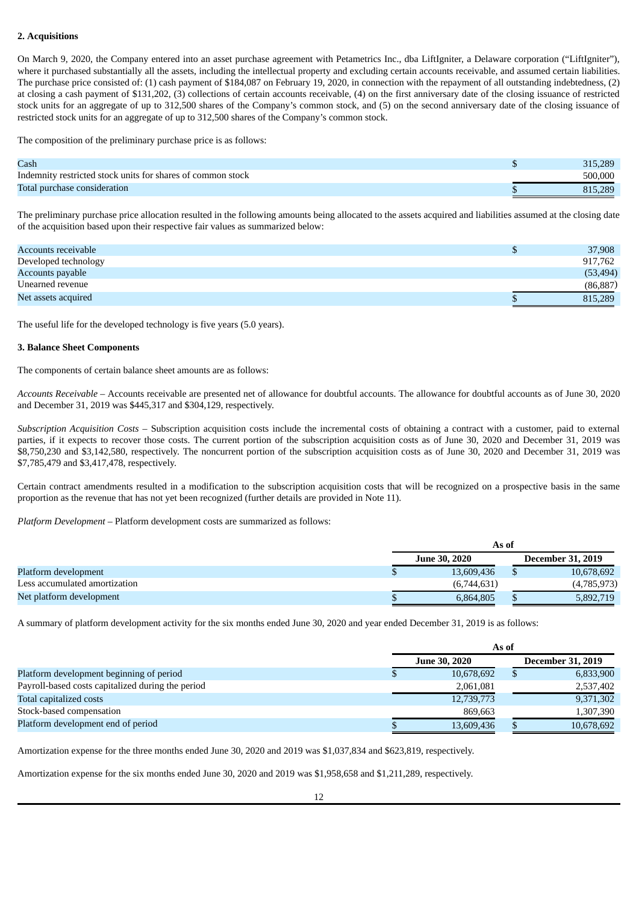**2. Acquisitions**

On March 9, 2020, the Company entered into an asset purchase agreement with Petametrics Inc., dba LiftIgniter, a Delaware corporation ("LiftIgniter"), where it purchased substantially all the assets, including the intellectual property and excluding certain accounts receivable, and assumed certain liabilities. The purchase price consisted of: (1) cash payment of $184,087 on February 19, 2020, in connection with the repayment of all outstanding indebtedness, (2) at closing a cash payment of $131,202, (3) collections of certain accounts receivable, (4) on the first anniversary date of the closing issuance of restricted stock units for an aggregate of up to 312,500 shares of the Company's common stock, and (5) on the second anniversary date of the closing issuance of restricted stock units for an aggregate of up to 312,500 shares of the Company's common stock.

The composition of the preliminary purchase price is as follows:

| | |
|---|---|
| Cash | $ 315,289 |
| Indemnity restricted stock units for shares of common stock | 500,000 |
| Total purchase consideration | $ 815,289 |

The preliminary purchase price allocation resulted in the following amounts being allocated to the assets acquired and liabilities assumed at the closing date of the acquisition based upon their respective fair values as summarized below:

| | |
|---|---|
| Accounts receivable | $ 37,908 |
| Developed technology | 917,762 |
| Accounts payable | (53,494) |
| Unearned revenue | (86,887) |
| Net assets acquired | $ 815,289 |

The useful life for the developed technology is five years (5.0 years).

**3. Balance Sheet Components**

The components of certain balance sheet amounts are as follows:

*Accounts Receivable* – Accounts receivable are presented net of allowance for doubtful accounts. The allowance for doubtful accounts as of June 30, 2020 and December 31, 2019 was $445,317 and $304,129, respectively.

*Subscription Acquisition Costs* – Subscription acquisition costs include the incremental costs of obtaining a contract with a customer, paid to external parties, if it expects to recover those costs. The current portion of the subscription acquisition costs as of June 30, 2020 and December 31, 2019 was $8,750,230 and $3,142,580, respectively. The noncurrent portion of the subscription acquisition costs as of June 30, 2020 and December 31, 2019 was $7,785,479 and $3,417,478, respectively.

Certain contract amendments resulted in a modification to the subscription acquisition costs that will be recognized on a prospective basis in the same proportion as the revenue that has not yet been recognized (further details are provided in Note 11).

*Platform Development* – Platform development costs are summarized as follows:

| | As of | |
|---|---|---|
| | June 30, 2020 | December 31, 2019 |
| Platform development | $ 13,609,436 | $ 10,678,692 |
| Less accumulated amortization | (6,744,631) | (4,785,973) |
| Net platform development | $ 6,864,805 | $ 5,892,719 |

A summary of platform development activity for the six months ended June 30, 2020 and year ended December 31, 2019 is as follows:

| | As of | |
|---|---|---|
| | June 30, 2020 | December 31, 2019 |
| Platform development beginning of period | $ 10,678,692 | $ 6,833,900 |
| Payroll-based costs capitalized during the period | 2,061,081 | 2,537,402 |
| Total capitalized costs | 12,739,773 | 9,371,302 |
| Stock-based compensation | 869,663 | 1,307,390 |
| Platform development end of period | $ 13,609,436 | $ 10,678,692 |

Amortization expense for the three months ended June 30, 2020 and 2019 was $1,037,834 and $623,819, respectively.

Amortization expense for the six months ended June 30, 2020 and 2019 was $1,958,658 and $1,211,289, respectively.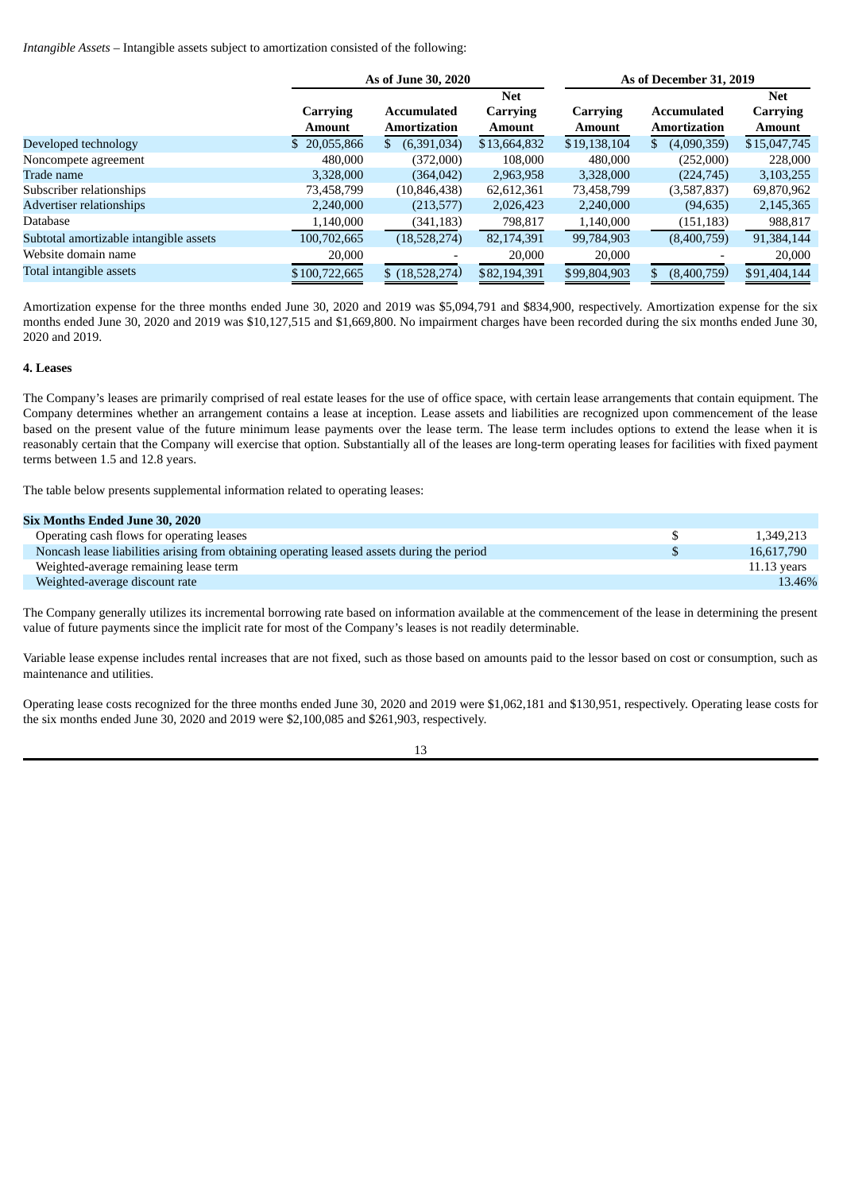*Intangible Assets* – Intangible assets subject to amortization consisted of the following:

| | As of June 30, 2020 | | | As of December 31, 2019 | | |
|---|---|---|---|---|---|---|
| | Carrying Amount | Accumulated Amortization | Net Carrying Amount | Carrying Amount | Accumulated Amortization | Net Carrying Amount |
| Developed technology | $ 20,055,866 | $ (6,391,034) | $13,664,832 | $19,138,104 | $ (4,090,359) | $15,047,745 |
| Noncompete agreement | 480,000 | (372,000) | 108,000 | 480,000 | (252,000) | 228,000 |
| Trade name | 3,328,000 | (364,042) | 2,963,958 | 3,328,000 | (224,745) | 3,103,255 |
| Subscriber relationships | 73,458,799 | (10,846,438) | 62,612,361 | 73,458,799 | (3,587,837) | 69,870,962 |
| Advertiser relationships | 2,240,000 | (213,577) | 2,026,423 | 2,240,000 | (94,635) | 2,145,365 |
| Database | 1,140,000 | (341,183) | 798,817 | 1,140,000 | (151,183) | 988,817 |
| Subtotal amortizable intangible assets | 100,702,665 | (18,528,274) | 82,174,391 | 99,784,903 | (8,400,759) | 91,384,144 |
| Website domain name | 20,000 | - | 20,000 | 20,000 | - | 20,000 |
| Total intangible assets | $100,722,665 | $ (18,528,274) | $82,194,391 | $99,804,903 | $ (8,400,759) | $91,404,144 |

Amortization expense for the three months ended June 30, 2020 and 2019 was $5,094,791 and $834,900, respectively. Amortization expense for the six months ended June 30, 2020 and 2019 was $10,127,515 and $1,669,800. No impairment charges have been recorded during the six months ended June 30, 2020 and 2019.

**4. Leases**

The Company's leases are primarily comprised of real estate leases for the use of office space, with certain lease arrangements that contain equipment. The Company determines whether an arrangement contains a lease at inception. Lease assets and liabilities are recognized upon commencement of the lease based on the present value of the future minimum lease payments over the lease term. The lease term includes options to extend the lease when it is reasonably certain that the Company will exercise that option. Substantially all of the leases are long-term operating leases for facilities with fixed payment terms between 1.5 and 12.8 years.

The table below presents supplemental information related to operating leases:

| Six Months Ended June 30, 2020 | | |
|---|---|---|
| Operating cash flows for operating leases | $ | 1,349,213 |
| Noncash lease liabilities arising from obtaining operating leased assets during the period | $ | 16,617,790 |
| Weighted-average remaining lease term | | 11.13 years |
| Weighted-average discount rate | | 13.46% |

The Company generally utilizes its incremental borrowing rate based on information available at the commencement of the lease in determining the present value of future payments since the implicit rate for most of the Company's leases is not readily determinable.

Variable lease expense includes rental increases that are not fixed, such as those based on amounts paid to the lessor based on cost or consumption, such as maintenance and utilities.

Operating lease costs recognized for the three months ended June 30, 2020 and 2019 were $1,062,181 and $130,951, respectively. Operating lease costs for the six months ended June 30, 2020 and 2019 were $2,100,085 and $261,903, respectively.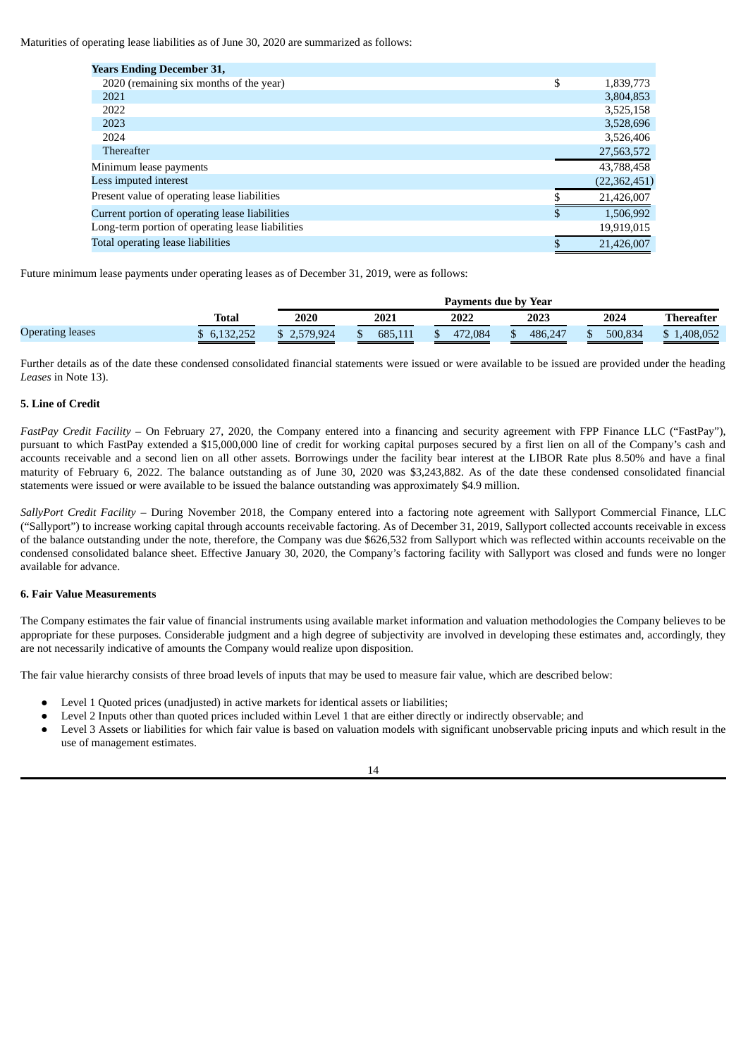Maturities of operating lease liabilities as of June 30, 2020 are summarized as follows:

| Years Ending December 31, | |
|---|---|
| 2020 (remaining six months of the year) | $ 1,839,773 |
| 2021 | 3,804,853 |
| 2022 | 3,525,158 |
| 2023 | 3,528,696 |
| 2024 | 3,526,406 |
| Thereafter | 27,563,572 |
| Minimum lease payments | 43,788,458 |
| Less imputed interest | (22,362,451) |
| Present value of operating lease liabilities | $ 21,426,007 |
| Current portion of operating lease liabilities | $ 1,506,992 |
| Long-term portion of operating lease liabilities | 19,919,015 |
| Total operating lease liabilities | $ 21,426,007 |

Future minimum lease payments under operating leases as of December 31, 2019, were as follows:

| | | Payments due by Year | | | | | |
|---|---|---|---|---|---|---|---|
| | Total | 2020 | 2021 | 2022 | 2023 | 2024 | Thereafter |
| Operating leases | $ 6,132,252 | $ 2,579,924 | $ 685,111 | $ 472,084 | $ 486,247 | $ 500,834 | $ 1,408,052 |

Further details as of the date these condensed consolidated financial statements were issued or were available to be issued are provided under the heading *Leases* in Note 13).

**5. Line of Credit**

*FastPay Credit Facility* – On February 27, 2020, the Company entered into a financing and security agreement with FPP Finance LLC ("FastPay"), pursuant to which FastPay extended a $15,000,000 line of credit for working capital purposes secured by a first lien on all of the Company's cash and accounts receivable and a second lien on all other assets. Borrowings under the facility bear interest at the LIBOR Rate plus 8.50% and have a final maturity of February 6, 2022. The balance outstanding as of June 30, 2020 was $3,243,882. As of the date these condensed consolidated financial statements were issued or were available to be issued the balance outstanding was approximately $4.9 million.

*SallyPort Credit Facility* – During November 2018, the Company entered into a factoring note agreement with Sallyport Commercial Finance, LLC ("Sallyport") to increase working capital through accounts receivable factoring. As of December 31, 2019, Sallyport collected accounts receivable in excess of the balance outstanding under the note, therefore, the Company was due $626,532 from Sallyport which was reflected within accounts receivable on the condensed consolidated balance sheet. Effective January 30, 2020, the Company's factoring facility with Sallyport was closed and funds were no longer available for advance.

**6. Fair Value Measurements**

The Company estimates the fair value of financial instruments using available market information and valuation methodologies the Company believes to be appropriate for these purposes. Considerable judgment and a high degree of subjectivity are involved in developing these estimates and, accordingly, they are not necessarily indicative of amounts the Company would realize upon disposition.

The fair value hierarchy consists of three broad levels of inputs that may be used to measure fair value, which are described below:

- Level 1 Quoted prices (unadjusted) in active markets for identical assets or liabilities;
- Level 2 Inputs other than quoted prices included within Level 1 that are either directly or indirectly observable; and
- Level 3 Assets or liabilities for which fair value is based on valuation models with significant unobservable pricing inputs and which result in the use of management estimates.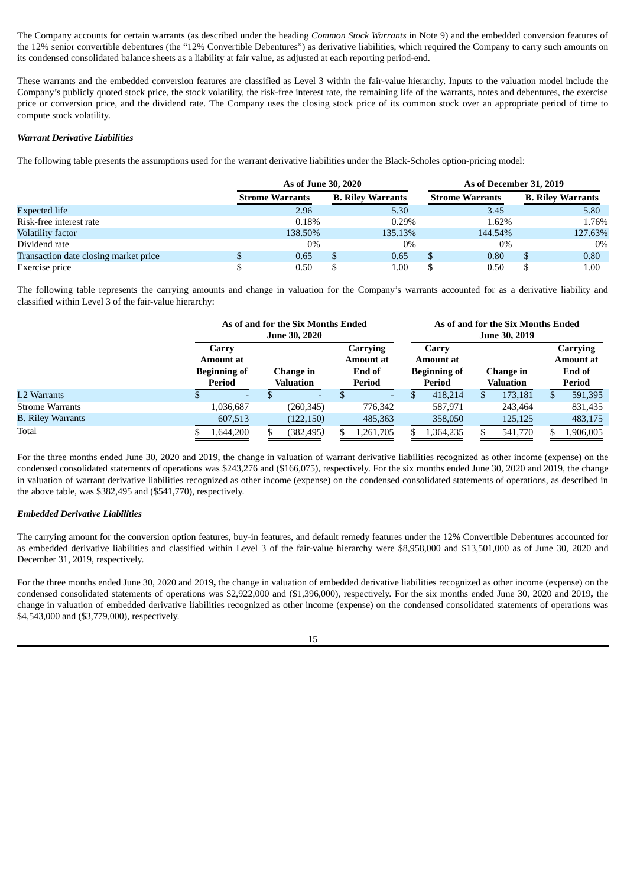The Company accounts for certain warrants (as described under the heading *Common Stock Warrants* in Note 9) and the embedded conversion features of the 12% senior convertible debentures (the "12% Convertible Debentures") as derivative liabilities, which required the Company to carry such amounts on its condensed consolidated balance sheets as a liability at fair value, as adjusted at each reporting period-end.

These warrants and the embedded conversion features are classified as Level 3 within the fair-value hierarchy. Inputs to the valuation model include the Company's publicly quoted stock price, the stock volatility, the risk-free interest rate, the remaining life of the warrants, notes and debentures, the exercise price or conversion price, and the dividend rate. The Company uses the closing stock price of its common stock over an appropriate period of time to compute stock volatility.

***Warrant Derivative Liabilities***

The following table presents the assumptions used for the warrant derivative liabilities under the Black-Scholes option-pricing model:

| | As of June 30, 2020 | | As of December 31, 2019 | |
|---|---|---|---|---|
| | **Strome Warrants** | **B. Riley Warrants** | **Strome Warrants** | **B. Riley Warrants** |
| Expected life | 2.96 | 5.30 | 3.45 | 5.80 |
| Risk-free interest rate | 0.18% | 0.29% | 1.62% | 1.76% |
| Volatility factor | 138.50% | 135.13% | 144.54% | 127.63% |
| Dividend rate | 0% | 0% | 0% | 0% |
| Transaction date closing market price | $ 0.65 | $ 0.65 | $ 0.80 | $ 0.80 |
| Exercise price | $ 0.50 | $ 1.00 | $ 0.50 | $ 1.00 |

The following table represents the carrying amounts and change in valuation for the Company's warrants accounted for as a derivative liability and classified within Level 3 of the fair-value hierarchy:

| | As of and for the Six Months Ended June 30, 2020 | | | As of and for the Six Months Ended June 30, 2019 | | |
|---|---|---|---|---|---|---|
| | **Carry Amount at Beginning of Period** | **Change in Valuation** | **Carrying Amount at End of Period** | **Carry Amount at Beginning of Period** | **Change in Valuation** | **Carrying Amount at End of Period** |
| L2 Warrants | $ - | $ - | $ - | $ 418,214 | $ 173,181 | $ 591,395 |
| Strome Warrants | 1,036,687 | (260,345) | 776,342 | 587,971 | 243,464 | 831,435 |
| B. Riley Warrants | 607,513 | (122,150) | 485,363 | 358,050 | 125,125 | 483,175 |
| Total | $ 1,644,200 | $ (382,495) | $ 1,261,705 | $ 1,364,235 | $ 541,770 | $ 1,906,005 |

For the three months ended June 30, 2020 and 2019, the change in valuation of warrant derivative liabilities recognized as other income (expense) on the condensed consolidated statements of operations was $243,276 and ($166,075), respectively. For the six months ended June 30, 2020 and 2019, the change in valuation of warrant derivative liabilities recognized as other income (expense) on the condensed consolidated statements of operations, as described in the above table, was $382,495 and ($541,770), respectively.

***Embedded Derivative Liabilities***

The carrying amount for the conversion option features, buy-in features, and default remedy features under the 12% Convertible Debentures accounted for as embedded derivative liabilities and classified within Level 3 of the fair-value hierarchy were $8,958,000 and $13,501,000 as of June 30, 2020 and December 31, 2019, respectively.

For the three months ended June 30, 2020 and 2019**,** the change in valuation of embedded derivative liabilities recognized as other income (expense) on the condensed consolidated statements of operations was $2,922,000 and ($1,396,000), respectively. For the six months ended June 30, 2020 and 2019**,** the change in valuation of embedded derivative liabilities recognized as other income (expense) on the condensed consolidated statements of operations was $4,543,000 and ($3,779,000), respectively.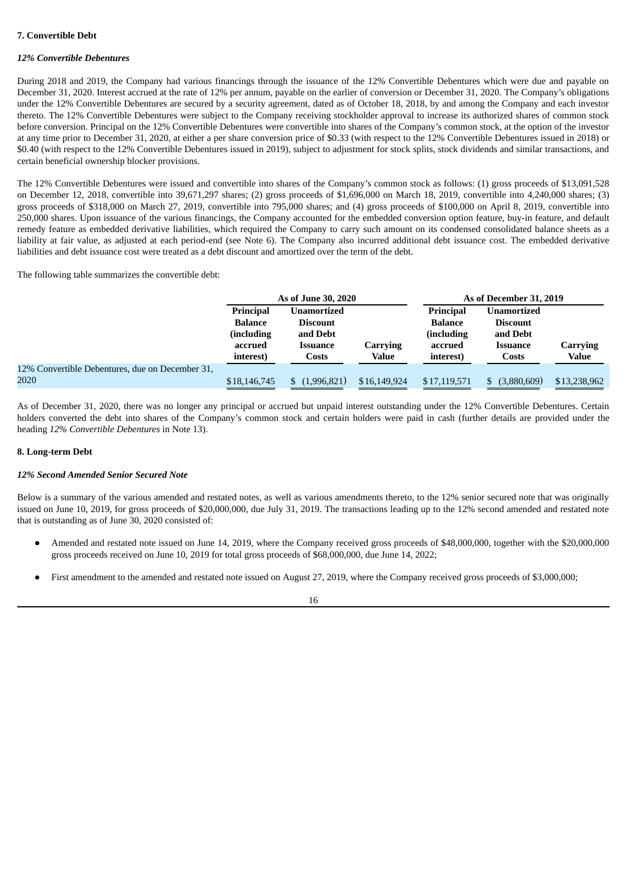**7. Convertible Debt**

*12% Convertible Debentures*

During 2018 and 2019, the Company had various financings through the issuance of the 12% Convertible Debentures which were due and payable on December 31, 2020. Interest accrued at the rate of 12% per annum, payable on the earlier of conversion or December 31, 2020. The Company's obligations under the 12% Convertible Debentures are secured by a security agreement, dated as of October 18, 2018, by and among the Company and each investor thereto. The 12% Convertible Debentures were subject to the Company receiving stockholder approval to increase its authorized shares of common stock before conversion. Principal on the 12% Convertible Debentures were convertible into shares of the Company's common stock, at the option of the investor at any time prior to December 31, 2020, at either a per share conversion price of $0.33 (with respect to the 12% Convertible Debentures issued in 2018) or $0.40 (with respect to the 12% Convertible Debentures issued in 2019), subject to adjustment for stock splits, stock dividends and similar transactions, and certain beneficial ownership blocker provisions.

The 12% Convertible Debentures were issued and convertible into shares of the Company's common stock as follows: (1) gross proceeds of $13,091,528 on December 12, 2018, convertible into 39,671,297 shares; (2) gross proceeds of $1,696,000 on March 18, 2019, convertible into 4,240,000 shares; (3) gross proceeds of $318,000 on March 27, 2019, convertible into 795,000 shares; and (4) gross proceeds of $100,000 on April 8, 2019, convertible into 250,000 shares. Upon issuance of the various financings, the Company accounted for the embedded conversion option feature, buy-in feature, and default remedy feature as embedded derivative liabilities, which required the Company to carry such amount on its condensed consolidated balance sheets as a liability at fair value, as adjusted at each period-end (see Note 6). The Company also incurred additional debt issuance cost. The embedded derivative liabilities and debt issuance cost were treated as a debt discount and amortized over the term of the debt.

The following table summarizes the convertible debt:

| | As of June 30, 2020 | | | As of December 31, 2019 | | |
|---|---|---|---|---|---|---|
| | Principal Balance (including accrued interest) | Unamortized Discount and Debt Issuance Costs | Carrying Value | Principal Balance (including accrued interest) | Unamortized Discount and Debt Issuance Costs | Carrying Value |
| 12% Convertible Debentures, due on December 31, 2020 | $18,146,745 | $ (1,996,821) | $16,149,924 | $17,119,571 | $ (3,880,609) | $13,238,962 |

As of December 31, 2020, there was no longer any principal or accrued but unpaid interest outstanding under the 12% Convertible Debentures. Certain holders converted the debt into shares of the Company's common stock and certain holders were paid in cash (further details are provided under the heading *12% Convertible Debentures* in Note 13).

**8. Long-term Debt**

*12% Second Amended Senior Secured Note*

Below is a summary of the various amended and restated notes, as well as various amendments thereto, to the 12% senior secured note that was originally issued on June 10, 2019, for gross proceeds of $20,000,000, due July 31, 2019. The transactions leading up to the 12% second amended and restated note that is outstanding as of June 30, 2020 consisted of:

- Amended and restated note issued on June 14, 2019, where the Company received gross proceeds of $48,000,000, together with the $20,000,000 gross proceeds received on June 10, 2019 for total gross proceeds of $68,000,000, due June 14, 2022;
- First amendment to the amended and restated note issued on August 27, 2019, where the Company received gross proceeds of $3,000,000;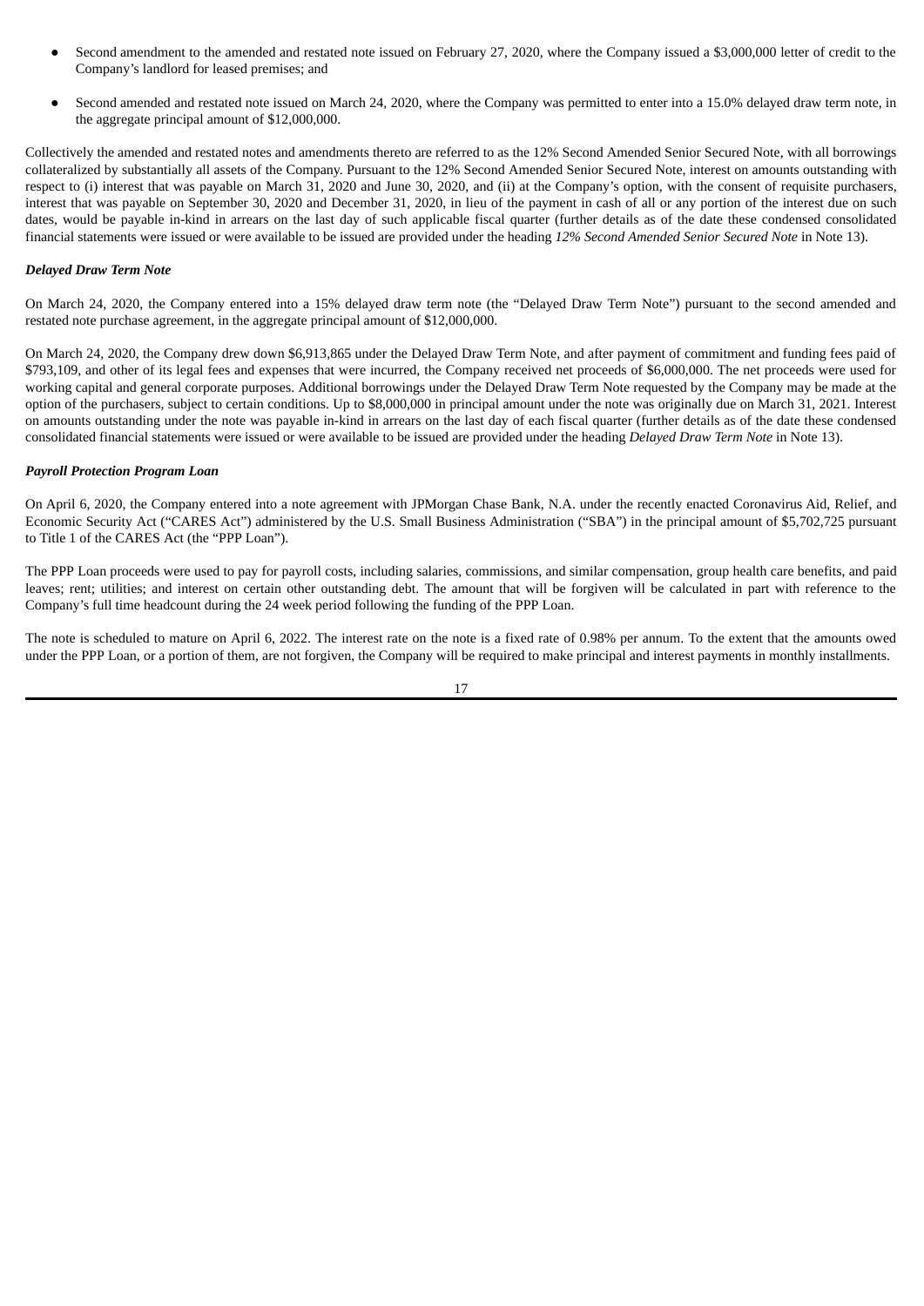- Second amendment to the amended and restated note issued on February 27, 2020, where the Company issued a $3,000,000 letter of credit to the Company's landlord for leased premises; and
- Second amended and restated note issued on March 24, 2020, where the Company was permitted to enter into a 15.0% delayed draw term note, in the aggregate principal amount of $12,000,000.

Collectively the amended and restated notes and amendments thereto are referred to as the 12% Second Amended Senior Secured Note, with all borrowings collateralized by substantially all assets of the Company. Pursuant to the 12% Second Amended Senior Secured Note, interest on amounts outstanding with respect to (i) interest that was payable on March 31, 2020 and June 30, 2020, and (ii) at the Company's option, with the consent of requisite purchasers, interest that was payable on September 30, 2020 and December 31, 2020, in lieu of the payment in cash of all or any portion of the interest due on such dates, would be payable in-kind in arrears on the last day of such applicable fiscal quarter (further details as of the date these condensed consolidated financial statements were issued or were available to be issued are provided under the heading *12% Second Amended Senior Secured Note* in Note 13).

***Delayed Draw Term Note***

On March 24, 2020, the Company entered into a 15% delayed draw term note (the "Delayed Draw Term Note") pursuant to the second amended and restated note purchase agreement, in the aggregate principal amount of $12,000,000.

On March 24, 2020, the Company drew down $6,913,865 under the Delayed Draw Term Note, and after payment of commitment and funding fees paid of $793,109, and other of its legal fees and expenses that were incurred, the Company received net proceeds of $6,000,000. The net proceeds were used for working capital and general corporate purposes. Additional borrowings under the Delayed Draw Term Note requested by the Company may be made at the option of the purchasers, subject to certain conditions. Up to $8,000,000 in principal amount under the note was originally due on March 31, 2021. Interest on amounts outstanding under the note was payable in-kind in arrears on the last day of each fiscal quarter (further details as of the date these condensed consolidated financial statements were issued or were available to be issued are provided under the heading *Delayed Draw Term Note* in Note 13).

***Payroll Protection Program Loan***

On April 6, 2020, the Company entered into a note agreement with JPMorgan Chase Bank, N.A. under the recently enacted Coronavirus Aid, Relief, and Economic Security Act ("CARES Act") administered by the U.S. Small Business Administration ("SBA") in the principal amount of $5,702,725 pursuant to Title 1 of the CARES Act (the "PPP Loan").

The PPP Loan proceeds were used to pay for payroll costs, including salaries, commissions, and similar compensation, group health care benefits, and paid leaves; rent; utilities; and interest on certain other outstanding debt. The amount that will be forgiven will be calculated in part with reference to the Company's full time headcount during the 24 week period following the funding of the PPP Loan.

The note is scheduled to mature on April 6, 2022. The interest rate on the note is a fixed rate of 0.98% per annum. To the extent that the amounts owed under the PPP Loan, or a portion of them, are not forgiven, the Company will be required to make principal and interest payments in monthly installments.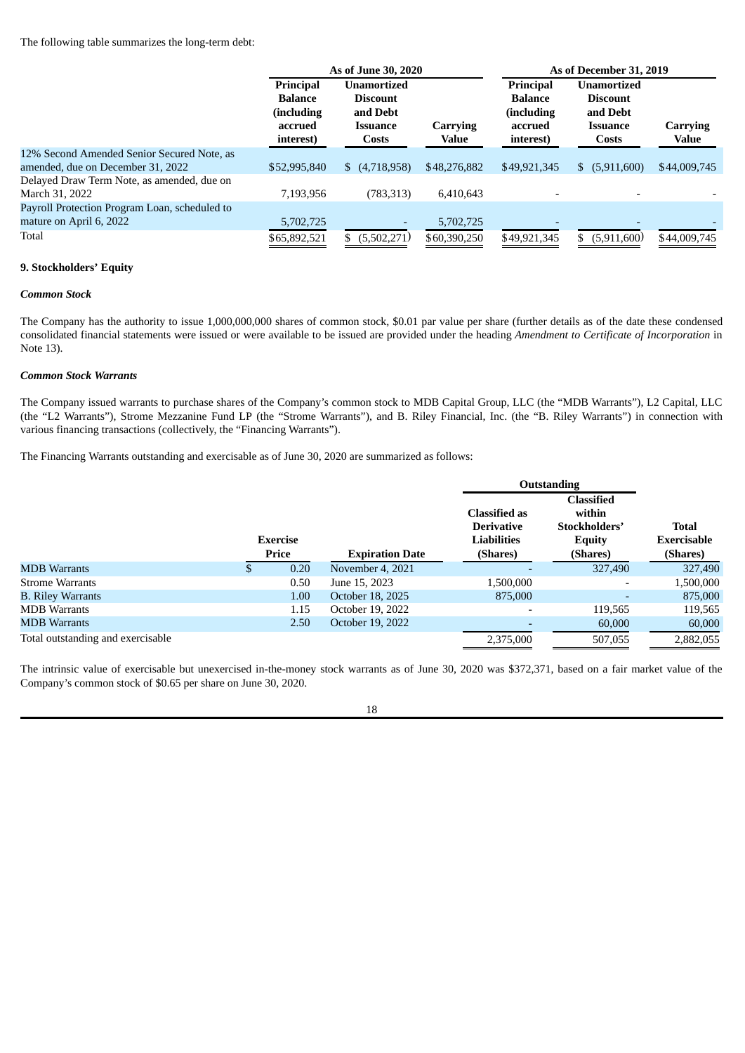The following table summarizes the long-term debt:

| | As of June 30, 2020 | | | As of December 31, 2019 | | |
|---|---|---|---|---|---|---|
| | Principal Balance (including accrued interest) | Unamortized Discount and Debt Issuance Costs | Carrying Value | Principal Balance (including accrued interest) | Unamortized Discount and Debt Issuance Costs | Carrying Value |
| 12% Second Amended Senior Secured Note, as amended, due on December 31, 2022 | $52,995,840 | $ (4,718,958) | $48,276,882 | $49,921,345 | $ (5,911,600) | $44,009,745 |
| Delayed Draw Term Note, as amended, due on March 31, 2022 | 7,193,956 | (783,313) | 6,410,643 | - | - | - |
| Payroll Protection Program Loan, scheduled to mature on April 6, 2022 | 5,702,725 | - | 5,702,725 | - | - | - |
| Total | $65,892,521 | $ (5,502,271) | $60,390,250 | $49,921,345 | $ (5,911,600) | $44,009,745 |

### 9. Stockholders' Equity

#### *Common Stock*

The Company has the authority to issue 1,000,000,000 shares of common stock, $0.01 par value per share (further details as of the date these condensed consolidated financial statements were issued or were available to be issued are provided under the heading *Amendment to Certificate of Incorporation* in Note 13).

#### *Common Stock Warrants*

The Company issued warrants to purchase shares of the Company's common stock to MDB Capital Group, LLC (the "MDB Warrants"), L2 Capital, LLC (the "L2 Warrants"), Strome Mezzanine Fund LP (the "Strome Warrants"), and B. Riley Financial, Inc. (the "B. Riley Warrants") in connection with various financing transactions (collectively, the "Financing Warrants").

The Financing Warrants outstanding and exercisable as of June 30, 2020 are summarized as follows:

| | | | Outstanding | | |
|---|---|---|---|---|---|
| | Exercise Price | Expiration Date | Classified as Derivative Liabilities (Shares) | Classified within Stockholders' Equity (Shares) | Total Exercisable (Shares) |
| MDB Warrants | $ 0.20 | November 4, 2021 | - | 327,490 | 327,490 |
| Strome Warrants | 0.50 | June 15, 2023 | 1,500,000 | - | 1,500,000 |
| B. Riley Warrants | 1.00 | October 18, 2025 | 875,000 | - | 875,000 |
| MDB Warrants | 1.15 | October 19, 2022 | - | 119,565 | 119,565 |
| MDB Warrants | 2.50 | October 19, 2022 | - | 60,000 | 60,000 |
| Total outstanding and exercisable | | | 2,375,000 | 507,055 | 2,882,055 |

The intrinsic value of exercisable but unexercised in-the-money stock warrants as of June 30, 2020 was $372,371, based on a fair market value of the Company's common stock of $0.65 per share on June 30, 2020.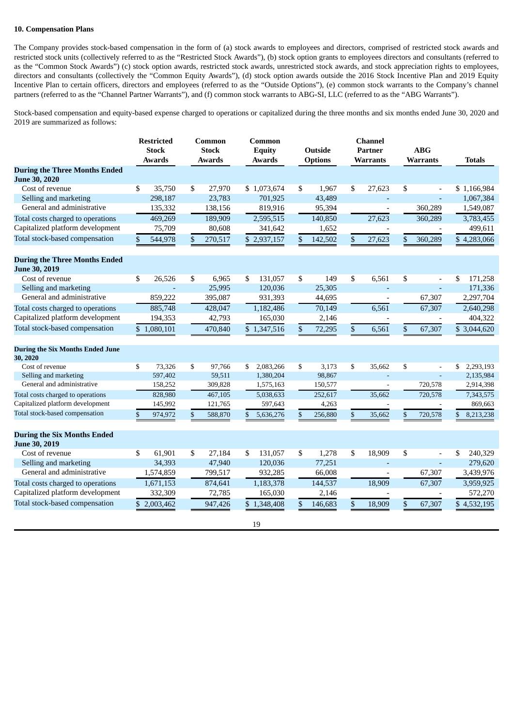**10. Compensation Plans**

The Company provides stock-based compensation in the form of (a) stock awards to employees and directors, comprised of restricted stock awards and restricted stock units (collectively referred to as the "Restricted Stock Awards"), (b) stock option grants to employees directors and consultants (referred to as the "Common Stock Awards") (c) stock option awards, restricted stock awards, unrestricted stock awards, and stock appreciation rights to employees, directors and consultants (collectively the "Common Equity Awards"), (d) stock option awards outside the 2016 Stock Incentive Plan and 2019 Equity Incentive Plan to certain officers, directors and employees (referred to as the "Outside Options"), (e) common stock warrants to the Company's channel partners (referred to as the "Channel Partner Warrants"), and (f) common stock warrants to ABG-SI, LLC (referred to as the "ABG Warrants").

Stock-based compensation and equity-based expense charged to operations or capitalized during the three months and six months ended June 30, 2020 and 2019 are summarized as follows:

| | Restricted Stock Awards | Common Stock Awards | Common Equity Awards | Outside Options | Channel Partner Warrants | ABG Warrants | Totals |
|---|---|---|---|---|---|---|---|
| **During the Three Months Ended June 30, 2020** | | | | | | | |
| Cost of revenue | $ 35,750 | $ 27,970 | $ 1,073,674 | $ 1,967 | $ 27,623 | $ - | $ 1,166,984 |
| Selling and marketing | 298,187 | 23,783 | 701,925 | 43,489 | - | - | 1,067,384 |
| General and administrative | 135,332 | 138,156 | 819,916 | 95,394 | - | 360,289 | 1,549,087 |
| Total costs charged to operations | 469,269 | 189,909 | 2,595,515 | 140,850 | 27,623 | 360,289 | 3,783,455 |
| Capitalized platform development | 75,709 | 80,608 | 341,642 | 1,652 | - | - | 499,611 |
| Total stock-based compensation | $ 544,978 | $ 270,517 | $ 2,937,157 | $ 142,502 | $ 27,623 | $ 360,289 | $ 4,283,066 |
| **During the Three Months Ended June 30, 2019** | | | | | | | |
| Cost of revenue | $ 26,526 | $ 6,965 | $ 131,057 | $ 149 | $ 6,561 | $ - | $ 171,258 |
| Selling and marketing | - | 25,995 | 120,036 | 25,305 | - | - | 171,336 |
| General and administrative | 859,222 | 395,087 | 931,393 | 44,695 | - | 67,307 | 2,297,704 |
| Total costs charged to operations | 885,748 | 428,047 | 1,182,486 | 70,149 | 6,561 | 67,307 | 2,640,298 |
| Capitalized platform development | 194,353 | 42,793 | 165,030 | 2,146 | - | - | 404,322 |
| Total stock-based compensation | $ 1,080,101 | 470,840 | $ 1,347,516 | $ 72,295 | $ 6,561 | $ 67,307 | $ 3,044,620 |
| **During the Six Months Ended June 30, 2020** | | | | | | | |
| Cost of revenue | $ 73,326 | $ 97,766 | $ 2,083,266 | $ 3,173 | $ 35,662 | $ - | $ 2,293,193 |
| Selling and marketing | 597,402 | 59,511 | 1,380,204 | 98,867 | - | - | 2,135,984 |
| General and administrative | 158,252 | 309,828 | 1,575,163 | 150,577 | - | 720,578 | 2,914,398 |
| Total costs charged to operations | 828,980 | 467,105 | 5,038,633 | 252,617 | 35,662 | 720,578 | 7,343,575 |
| Capitalized platform development | 145,992 | 121,765 | 597,643 | 4,263 | - | - | 869,663 |
| Total stock-based compensation | $ 974,972 | $ 588,870 | $ 5,636,276 | $ 256,880 | $ 35,662 | $ 720,578 | $ 8,213,238 |
| **During the Six Months Ended June 30, 2019** | | | | | | | |
| Cost of revenue | $ 61,901 | $ 27,184 | $ 131,057 | $ 1,278 | $ 18,909 | $ - | $ 240,329 |
| Selling and marketing | 34,393 | 47,940 | 120,036 | 77,251 | - | - | 279,620 |
| General and administrative | 1,574,859 | 799,517 | 932,285 | 66,008 | - | 67,307 | 3,439,976 |
| Total costs charged to operations | 1,671,153 | 874,641 | 1,183,378 | 144,537 | 18,909 | 67,307 | 3,959,925 |
| Capitalized platform development | 332,309 | 72,785 | 165,030 | 2,146 | - | - | 572,270 |
| Total stock-based compensation | $ 2,003,462 | 947,426 | $ 1,348,408 | $ 146,683 | $ 18,909 | $ 67,307 | $ 4,532,195 |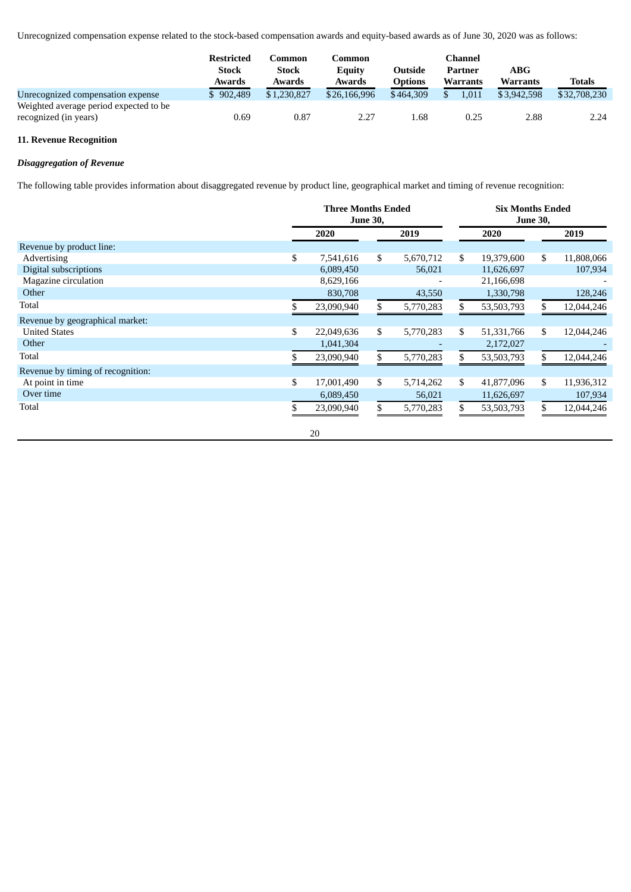Unrecognized compensation expense related to the stock-based compensation awards and equity-based awards as of June 30, 2020 was as follows:

| | Restricted Stock Awards | Common Stock Awards | Common Equity Awards | Outside Options | Channel Partner Warrants | ABG Warrants | Totals |
|---|---|---|---|---|---|---|---|
| Unrecognized compensation expense | $ 902,489 | $1,230,827 | $26,166,996 | $464,309 | $ 1,011 | $3,942,598 | $32,708,230 |
| Weighted average period expected to be recognized (in years) | 0.69 | 0.87 | 2.27 | 1.68 | 0.25 | 2.88 | 2.24 |

## 11. Revenue Recognition

### *Disaggregation of Revenue*

The following table provides information about disaggregated revenue by product line, geographical market and timing of revenue recognition:

| | Three Months Ended June 30, | | Six Months Ended June 30, | |
|---|---|---|---|---|
| | 2020 | 2019 | 2020 | 2019 |
| Revenue by product line: | | | | |
| Advertising | $ 7,541,616 | $ 5,670,712 | $ 19,379,600 | $ 11,808,066 |
| Digital subscriptions | 6,089,450 | 56,021 | 11,626,697 | 107,934 |
| Magazine circulation | 8,629,166 | - | 21,166,698 | - |
| Other | 830,708 | 43,550 | 1,330,798 | 128,246 |
| Total | $ 23,090,940 | $ 5,770,283 | $ 53,503,793 | $ 12,044,246 |
| Revenue by geographical market: | | | | |
| United States | $ 22,049,636 | $ 5,770,283 | $ 51,331,766 | $ 12,044,246 |
| Other | 1,041,304 | - | 2,172,027 | - |
| Total | $ 23,090,940 | $ 5,770,283 | $ 53,503,793 | $ 12,044,246 |
| Revenue by timing of recognition: | | | | |
| At point in time | $ 17,001,490 | $ 5,714,262 | $ 41,877,096 | $ 11,936,312 |
| Over time | 6,089,450 | 56,021 | 11,626,697 | 107,934 |
| Total | $ 23,090,940 | $ 5,770,283 | $ 53,503,793 | $ 12,044,246 |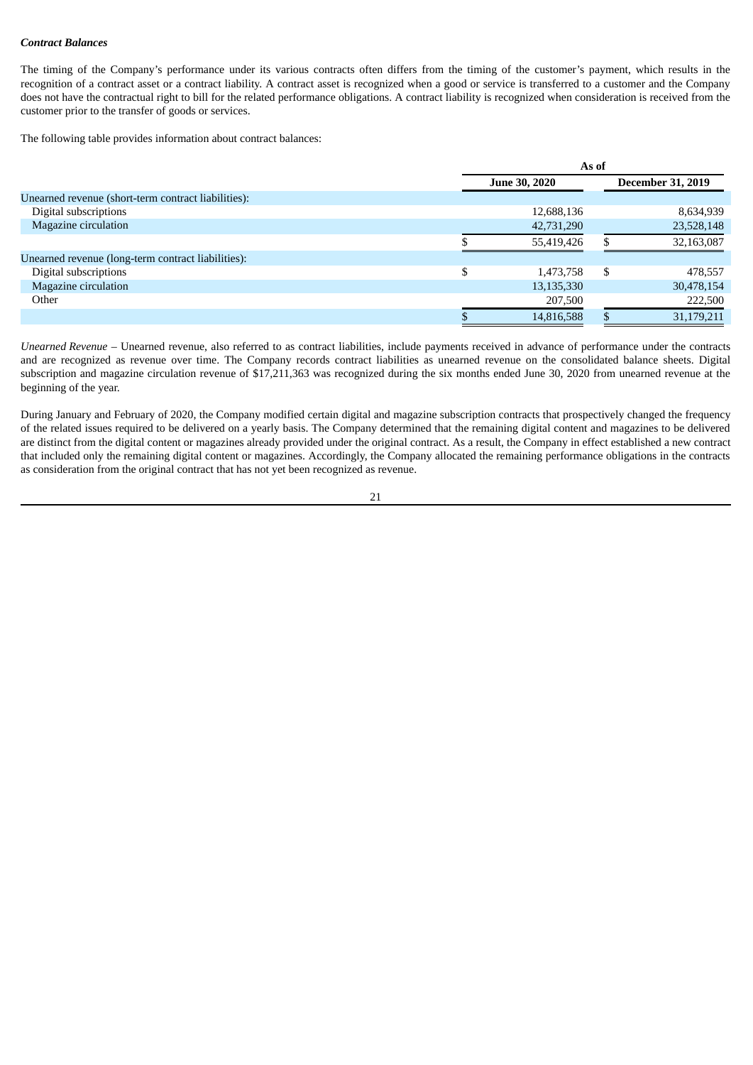***Contract Balances***

The timing of the Company's performance under its various contracts often differs from the timing of the customer's payment, which results in the recognition of a contract asset or a contract liability. A contract asset is recognized when a good or service is transferred to a customer and the Company does not have the contractual right to bill for the related performance obligations. A contract liability is recognized when consideration is received from the customer prior to the transfer of goods or services.

The following table provides information about contract balances:

| | As of | |
|---|---|---|
| | **June 30, 2020** | **December 31, 2019** |
| Unearned revenue (short-term contract liabilities): | | |
| Digital subscriptions | 12,688,136 | 8,634,939 |
| Magazine circulation | 42,731,290 | 23,528,148 |
| | $ 55,419,426 | $ 32,163,087 |
| Unearned revenue (long-term contract liabilities): | | |
| Digital subscriptions | $ 1,473,758 | $ 478,557 |
| Magazine circulation | 13,135,330 | 30,478,154 |
| Other | 207,500 | 222,500 |
| | $ 14,816,588 | $ 31,179,211 |

*Unearned Revenue* – Unearned revenue, also referred to as contract liabilities, include payments received in advance of performance under the contracts and are recognized as revenue over time. The Company records contract liabilities as unearned revenue on the consolidated balance sheets. Digital subscription and magazine circulation revenue of $17,211,363 was recognized during the six months ended June 30, 2020 from unearned revenue at the beginning of the year.

During January and February of 2020, the Company modified certain digital and magazine subscription contracts that prospectively changed the frequency of the related issues required to be delivered on a yearly basis. The Company determined that the remaining digital content and magazines to be delivered are distinct from the digital content or magazines already provided under the original contract. As a result, the Company in effect established a new contract that included only the remaining digital content or magazines. Accordingly, the Company allocated the remaining performance obligations in the contracts as consideration from the original contract that has not yet been recognized as revenue.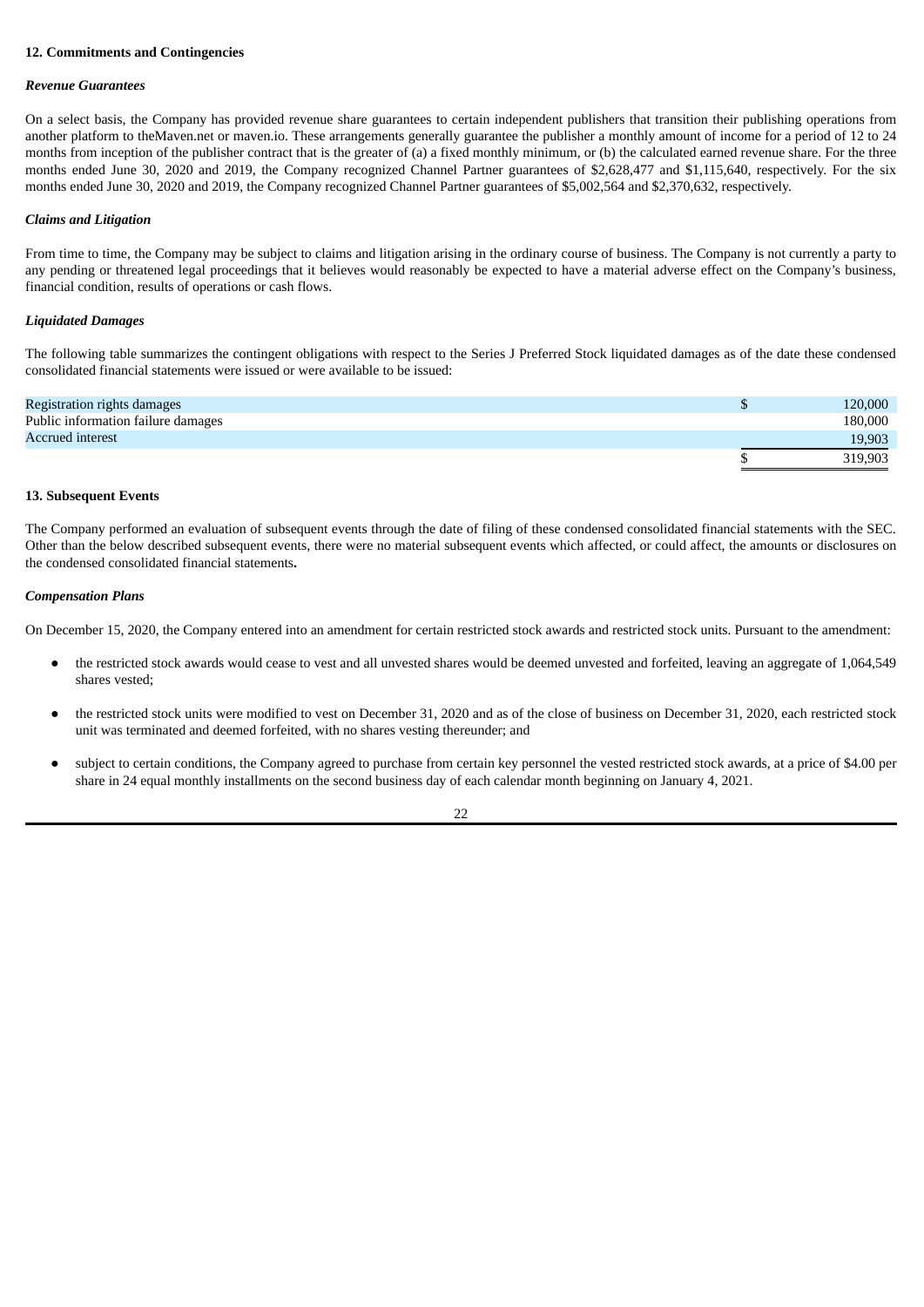### 12. Commitments and Contingencies

***Revenue Guarantees***

On a select basis, the Company has provided revenue share guarantees to certain independent publishers that transition their publishing operations from another platform to theMaven.net or maven.io. These arrangements generally guarantee the publisher a monthly amount of income for a period of 12 to 24 months from inception of the publisher contract that is the greater of (a) a fixed monthly minimum, or (b) the calculated earned revenue share. For the three months ended June 30, 2020 and 2019, the Company recognized Channel Partner guarantees of $2,628,477 and $1,115,640, respectively. For the six months ended June 30, 2020 and 2019, the Company recognized Channel Partner guarantees of $5,002,564 and $2,370,632, respectively.

***Claims and Litigation***

From time to time, the Company may be subject to claims and litigation arising in the ordinary course of business. The Company is not currently a party to any pending or threatened legal proceedings that it believes would reasonably be expected to have a material adverse effect on the Company's business, financial condition, results of operations or cash flows.

***Liquidated Damages***

The following table summarizes the contingent obligations with respect to the Series J Preferred Stock liquidated damages as of the date these condensed consolidated financial statements were issued or were available to be issued:

| | | |
|---|---|---|
| Registration rights damages | $ | 120,000 |
| Public information failure damages | | 180,000 |
| Accrued interest | | 19,903 |
| | $ | 319,903 |

### 13. Subsequent Events

The Company performed an evaluation of subsequent events through the date of filing of these condensed consolidated financial statements with the SEC. Other than the below described subsequent events, there were no material subsequent events which affected, or could affect, the amounts or disclosures on the condensed consolidated financial statements**.**

***Compensation Plans***

On December 15, 2020, the Company entered into an amendment for certain restricted stock awards and restricted stock units. Pursuant to the amendment:

- the restricted stock awards would cease to vest and all unvested shares would be deemed unvested and forfeited, leaving an aggregate of 1,064,549 shares vested;
- the restricted stock units were modified to vest on December 31, 2020 and as of the close of business on December 31, 2020, each restricted stock unit was terminated and deemed forfeited, with no shares vesting thereunder; and
- subject to certain conditions, the Company agreed to purchase from certain key personnel the vested restricted stock awards, at a price of $4.00 per share in 24 equal monthly installments on the second business day of each calendar month beginning on January 4, 2021.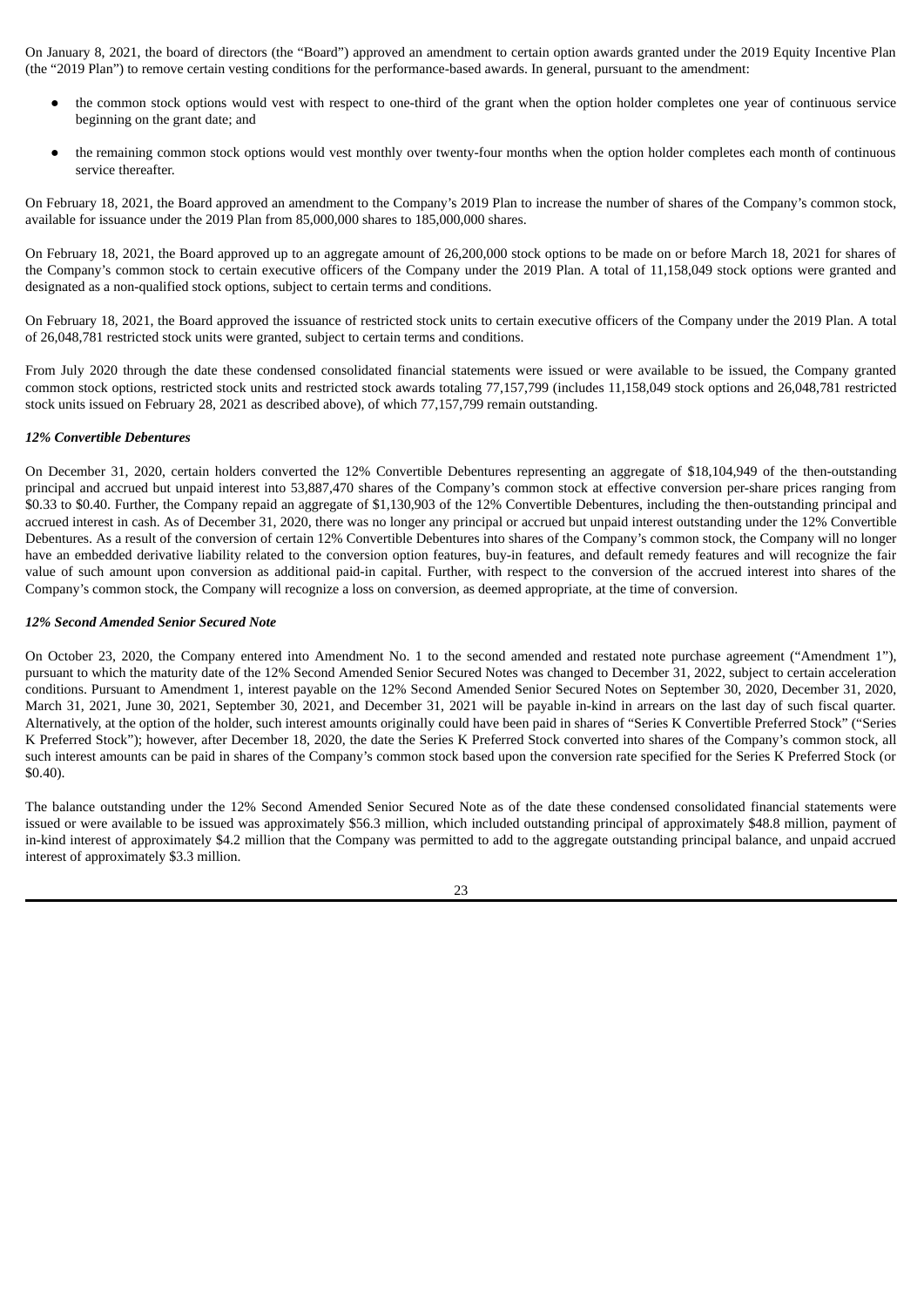On January 8, 2021, the board of directors (the "Board") approved an amendment to certain option awards granted under the 2019 Equity Incentive Plan (the "2019 Plan") to remove certain vesting conditions for the performance-based awards. In general, pursuant to the amendment:

- the common stock options would vest with respect to one-third of the grant when the option holder completes one year of continuous service beginning on the grant date; and
- the remaining common stock options would vest monthly over twenty-four months when the option holder completes each month of continuous service thereafter.

On February 18, 2021, the Board approved an amendment to the Company's 2019 Plan to increase the number of shares of the Company's common stock, available for issuance under the 2019 Plan from 85,000,000 shares to 185,000,000 shares.

On February 18, 2021, the Board approved up to an aggregate amount of 26,200,000 stock options to be made on or before March 18, 2021 for shares of the Company's common stock to certain executive officers of the Company under the 2019 Plan. A total of 11,158,049 stock options were granted and designated as a non-qualified stock options, subject to certain terms and conditions.

On February 18, 2021, the Board approved the issuance of restricted stock units to certain executive officers of the Company under the 2019 Plan. A total of 26,048,781 restricted stock units were granted, subject to certain terms and conditions.

From July 2020 through the date these condensed consolidated financial statements were issued or were available to be issued, the Company granted common stock options, restricted stock units and restricted stock awards totaling 77,157,799 (includes 11,158,049 stock options and 26,048,781 restricted stock units issued on February 28, 2021 as described above), of which 77,157,799 remain outstanding.

***12% Convertible Debentures***

On December 31, 2020, certain holders converted the 12% Convertible Debentures representing an aggregate of $18,104,949 of the then-outstanding principal and accrued but unpaid interest into 53,887,470 shares of the Company's common stock at effective conversion per-share prices ranging from $0.33 to $0.40. Further, the Company repaid an aggregate of $1,130,903 of the 12% Convertible Debentures, including the then-outstanding principal and accrued interest in cash. As of December 31, 2020, there was no longer any principal or accrued but unpaid interest outstanding under the 12% Convertible Debentures. As a result of the conversion of certain 12% Convertible Debentures into shares of the Company's common stock, the Company will no longer have an embedded derivative liability related to the conversion option features, buy-in features, and default remedy features and will recognize the fair value of such amount upon conversion as additional paid-in capital. Further, with respect to the conversion of the accrued interest into shares of the Company's common stock, the Company will recognize a loss on conversion, as deemed appropriate, at the time of conversion.

***12% Second Amended Senior Secured Note***

On October 23, 2020, the Company entered into Amendment No. 1 to the second amended and restated note purchase agreement ("Amendment 1"), pursuant to which the maturity date of the 12% Second Amended Senior Secured Notes was changed to December 31, 2022, subject to certain acceleration conditions. Pursuant to Amendment 1, interest payable on the 12% Second Amended Senior Secured Notes on September 30, 2020, December 31, 2020, March 31, 2021, June 30, 2021, September 30, 2021, and December 31, 2021 will be payable in-kind in arrears on the last day of such fiscal quarter. Alternatively, at the option of the holder, such interest amounts originally could have been paid in shares of "Series K Convertible Preferred Stock" ("Series K Preferred Stock"); however, after December 18, 2020, the date the Series K Preferred Stock converted into shares of the Company's common stock, all such interest amounts can be paid in shares of the Company's common stock based upon the conversion rate specified for the Series K Preferred Stock (or $0.40).

The balance outstanding under the 12% Second Amended Senior Secured Note as of the date these condensed consolidated financial statements were issued or were available to be issued was approximately $56.3 million, which included outstanding principal of approximately $48.8 million, payment of in-kind interest of approximately $4.2 million that the Company was permitted to add to the aggregate outstanding principal balance, and unpaid accrued interest of approximately $3.3 million.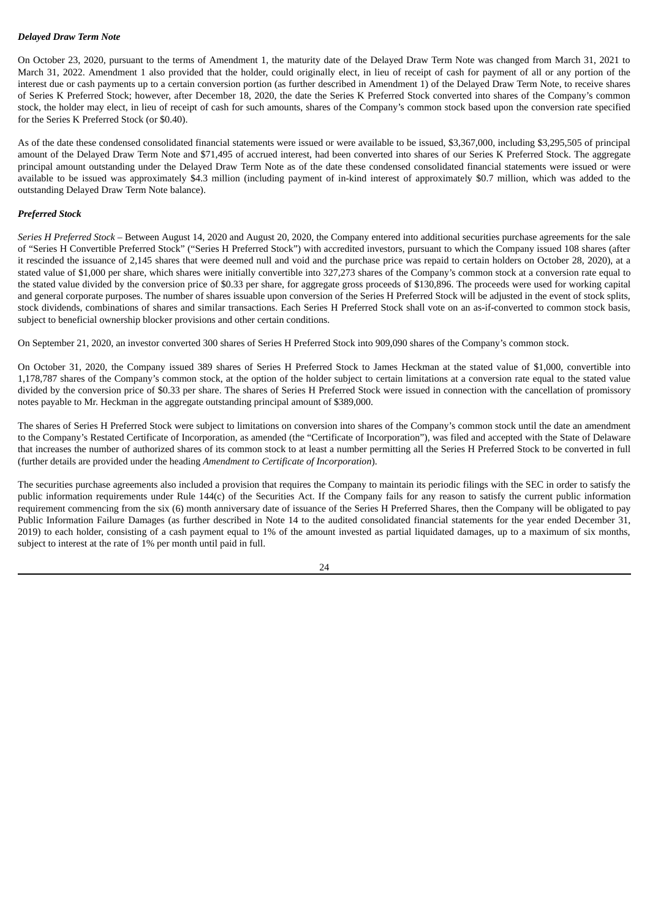***Delayed Draw Term Note***

On October 23, 2020, pursuant to the terms of Amendment 1, the maturity date of the Delayed Draw Term Note was changed from March 31, 2021 to March 31, 2022. Amendment 1 also provided that the holder, could originally elect, in lieu of receipt of cash for payment of all or any portion of the interest due or cash payments up to a certain conversion portion (as further described in Amendment 1) of the Delayed Draw Term Note, to receive shares of Series K Preferred Stock; however, after December 18, 2020, the date the Series K Preferred Stock converted into shares of the Company's common stock, the holder may elect, in lieu of receipt of cash for such amounts, shares of the Company's common stock based upon the conversion rate specified for the Series K Preferred Stock (or $0.40).

As of the date these condensed consolidated financial statements were issued or were available to be issued, $3,367,000, including $3,295,505 of principal amount of the Delayed Draw Term Note and $71,495 of accrued interest, had been converted into shares of our Series K Preferred Stock. The aggregate principal amount outstanding under the Delayed Draw Term Note as of the date these condensed consolidated financial statements were issued or were available to be issued was approximately $4.3 million (including payment of in-kind interest of approximately $0.7 million, which was added to the outstanding Delayed Draw Term Note balance).

***Preferred Stock***

*Series H Preferred Stock* – Between August 14, 2020 and August 20, 2020, the Company entered into additional securities purchase agreements for the sale of "Series H Convertible Preferred Stock" ("Series H Preferred Stock") with accredited investors, pursuant to which the Company issued 108 shares (after it rescinded the issuance of 2,145 shares that were deemed null and void and the purchase price was repaid to certain holders on October 28, 2020), at a stated value of $1,000 per share, which shares were initially convertible into 327,273 shares of the Company's common stock at a conversion rate equal to the stated value divided by the conversion price of $0.33 per share, for aggregate gross proceeds of $130,896. The proceeds were used for working capital and general corporate purposes. The number of shares issuable upon conversion of the Series H Preferred Stock will be adjusted in the event of stock splits, stock dividends, combinations of shares and similar transactions. Each Series H Preferred Stock shall vote on an as-if-converted to common stock basis, subject to beneficial ownership blocker provisions and other certain conditions.

On September 21, 2020, an investor converted 300 shares of Series H Preferred Stock into 909,090 shares of the Company's common stock.

On October 31, 2020, the Company issued 389 shares of Series H Preferred Stock to James Heckman at the stated value of $1,000, convertible into 1,178,787 shares of the Company's common stock, at the option of the holder subject to certain limitations at a conversion rate equal to the stated value divided by the conversion price of $0.33 per share. The shares of Series H Preferred Stock were issued in connection with the cancellation of promissory notes payable to Mr. Heckman in the aggregate outstanding principal amount of $389,000.

The shares of Series H Preferred Stock were subject to limitations on conversion into shares of the Company's common stock until the date an amendment to the Company's Restated Certificate of Incorporation, as amended (the "Certificate of Incorporation"), was filed and accepted with the State of Delaware that increases the number of authorized shares of its common stock to at least a number permitting all the Series H Preferred Stock to be converted in full (further details are provided under the heading *Amendment to Certificate of Incorporation*).

The securities purchase agreements also included a provision that requires the Company to maintain its periodic filings with the SEC in order to satisfy the public information requirements under Rule 144(c) of the Securities Act. If the Company fails for any reason to satisfy the current public information requirement commencing from the six (6) month anniversary date of issuance of the Series H Preferred Shares, then the Company will be obligated to pay Public Information Failure Damages (as further described in Note 14 to the audited consolidated financial statements for the year ended December 31, 2019) to each holder, consisting of a cash payment equal to 1% of the amount invested as partial liquidated damages, up to a maximum of six months, subject to interest at the rate of 1% per month until paid in full.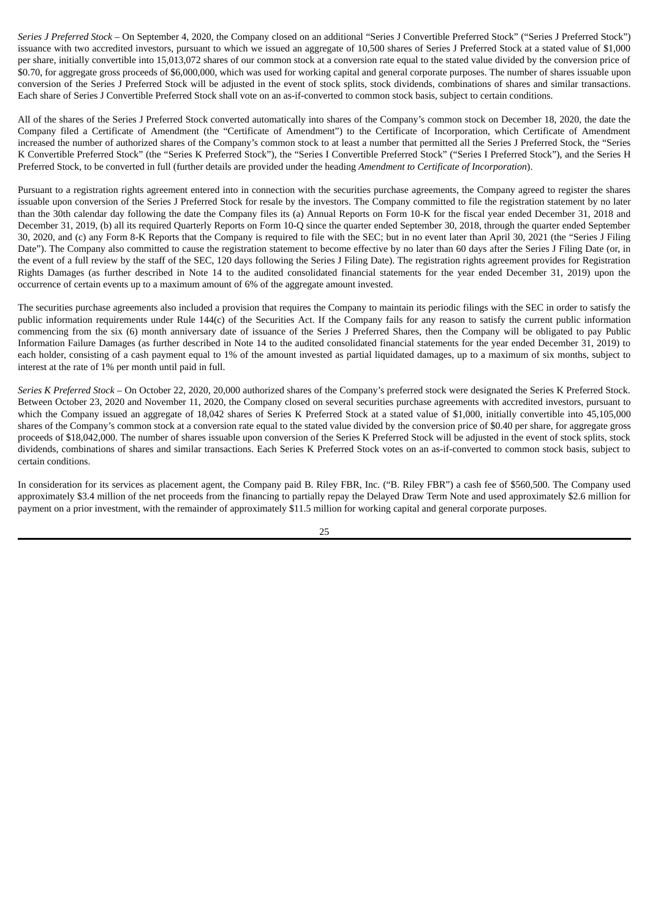*Series J Preferred Stock* – On September 4, 2020, the Company closed on an additional "Series J Convertible Preferred Stock" ("Series J Preferred Stock") issuance with two accredited investors, pursuant to which we issued an aggregate of 10,500 shares of Series J Preferred Stock at a stated value of $1,000 per share, initially convertible into 15,013,072 shares of our common stock at a conversion rate equal to the stated value divided by the conversion price of $0.70, for aggregate gross proceeds of $6,000,000, which was used for working capital and general corporate purposes. The number of shares issuable upon conversion of the Series J Preferred Stock will be adjusted in the event of stock splits, stock dividends, combinations of shares and similar transactions. Each share of Series J Convertible Preferred Stock shall vote on an as-if-converted to common stock basis, subject to certain conditions.

All of the shares of the Series J Preferred Stock converted automatically into shares of the Company's common stock on December 18, 2020, the date the Company filed a Certificate of Amendment (the "Certificate of Amendment") to the Certificate of Incorporation, which Certificate of Amendment increased the number of authorized shares of the Company's common stock to at least a number that permitted all the Series J Preferred Stock, the "Series K Convertible Preferred Stock" (the "Series K Preferred Stock"), the "Series I Convertible Preferred Stock" ("Series I Preferred Stock"), and the Series H Preferred Stock, to be converted in full (further details are provided under the heading *Amendment to Certificate of Incorporation*).

Pursuant to a registration rights agreement entered into in connection with the securities purchase agreements, the Company agreed to register the shares issuable upon conversion of the Series J Preferred Stock for resale by the investors. The Company committed to file the registration statement by no later than the 30th calendar day following the date the Company files its (a) Annual Reports on Form 10-K for the fiscal year ended December 31, 2018 and December 31, 2019, (b) all its required Quarterly Reports on Form 10-Q since the quarter ended September 30, 2018, through the quarter ended September 30, 2020, and (c) any Form 8-K Reports that the Company is required to file with the SEC; but in no event later than April 30, 2021 (the "Series J Filing Date"). The Company also committed to cause the registration statement to become effective by no later than 60 days after the Series J Filing Date (or, in the event of a full review by the staff of the SEC, 120 days following the Series J Filing Date). The registration rights agreement provides for Registration Rights Damages (as further described in Note 14 to the audited consolidated financial statements for the year ended December 31, 2019) upon the occurrence of certain events up to a maximum amount of 6% of the aggregate amount invested.

The securities purchase agreements also included a provision that requires the Company to maintain its periodic filings with the SEC in order to satisfy the public information requirements under Rule 144(c) of the Securities Act. If the Company fails for any reason to satisfy the current public information commencing from the six (6) month anniversary date of issuance of the Series J Preferred Shares, then the Company will be obligated to pay Public Information Failure Damages (as further described in Note 14 to the audited consolidated financial statements for the year ended December 31, 2019) to each holder, consisting of a cash payment equal to 1% of the amount invested as partial liquidated damages, up to a maximum of six months, subject to interest at the rate of 1% per month until paid in full.

*Series K Preferred Stock* – On October 22, 2020, 20,000 authorized shares of the Company's preferred stock were designated the Series K Preferred Stock. Between October 23, 2020 and November 11, 2020, the Company closed on several securities purchase agreements with accredited investors, pursuant to which the Company issued an aggregate of 18,042 shares of Series K Preferred Stock at a stated value of $1,000, initially convertible into 45,105,000 shares of the Company's common stock at a conversion rate equal to the stated value divided by the conversion price of $0.40 per share, for aggregate gross proceeds of $18,042,000. The number of shares issuable upon conversion of the Series K Preferred Stock will be adjusted in the event of stock splits, stock dividends, combinations of shares and similar transactions. Each Series K Preferred Stock votes on an as-if-converted to common stock basis, subject to certain conditions.

In consideration for its services as placement agent, the Company paid B. Riley FBR, Inc. ("B. Riley FBR") a cash fee of $560,500. The Company used approximately $3.4 million of the net proceeds from the financing to partially repay the Delayed Draw Term Note and used approximately $2.6 million for payment on a prior investment, with the remainder of approximately $11.5 million for working capital and general corporate purposes.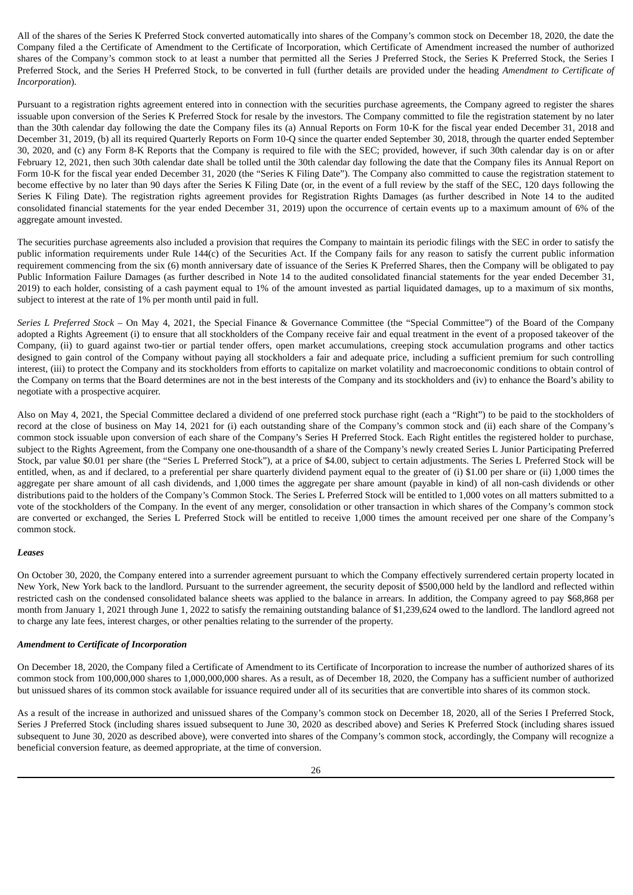All of the shares of the Series K Preferred Stock converted automatically into shares of the Company's common stock on December 18, 2020, the date the Company filed a the Certificate of Amendment to the Certificate of Incorporation, which Certificate of Amendment increased the number of authorized shares of the Company's common stock to at least a number that permitted all the Series J Preferred Stock, the Series K Preferred Stock, the Series I Preferred Stock, and the Series H Preferred Stock, to be converted in full (further details are provided under the heading *Amendment to Certificate of Incorporation*).

Pursuant to a registration rights agreement entered into in connection with the securities purchase agreements, the Company agreed to register the shares issuable upon conversion of the Series K Preferred Stock for resale by the investors. The Company committed to file the registration statement by no later than the 30th calendar day following the date the Company files its (a) Annual Reports on Form 10-K for the fiscal year ended December 31, 2018 and December 31, 2019, (b) all its required Quarterly Reports on Form 10-Q since the quarter ended September 30, 2018, through the quarter ended September 30, 2020, and (c) any Form 8-K Reports that the Company is required to file with the SEC; provided, however, if such 30th calendar day is on or after February 12, 2021, then such 30th calendar date shall be tolled until the 30th calendar day following the date that the Company files its Annual Report on Form 10-K for the fiscal year ended December 31, 2020 (the "Series K Filing Date"). The Company also committed to cause the registration statement to become effective by no later than 90 days after the Series K Filing Date (or, in the event of a full review by the staff of the SEC, 120 days following the Series K Filing Date). The registration rights agreement provides for Registration Rights Damages (as further described in Note 14 to the audited consolidated financial statements for the year ended December 31, 2019) upon the occurrence of certain events up to a maximum amount of 6% of the aggregate amount invested.

The securities purchase agreements also included a provision that requires the Company to maintain its periodic filings with the SEC in order to satisfy the public information requirements under Rule 144(c) of the Securities Act. If the Company fails for any reason to satisfy the current public information requirement commencing from the six (6) month anniversary date of issuance of the Series K Preferred Shares, then the Company will be obligated to pay Public Information Failure Damages (as further described in Note 14 to the audited consolidated financial statements for the year ended December 31, 2019) to each holder, consisting of a cash payment equal to 1% of the amount invested as partial liquidated damages, up to a maximum of six months, subject to interest at the rate of 1% per month until paid in full.

*Series L Preferred Stock* – On May 4, 2021, the Special Finance & Governance Committee (the "Special Committee") of the Board of the Company adopted a Rights Agreement (i) to ensure that all stockholders of the Company receive fair and equal treatment in the event of a proposed takeover of the Company, (ii) to guard against two-tier or partial tender offers, open market accumulations, creeping stock accumulation programs and other tactics designed to gain control of the Company without paying all stockholders a fair and adequate price, including a sufficient premium for such controlling interest, (iii) to protect the Company and its stockholders from efforts to capitalize on market volatility and macroeconomic conditions to obtain control of the Company on terms that the Board determines are not in the best interests of the Company and its stockholders and (iv) to enhance the Board's ability to negotiate with a prospective acquirer.

Also on May 4, 2021, the Special Committee declared a dividend of one preferred stock purchase right (each a "Right") to be paid to the stockholders of record at the close of business on May 14, 2021 for (i) each outstanding share of the Company's common stock and (ii) each share of the Company's common stock issuable upon conversion of each share of the Company's Series H Preferred Stock. Each Right entitles the registered holder to purchase, subject to the Rights Agreement, from the Company one one-thousandth of a share of the Company's newly created Series L Junior Participating Preferred Stock, par value $0.01 per share (the "Series L Preferred Stock"), at a price of $4.00, subject to certain adjustments. The Series L Preferred Stock will be entitled, when, as and if declared, to a preferential per share quarterly dividend payment equal to the greater of (i) $1.00 per share or (ii) 1,000 times the aggregate per share amount of all cash dividends, and 1,000 times the aggregate per share amount (payable in kind) of all non-cash dividends or other distributions paid to the holders of the Company's Common Stock. The Series L Preferred Stock will be entitled to 1,000 votes on all matters submitted to a vote of the stockholders of the Company. In the event of any merger, consolidation or other transaction in which shares of the Company's common stock are converted or exchanged, the Series L Preferred Stock will be entitled to receive 1,000 times the amount received per one share of the Company's common stock.

***Leases***

On October 30, 2020, the Company entered into a surrender agreement pursuant to which the Company effectively surrendered certain property located in New York, New York back to the landlord. Pursuant to the surrender agreement, the security deposit of $500,000 held by the landlord and reflected within restricted cash on the condensed consolidated balance sheets was applied to the balance in arrears. In addition, the Company agreed to pay $68,868 per month from January 1, 2021 through June 1, 2022 to satisfy the remaining outstanding balance of $1,239,624 owed to the landlord. The landlord agreed not to charge any late fees, interest charges, or other penalties relating to the surrender of the property.

***Amendment to Certificate of Incorporation***

On December 18, 2020, the Company filed a Certificate of Amendment to its Certificate of Incorporation to increase the number of authorized shares of its common stock from 100,000,000 shares to 1,000,000,000 shares. As a result, as of December 18, 2020, the Company has a sufficient number of authorized but unissued shares of its common stock available for issuance required under all of its securities that are convertible into shares of its common stock.

As a result of the increase in authorized and unissued shares of the Company's common stock on December 18, 2020, all of the Series I Preferred Stock, Series J Preferred Stock (including shares issued subsequent to June 30, 2020 as described above) and Series K Preferred Stock (including shares issued subsequent to June 30, 2020 as described above), were converted into shares of the Company's common stock, accordingly, the Company will recognize a beneficial conversion feature, as deemed appropriate, at the time of conversion.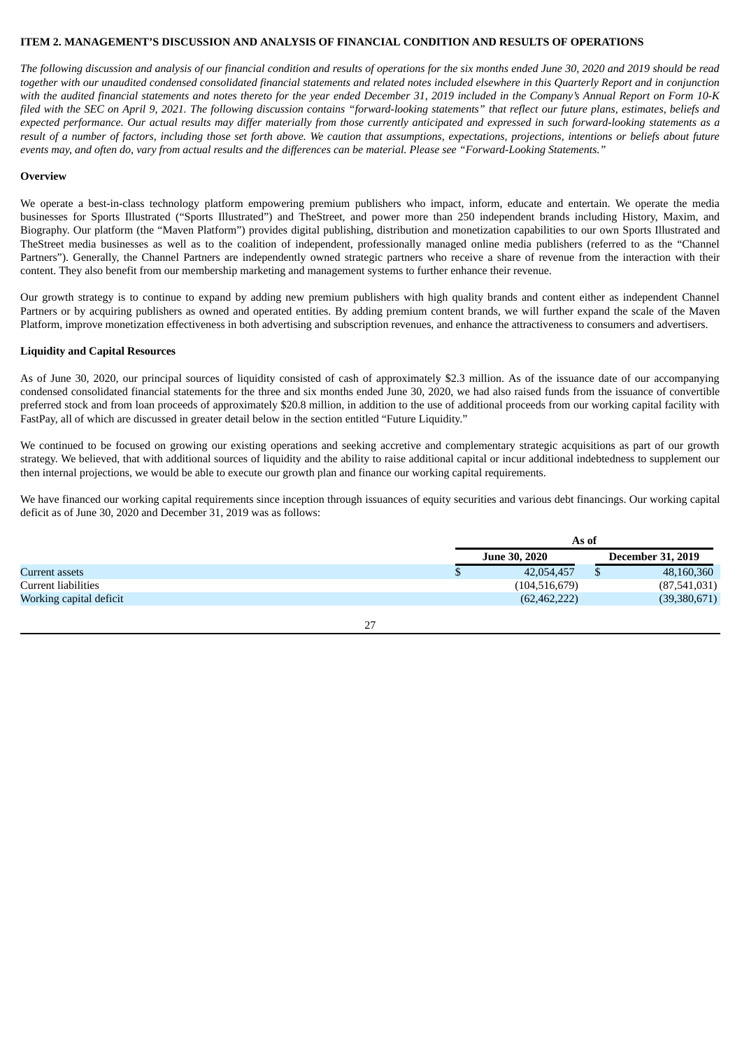## ITEM 2. MANAGEMENT'S DISCUSSION AND ANALYSIS OF FINANCIAL CONDITION AND RESULTS OF OPERATIONS

*The following discussion and analysis of our financial condition and results of operations for the six months ended June 30, 2020 and 2019 should be read together with our unaudited condensed consolidated financial statements and related notes included elsewhere in this Quarterly Report and in conjunction with the audited financial statements and notes thereto for the year ended December 31, 2019 included in the Company's Annual Report on Form 10-K filed with the SEC on April 9, 2021. The following discussion contains "forward-looking statements" that reflect our future plans, estimates, beliefs and expected performance. Our actual results may differ materially from those currently anticipated and expressed in such forward-looking statements as a result of a number of factors, including those set forth above. We caution that assumptions, expectations, projections, intentions or beliefs about future events may, and often do, vary from actual results and the differences can be material. Please see "Forward-Looking Statements."*

### Overview

We operate a best-in-class technology platform empowering premium publishers who impact, inform, educate and entertain. We operate the media businesses for Sports Illustrated ("Sports Illustrated") and TheStreet, and power more than 250 independent brands including History, Maxim, and Biography. Our platform (the "Maven Platform") provides digital publishing, distribution and monetization capabilities to our own Sports Illustrated and TheStreet media businesses as well as to the coalition of independent, professionally managed online media publishers (referred to as the "Channel Partners"). Generally, the Channel Partners are independently owned strategic partners who receive a share of revenue from the interaction with their content. They also benefit from our membership marketing and management systems to further enhance their revenue.

Our growth strategy is to continue to expand by adding new premium publishers with high quality brands and content either as independent Channel Partners or by acquiring publishers as owned and operated entities. By adding premium content brands, we will further expand the scale of the Maven Platform, improve monetization effectiveness in both advertising and subscription revenues, and enhance the attractiveness to consumers and advertisers.

### Liquidity and Capital Resources

As of June 30, 2020, our principal sources of liquidity consisted of cash of approximately $2.3 million. As of the issuance date of our accompanying condensed consolidated financial statements for the three and six months ended June 30, 2020, we had also raised funds from the issuance of convertible preferred stock and from loan proceeds of approximately $20.8 million, in addition to the use of additional proceeds from our working capital facility with FastPay, all of which are discussed in greater detail below in the section entitled "Future Liquidity."

We continued to be focused on growing our existing operations and seeking accretive and complementary strategic acquisitions as part of our growth strategy. We believed, that with additional sources of liquidity and the ability to raise additional capital or incur additional indebtedness to supplement our then internal projections, we would be able to execute our growth plan and finance our working capital requirements.

We have financed our working capital requirements since inception through issuances of equity securities and various debt financings. Our working capital deficit as of June 30, 2020 and December 31, 2019 was as follows:

| | As of | |
|---|---|---|
| | June 30, 2020 | December 31, 2019 |
| Current assets | $ 42,054,457 | $ 48,160,360 |
| Current liabilities | (104,516,679) | (87,541,031) |
| Working capital deficit | (62,462,222) | (39,380,671) |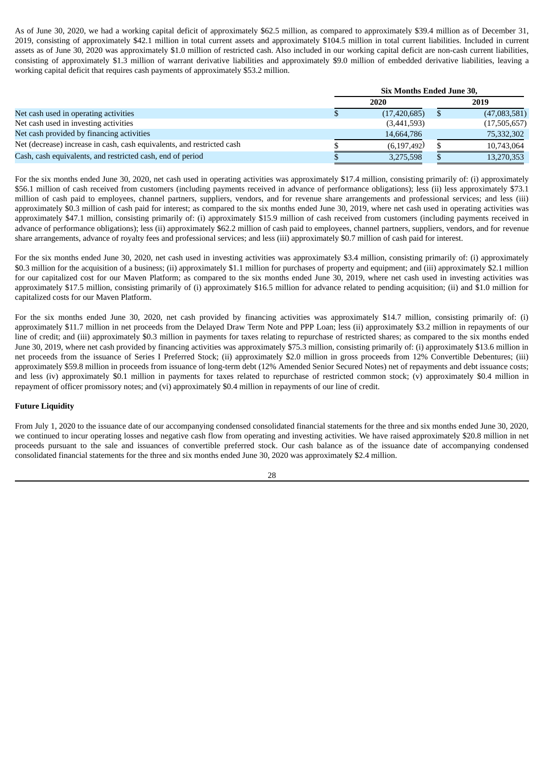As of June 30, 2020, we had a working capital deficit of approximately $62.5 million, as compared to approximately $39.4 million as of December 31, 2019, consisting of approximately $42.1 million in total current assets and approximately $104.5 million in total current liabilities. Included in current assets as of June 30, 2020 was approximately $1.0 million of restricted cash. Also included in our working capital deficit are non-cash current liabilities, consisting of approximately $1.3 million of warrant derivative liabilities and approximately $9.0 million of embedded derivative liabilities, leaving a working capital deficit that requires cash payments of approximately $53.2 million.

| | Six Months Ended June 30, | |
|---|---|---|
| | 2020 | 2019 |
| Net cash used in operating activities | $ (17,420,685) | $ (47,083,581) |
| Net cash used in investing activities | (3,441,593) | (17,505,657) |
| Net cash provided by financing activities | 14,664,786 | 75,332,302 |
| Net (decrease) increase in cash, cash equivalents, and restricted cash | $ (6,197,492) | $ 10,743,064 |
| Cash, cash equivalents, and restricted cash, end of period | $ 3,275,598 | $ 13,270,353 |

For the six months ended June 30, 2020, net cash used in operating activities was approximately $17.4 million, consisting primarily of: (i) approximately $56.1 million of cash received from customers (including payments received in advance of performance obligations); less (ii) less approximately $73.1 million of cash paid to employees, channel partners, suppliers, vendors, and for revenue share arrangements and professional services; and less (iii) approximately $0.3 million of cash paid for interest; as compared to the six months ended June 30, 2019, where net cash used in operating activities was approximately $47.1 million, consisting primarily of: (i) approximately $15.9 million of cash received from customers (including payments received in advance of performance obligations); less (ii) approximately $62.2 million of cash paid to employees, channel partners, suppliers, vendors, and for revenue share arrangements, advance of royalty fees and professional services; and less (iii) approximately $0.7 million of cash paid for interest.

For the six months ended June 30, 2020, net cash used in investing activities was approximately $3.4 million, consisting primarily of: (i) approximately $0.3 million for the acquisition of a business; (ii) approximately $1.1 million for purchases of property and equipment; and (iii) approximately $2.1 million for our capitalized cost for our Maven Platform; as compared to the six months ended June 30, 2019, where net cash used in investing activities was approximately $17.5 million, consisting primarily of (i) approximately $16.5 million for advance related to pending acquisition; (ii) and $1.0 million for capitalized costs for our Maven Platform.

For the six months ended June 30, 2020, net cash provided by financing activities was approximately $14.7 million, consisting primarily of: (i) approximately $11.7 million in net proceeds from the Delayed Draw Term Note and PPP Loan; less (ii) approximately $3.2 million in repayments of our line of credit; and (iii) approximately $0.3 million in payments for taxes relating to repurchase of restricted shares; as compared to the six months ended June 30, 2019, where net cash provided by financing activities was approximately $75.3 million, consisting primarily of: (i) approximately $13.6 million in net proceeds from the issuance of Series I Preferred Stock; (ii) approximately $2.0 million in gross proceeds from 12% Convertible Debentures; (iii) approximately $59.8 million in proceeds from issuance of long-term debt (12% Amended Senior Secured Notes) net of repayments and debt issuance costs; and less (iv) approximately $0.1 million in payments for taxes related to repurchase of restricted common stock; (v) approximately $0.4 million in repayment of officer promissory notes; and (vi) approximately $0.4 million in repayments of our line of credit.

**Future Liquidity**

From July 1, 2020 to the issuance date of our accompanying condensed consolidated financial statements for the three and six months ended June 30, 2020, we continued to incur operating losses and negative cash flow from operating and investing activities. We have raised approximately $20.8 million in net proceeds pursuant to the sale and issuances of convertible preferred stock. Our cash balance as of the issuance date of accompanying condensed consolidated financial statements for the three and six months ended June 30, 2020 was approximately $2.4 million.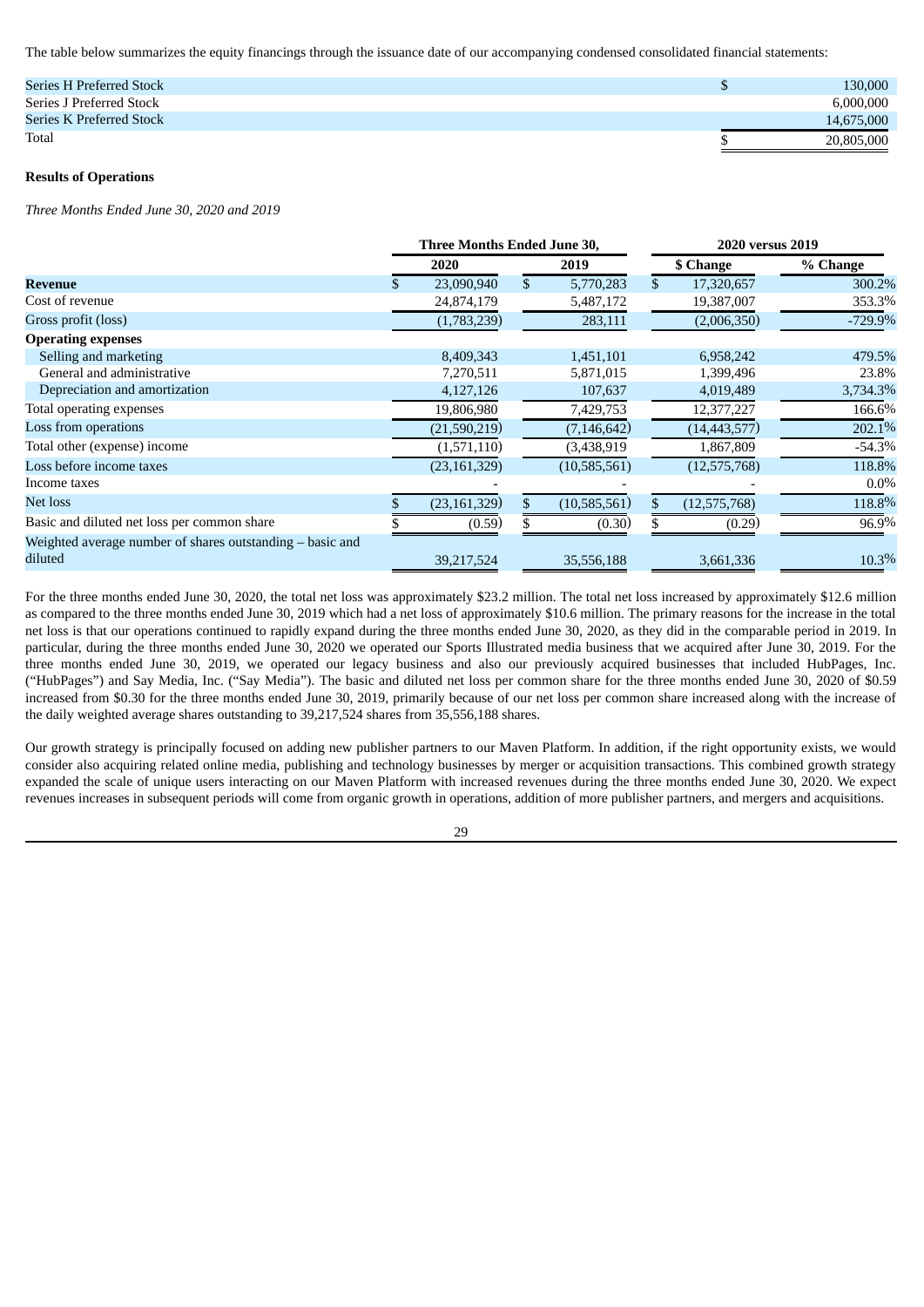The table below summarizes the equity financings through the issuance date of our accompanying condensed consolidated financial statements:

| | |
|---|---|
| Series H Preferred Stock | $ 130,000 |
| Series J Preferred Stock | 6,000,000 |
| Series K Preferred Stock | 14,675,000 |
| Total | $ 20,805,000 |

**Results of Operations**

*Three Months Ended June 30, 2020 and 2019*

| | Three Months Ended June 30, | | 2020 versus 2019 | |
|---|---|---|---|---|
| | 2020 | 2019 | $ Change | % Change |
| **Revenue** | $ 23,090,940 | $ 5,770,283 | $ 17,320,657 | 300.2% |
| Cost of revenue | 24,874,179 | 5,487,172 | 19,387,007 | 353.3% |
| Gross profit (loss) | (1,783,239) | 283,111 | (2,006,350) | -729.9% |
| **Operating expenses** | | | | |
| Selling and marketing | 8,409,343 | 1,451,101 | 6,958,242 | 479.5% |
| General and administrative | 7,270,511 | 5,871,015 | 1,399,496 | 23.8% |
| Depreciation and amortization | 4,127,126 | 107,637 | 4,019,489 | 3,734.3% |
| Total operating expenses | 19,806,980 | 7,429,753 | 12,377,227 | 166.6% |
| Loss from operations | (21,590,219) | (7,146,642) | (14,443,577) | 202.1% |
| Total other (expense) income | (1,571,110) | (3,438,919 | 1,867,809 | -54.3% |
| Loss before income taxes | (23,161,329) | (10,585,561) | (12,575,768) | 118.8% |
| Income taxes | - | - | - | 0.0% |
| Net loss | $ (23,161,329) | $ (10,585,561) | $ (12,575,768) | 118.8% |
| Basic and diluted net loss per common share | $ (0.59) | $ (0.30) | $ (0.29) | 96.9% |
| Weighted average number of shares outstanding – basic and diluted | 39,217,524 | 35,556,188 | 3,661,336 | 10.3% |

For the three months ended June 30, 2020, the total net loss was approximately $23.2 million. The total net loss increased by approximately $12.6 million as compared to the three months ended June 30, 2019 which had a net loss of approximately $10.6 million. The primary reasons for the increase in the total net loss is that our operations continued to rapidly expand during the three months ended June 30, 2020, as they did in the comparable period in 2019. In particular, during the three months ended June 30, 2020 we operated our Sports Illustrated media business that we acquired after June 30, 2019. For the three months ended June 30, 2019, we operated our legacy business and also our previously acquired businesses that included HubPages, Inc. ("HubPages") and Say Media, Inc. ("Say Media"). The basic and diluted net loss per common share for the three months ended June 30, 2020 of $0.59 increased from $0.30 for the three months ended June 30, 2019, primarily because of our net loss per common share increased along with the increase of the daily weighted average shares outstanding to 39,217,524 shares from 35,556,188 shares.

Our growth strategy is principally focused on adding new publisher partners to our Maven Platform. In addition, if the right opportunity exists, we would consider also acquiring related online media, publishing and technology businesses by merger or acquisition transactions. This combined growth strategy expanded the scale of unique users interacting on our Maven Platform with increased revenues during the three months ended June 30, 2020. We expect revenues increases in subsequent periods will come from organic growth in operations, addition of more publisher partners, and mergers and acquisitions.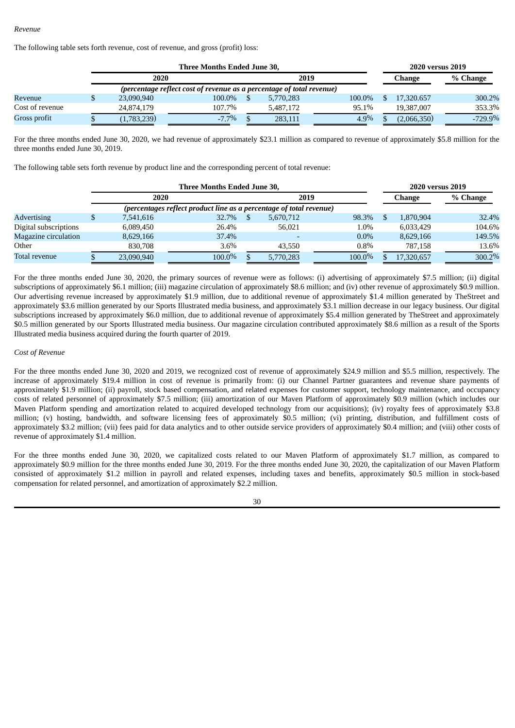*Revenue*

The following table sets forth revenue, cost of revenue, and gross (profit) loss:

| | Three Months Ended June 30, | | | | 2020 versus 2019 | |
|---|---|---|---|---|---|---|
| | 2020 | | 2019 | | Change | % Change |
| | *(percentage reflect cost of revenue as a percentage of total revenue)* | | | | | |
| Revenue | $ 23,090,940 | 100.0% | $ 5,770,283 | 100.0% | $ 17,320,657 | 300.2% |
| Cost of revenue | 24,874,179 | 107.7% | 5,487,172 | 95.1% | 19,387,007 | 353.3% |
| Gross profit | $ (1,783,239) | -7.7% | $ 283,111 | 4.9% | $ (2,066,350) | -729.9% |

For the three months ended June 30, 2020, we had revenue of approximately $23.1 million as compared to revenue of approximately $5.8 million for the three months ended June 30, 2019.

The following table sets forth revenue by product line and the corresponding percent of total revenue:

| | Three Months Ended June 30, | | | | 2020 versus 2019 | |
|---|---|---|---|---|---|---|
| | 2020 | | 2019 | | Change | % Change |
| | *(percentages reflect product line as a percentage of total revenue)* | | | | | |
| Advertising | $ 7,541,616 | 32.7% | $ 5,670,712 | 98.3% | $ 1,870,904 | 32.4% |
| Digital subscriptions | 6,089,450 | 26.4% | 56,021 | 1.0% | 6,033,429 | 104.6% |
| Magazine circulation | 8,629,166 | 37.4% | - | 0.0% | 8,629,166 | 149.5% |
| Other | 830,708 | 3.6% | 43,550 | 0.8% | 787,158 | 13.6% |
| Total revenue | $ 23,090,940 | 100.0% | $ 5,770,283 | 100.0% | $ 17,320,657 | 300.2% |

For the three months ended June 30, 2020, the primary sources of revenue were as follows: (i) advertising of approximately $7.5 million; (ii) digital subscriptions of approximately $6.1 million; (iii) magazine circulation of approximately $8.6 million; and (iv) other revenue of approximately $0.9 million. Our advertising revenue increased by approximately $1.9 million, due to additional revenue of approximately $1.4 million generated by TheStreet and approximately $3.6 million generated by our Sports Illustrated media business, and approximately $3.1 million decrease in our legacy business. Our digital subscriptions increased by approximately $6.0 million, due to additional revenue of approximately $5.4 million generated by TheStreet and approximately $0.5 million generated by our Sports Illustrated media business. Our magazine circulation contributed approximately $8.6 million as a result of the Sports Illustrated media business acquired during the fourth quarter of 2019.

*Cost of Revenue*

For the three months ended June 30, 2020 and 2019, we recognized cost of revenue of approximately $24.9 million and $5.5 million, respectively. The increase of approximately $19.4 million in cost of revenue is primarily from: (i) our Channel Partner guarantees and revenue share payments of approximately $1.9 million; (ii) payroll, stock based compensation, and related expenses for customer support, technology maintenance, and occupancy costs of related personnel of approximately $7.5 million; (iii) amortization of our Maven Platform of approximately $0.9 million (which includes our Maven Platform spending and amortization related to acquired developed technology from our acquisitions); (iv) royalty fees of approximately $3.8 million; (v) hosting, bandwidth, and software licensing fees of approximately $0.5 million; (vi) printing, distribution, and fulfillment costs of approximately $3.2 million; (vii) fees paid for data analytics and to other outside service providers of approximately $0.4 million; and (viii) other costs of revenue of approximately $1.4 million.

For the three months ended June 30, 2020, we capitalized costs related to our Maven Platform of approximately $1.7 million, as compared to approximately $0.9 million for the three months ended June 30, 2019. For the three months ended June 30, 2020, the capitalization of our Maven Platform consisted of approximately $1.2 million in payroll and related expenses, including taxes and benefits, approximately $0.5 million in stock-based compensation for related personnel, and amortization of approximately $2.2 million.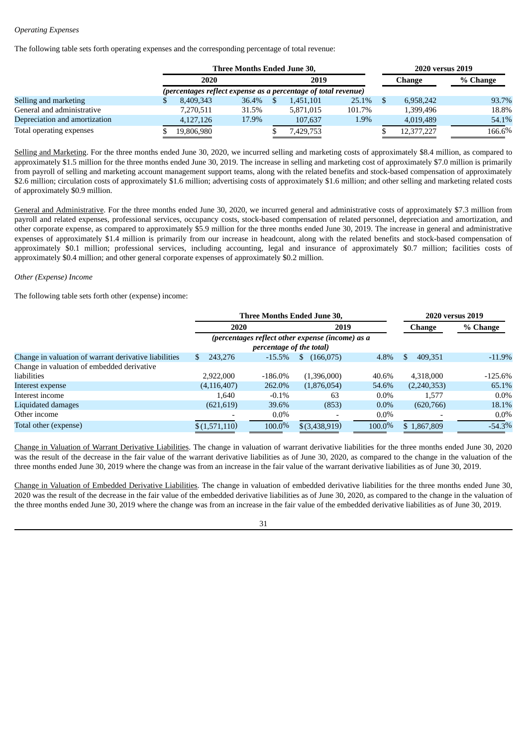*Operating Expenses*

The following table sets forth operating expenses and the corresponding percentage of total revenue:

| | Three Months Ended June 30, | | | | 2020 versus 2019 | |
|---|---|---|---|---|---|---|
| | 2020 | | 2019 | | Change | % Change |
| | *(percentages reflect expense as a percentage of total revenue)* | | | | | |
| Selling and marketing | $ 8,409,343 | 36.4% | $ 1,451,101 | 25.1% | $ 6,958,242 | 93.7% |
| General and administrative | 7,270,511 | 31.5% | 5,871,015 | 101.7% | 1,399,496 | 18.8% |
| Depreciation and amortization | 4,127,126 | 17.9% | 107,637 | 1.9% | 4,019,489 | 54.1% |
| Total operating expenses | $ 19,806,980 | | $ 7,429,753 | | $ 12,377,227 | 166.6% |

Selling and Marketing. For the three months ended June 30, 2020, we incurred selling and marketing costs of approximately $8.4 million, as compared to approximately $1.5 million for the three months ended June 30, 2019. The increase in selling and marketing cost of approximately $7.0 million is primarily from payroll of selling and marketing account management support teams, along with the related benefits and stock-based compensation of approximately $2.6 million; circulation costs of approximately $1.6 million; advertising costs of approximately $1.6 million; and other selling and marketing related costs of approximately $0.9 million.

General and Administrative. For the three months ended June 30, 2020, we incurred general and administrative costs of approximately $7.3 million from payroll and related expenses, professional services, occupancy costs, stock-based compensation of related personnel, depreciation and amortization, and other corporate expense, as compared to approximately $5.9 million for the three months ended June 30, 2019. The increase in general and administrative expenses of approximately $1.4 million is primarily from our increase in headcount, along with the related benefits and stock-based compensation of approximately $0.1 million; professional services, including accounting, legal and insurance of approximately $0.7 million; facilities costs of approximately $0.4 million; and other general corporate expenses of approximately $0.2 million.

*Other (Expense) Income*

The following table sets forth other (expense) income:

| | Three Months Ended June 30, | | | | 2020 versus 2019 | |
|---|---|---|---|---|---|---|
| | 2020 | | 2019 | | Change | % Change |
| | *(percentages reflect other expense (income) as a percentage of the total)* | | | | | |
| Change in valuation of warrant derivative liabilities | $ 243,276 | -15.5% | $ (166,075) | 4.8% | $ 409,351 | -11.9% |
| Change in valuation of embedded derivative liabilities | 2,922,000 | -186.0% | (1,396,000) | 40.6% | 4,318,000 | -125.6% |
| Interest expense | (4,116,407) | 262.0% | (1,876,054) | 54.6% | (2,240,353) | 65.1% |
| Interest income | 1,640 | -0.1% | 63 | 0.0% | 1,577 | 0.0% |
| Liquidated damages | (621,619) | 39.6% | (853) | 0.0% | (620,766) | 18.1% |
| Other income | - | 0.0% | - | 0.0% | - | 0.0% |
| Total other (expense) | $ (1,571,110) | 100.0% | $ (3,438,919) | 100.0% | $ 1,867,809 | -54.3% |

Change in Valuation of Warrant Derivative Liabilities. The change in valuation of warrant derivative liabilities for the three months ended June 30, 2020 was the result of the decrease in the fair value of the warrant derivative liabilities as of June 30, 2020, as compared to the change in the valuation of the three months ended June 30, 2019 where the change was from an increase in the fair value of the warrant derivative liabilities as of June 30, 2019.

Change in Valuation of Embedded Derivative Liabilities. The change in valuation of embedded derivative liabilities for the three months ended June 30, 2020 was the result of the decrease in the fair value of the embedded derivative liabilities as of June 30, 2020, as compared to the change in the valuation of the three months ended June 30, 2019 where the change was from an increase in the fair value of the embedded derivative liabilities as of June 30, 2019.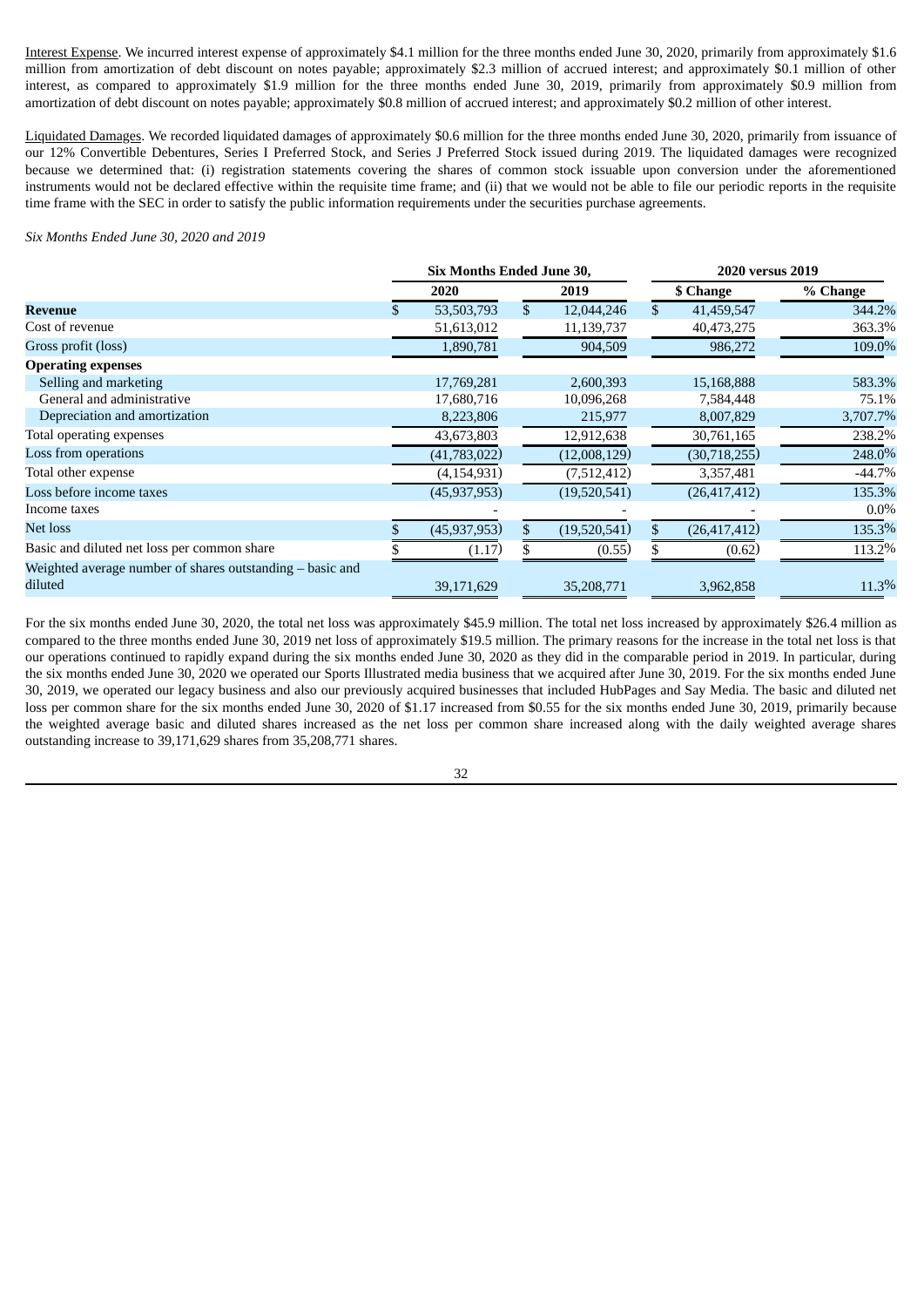Interest Expense. We incurred interest expense of approximately $4.1 million for the three months ended June 30, 2020, primarily from approximately $1.6 million from amortization of debt discount on notes payable; approximately $2.3 million of accrued interest; and approximately $0.1 million of other interest, as compared to approximately $1.9 million for the three months ended June 30, 2019, primarily from approximately $0.9 million from amortization of debt discount on notes payable; approximately $0.8 million of accrued interest; and approximately $0.2 million of other interest.

Liquidated Damages. We recorded liquidated damages of approximately $0.6 million for the three months ended June 30, 2020, primarily from issuance of our 12% Convertible Debentures, Series I Preferred Stock, and Series J Preferred Stock issued during 2019. The liquidated damages were recognized because we determined that: (i) registration statements covering the shares of common stock issuable upon conversion under the aforementioned instruments would not be declared effective within the requisite time frame; and (ii) that we would not be able to file our periodic reports in the requisite time frame with the SEC in order to satisfy the public information requirements under the securities purchase agreements.

*Six Months Ended June 30, 2020 and 2019*

| | Six Months Ended June 30, | | 2020 versus 2019 | |
|---|---|---|---|---|
| | 2020 | 2019 | $ Change | % Change |
| **Revenue** | $ 53,503,793 | $ 12,044,246 | $ 41,459,547 | 344.2% |
| Cost of revenue | 51,613,012 | 11,139,737 | 40,473,275 | 363.3% |
| Gross profit (loss) | 1,890,781 | 904,509 | 986,272 | 109.0% |
| **Operating expenses** | | | | |
| Selling and marketing | 17,769,281 | 2,600,393 | 15,168,888 | 583.3% |
| General and administrative | 17,680,716 | 10,096,268 | 7,584,448 | 75.1% |
| Depreciation and amortization | 8,223,806 | 215,977 | 8,007,829 | 3,707.7% |
| Total operating expenses | 43,673,803 | 12,912,638 | 30,761,165 | 238.2% |
| Loss from operations | (41,783,022) | (12,008,129) | (30,718,255) | 248.0% |
| Total other expense | (4,154,931) | (7,512,412) | 3,357,481 | -44.7% |
| Loss before income taxes | (45,937,953) | (19,520,541) | (26,417,412) | 135.3% |
| Income taxes | - | - | - | 0.0% |
| Net loss | $ (45,937,953) | $ (19,520,541) | $ (26,417,412) | 135.3% |
| Basic and diluted net loss per common share | $ (1.17) | $ (0.55) | $ (0.62) | 113.2% |
| Weighted average number of shares outstanding – basic and diluted | 39,171,629 | 35,208,771 | 3,962,858 | 11.3% |

For the six months ended June 30, 2020, the total net loss was approximately $45.9 million. The total net loss increased by approximately $26.4 million as compared to the three months ended June 30, 2019 net loss of approximately $19.5 million. The primary reasons for the increase in the total net loss is that our operations continued to rapidly expand during the six months ended June 30, 2020 as they did in the comparable period in 2019. In particular, during the six months ended June 30, 2020 we operated our Sports Illustrated media business that we acquired after June 30, 2019. For the six months ended June 30, 2019, we operated our legacy business and also our previously acquired businesses that included HubPages and Say Media. The basic and diluted net loss per common share for the six months ended June 30, 2020 of $1.17 increased from $0.55 for the six months ended June 30, 2019, primarily because the weighted average basic and diluted shares increased as the net loss per common share increased along with the daily weighted average shares outstanding increase to 39,171,629 shares from 35,208,771 shares.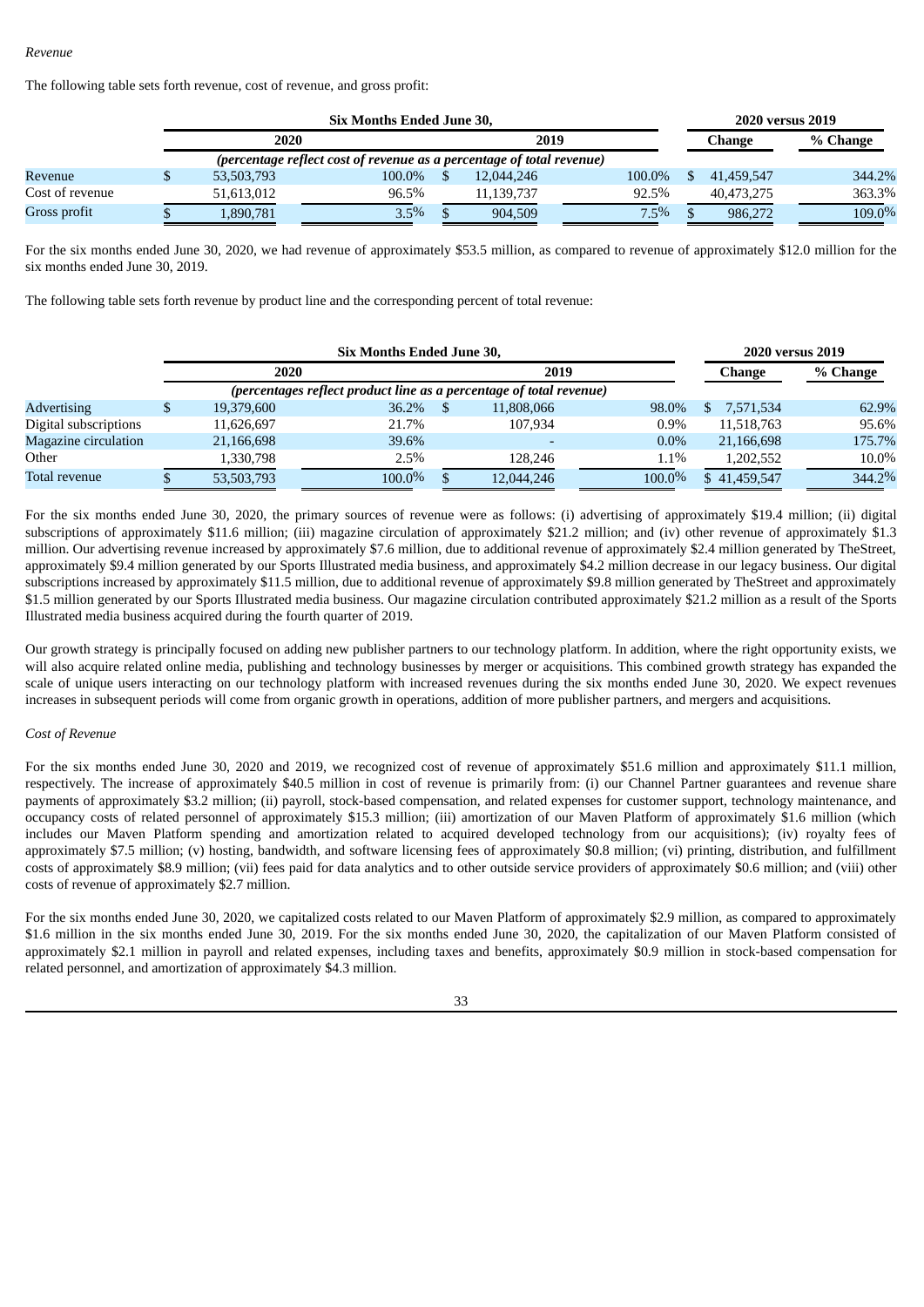*Revenue*

The following table sets forth revenue, cost of revenue, and gross profit:

| | Six Months Ended June 30, | | | | 2020 versus 2019 | |
|---|---|---|---|---|---|---|
| | 2020 | | 2019 | | Change | % Change |
| | *(percentage reflect cost of revenue as a percentage of total revenue)* | | | | | |
| Revenue | $ 53,503,793 | 100.0% | $ 12,044,246 | 100.0% | $ 41,459,547 | 344.2% |
| Cost of revenue | 51,613,012 | 96.5% | 11,139,737 | 92.5% | 40,473,275 | 363.3% |
| Gross profit | $ 1,890,781 | 3.5% | $ 904,509 | 7.5% | $ 986,272 | 109.0% |

For the six months ended June 30, 2020, we had revenue of approximately $53.5 million, as compared to revenue of approximately $12.0 million for the six months ended June 30, 2019.

The following table sets forth revenue by product line and the corresponding percent of total revenue:

| | Six Months Ended June 30, | | | | 2020 versus 2019 | |
|---|---|---|---|---|---|---|
| | 2020 | | 2019 | | Change | % Change |
| | *(percentages reflect product line as a percentage of total revenue)* | | | | | |
| Advertising | $ 19,379,600 | 36.2% | $ 11,808,066 | 98.0% | $ 7,571,534 | 62.9% |
| Digital subscriptions | 11,626,697 | 21.7% | 107,934 | 0.9% | 11,518,763 | 95.6% |
| Magazine circulation | 21,166,698 | 39.6% | - | 0.0% | 21,166,698 | 175.7% |
| Other | 1,330,798 | 2.5% | 128,246 | 1.1% | 1,202,552 | 10.0% |
| Total revenue | $ 53,503,793 | 100.0% | $ 12,044,246 | 100.0% | $ 41,459,547 | 344.2% |

For the six months ended June 30, 2020, the primary sources of revenue were as follows: (i) advertising of approximately $19.4 million; (ii) digital subscriptions of approximately $11.6 million; (iii) magazine circulation of approximately $21.2 million; and (iv) other revenue of approximately $1.3 million. Our advertising revenue increased by approximately $7.6 million, due to additional revenue of approximately $2.4 million generated by TheStreet, approximately $9.4 million generated by our Sports Illustrated media business, and approximately $4.2 million decrease in our legacy business. Our digital subscriptions increased by approximately $11.5 million, due to additional revenue of approximately $9.8 million generated by TheStreet and approximately $1.5 million generated by our Sports Illustrated media business. Our magazine circulation contributed approximately $21.2 million as a result of the Sports Illustrated media business acquired during the fourth quarter of 2019.

Our growth strategy is principally focused on adding new publisher partners to our technology platform. In addition, where the right opportunity exists, we will also acquire related online media, publishing and technology businesses by merger or acquisitions. This combined growth strategy has expanded the scale of unique users interacting on our technology platform with increased revenues during the six months ended June 30, 2020. We expect revenues increases in subsequent periods will come from organic growth in operations, addition of more publisher partners, and mergers and acquisitions.

*Cost of Revenue*

For the six months ended June 30, 2020 and 2019, we recognized cost of revenue of approximately $51.6 million and approximately $11.1 million, respectively. The increase of approximately $40.5 million in cost of revenue is primarily from: (i) our Channel Partner guarantees and revenue share payments of approximately $3.2 million; (ii) payroll, stock-based compensation, and related expenses for customer support, technology maintenance, and occupancy costs of related personnel of approximately $15.3 million; (iii) amortization of our Maven Platform of approximately $1.6 million (which includes our Maven Platform spending and amortization related to acquired developed technology from our acquisitions); (iv) royalty fees of approximately $7.5 million; (v) hosting, bandwidth, and software licensing fees of approximately $0.8 million; (vi) printing, distribution, and fulfillment costs of approximately $8.9 million; (vii) fees paid for data analytics and to other outside service providers of approximately $0.6 million; and (viii) other costs of revenue of approximately $2.7 million.

For the six months ended June 30, 2020, we capitalized costs related to our Maven Platform of approximately $2.9 million, as compared to approximately $1.6 million in the six months ended June 30, 2019. For the six months ended June 30, 2020, the capitalization of our Maven Platform consisted of approximately $2.1 million in payroll and related expenses, including taxes and benefits, approximately $0.9 million in stock-based compensation for related personnel, and amortization of approximately $4.3 million.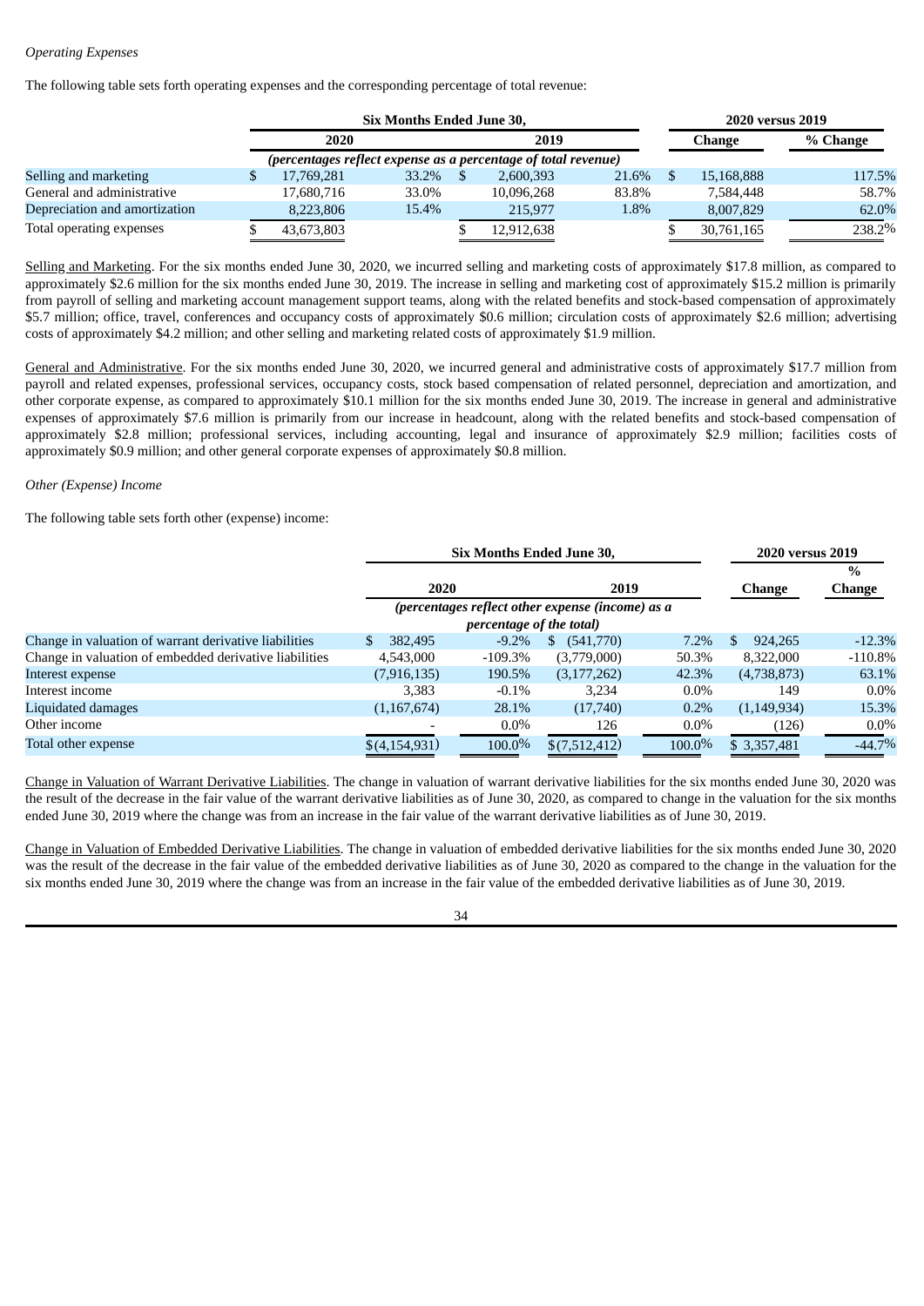*Operating Expenses*

The following table sets forth operating expenses and the corresponding percentage of total revenue:

| | Six Months Ended June 30, | | | | 2020 versus 2019 | |
|---|---|---|---|---|---|---|
| | 2020 | | 2019 | | Change | % Change |
| | *(percentages reflect expense as a percentage of total revenue)* | | | | | |
| Selling and marketing | $ 17,769,281 | 33.2% | $ 2,600,393 | 21.6% | $ 15,168,888 | 117.5% |
| General and administrative | 17,680,716 | 33.0% | 10,096,268 | 83.8% | 7,584,448 | 58.7% |
| Depreciation and amortization | 8,223,806 | 15.4% | 215,977 | 1.8% | 8,007,829 | 62.0% |
| Total operating expenses | $ 43,673,803 | | $ 12,912,638 | | $ 30,761,165 | 238.2% |

Selling and Marketing. For the six months ended June 30, 2020, we incurred selling and marketing costs of approximately $17.8 million, as compared to approximately $2.6 million for the six months ended June 30, 2019. The increase in selling and marketing cost of approximately $15.2 million is primarily from payroll of selling and marketing account management support teams, along with the related benefits and stock-based compensation of approximately $5.7 million; office, travel, conferences and occupancy costs of approximately $0.6 million; circulation costs of approximately $2.6 million; advertising costs of approximately $4.2 million; and other selling and marketing related costs of approximately $1.9 million.

General and Administrative. For the six months ended June 30, 2020, we incurred general and administrative costs of approximately $17.7 million from payroll and related expenses, professional services, occupancy costs, stock based compensation of related personnel, depreciation and amortization, and other corporate expense, as compared to approximately $10.1 million for the six months ended June 30, 2019. The increase in general and administrative expenses of approximately $7.6 million is primarily from our increase in headcount, along with the related benefits and stock-based compensation of approximately $2.8 million; professional services, including accounting, legal and insurance of approximately $2.9 million; facilities costs of approximately $0.9 million; and other general corporate expenses of approximately $0.8 million.

*Other (Expense) Income*

The following table sets forth other (expense) income:

| | Six Months Ended June 30, | | | | 2020 versus 2019 | |
|---|---|---|---|---|---|---|
| | 2020 | | 2019 | | Change | % Change |
| | *(percentages reflect other expense (income) as a percentage of the total)* | | | | | |
| Change in valuation of warrant derivative liabilities | $ 382,495 | -9.2% | $ (541,770) | 7.2% | $ 924,265 | -12.3% |
| Change in valuation of embedded derivative liabilities | 4,543,000 | -109.3% | (3,779,000) | 50.3% | 8,322,000 | -110.8% |
| Interest expense | (7,916,135) | 190.5% | (3,177,262) | 42.3% | (4,738,873) | 63.1% |
| Interest income | 3,383 | -0.1% | 3,234 | 0.0% | 149 | 0.0% |
| Liquidated damages | (1,167,674) | 28.1% | (17,740) | 0.2% | (1,149,934) | 15.3% |
| Other income | - | 0.0% | 126 | 0.0% | (126) | 0.0% |
| Total other expense | $(4,154,931) | 100.0% | $(7,512,412) | 100.0% | $ 3,357,481 | -44.7% |

Change in Valuation of Warrant Derivative Liabilities. The change in valuation of warrant derivative liabilities for the six months ended June 30, 2020 was the result of the decrease in the fair value of the warrant derivative liabilities as of June 30, 2020, as compared to change in the valuation for the six months ended June 30, 2019 where the change was from an increase in the fair value of the warrant derivative liabilities as of June 30, 2019.

Change in Valuation of Embedded Derivative Liabilities. The change in valuation of embedded derivative liabilities for the six months ended June 30, 2020 was the result of the decrease in the fair value of the embedded derivative liabilities as of June 30, 2020 as compared to the change in the valuation for the six months ended June 30, 2019 where the change was from an increase in the fair value of the embedded derivative liabilities as of June 30, 2019.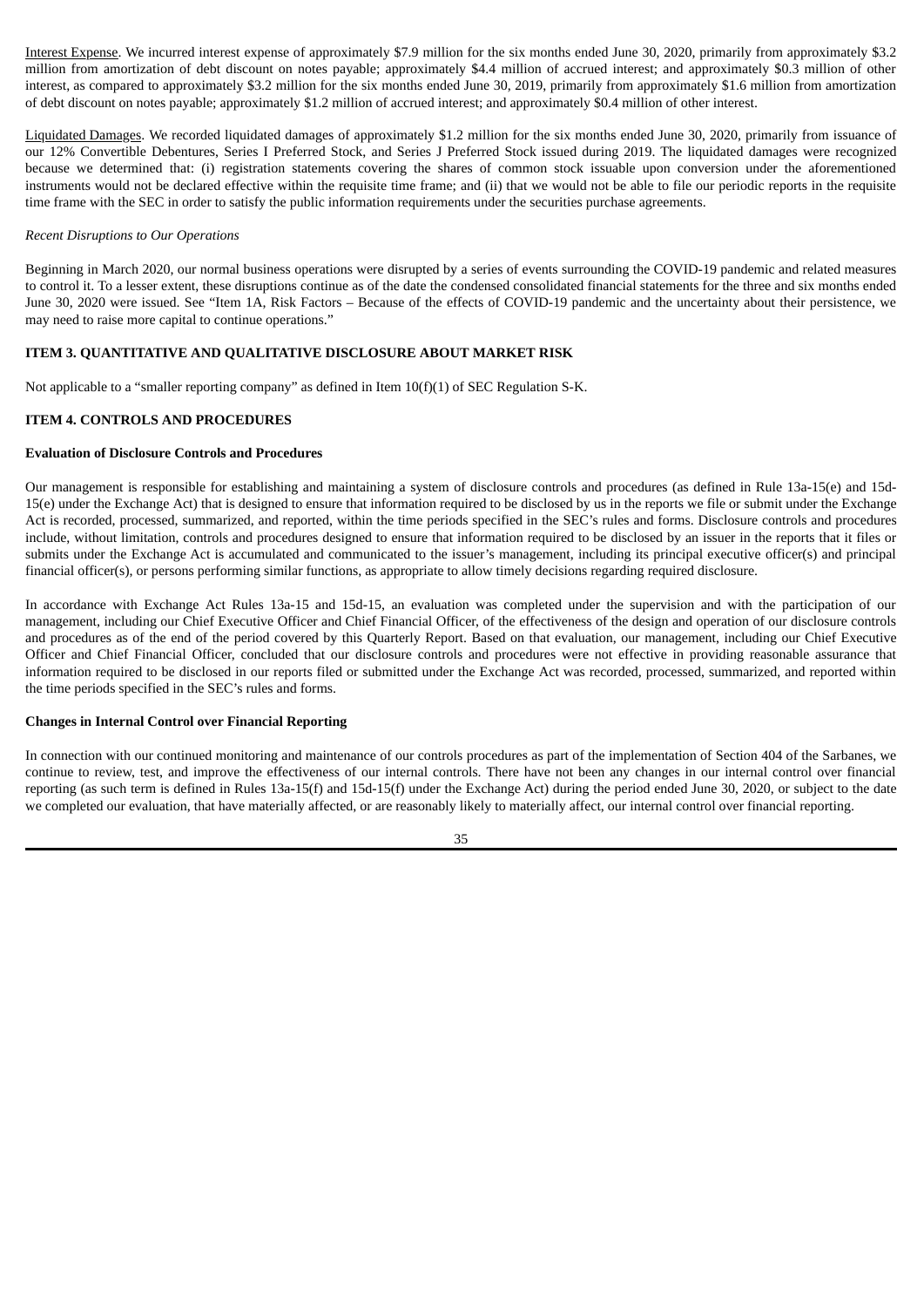Interest Expense. We incurred interest expense of approximately $7.9 million for the six months ended June 30, 2020, primarily from approximately $3.2 million from amortization of debt discount on notes payable; approximately $4.4 million of accrued interest; and approximately $0.3 million of other interest, as compared to approximately $3.2 million for the six months ended June 30, 2019, primarily from approximately $1.6 million from amortization of debt discount on notes payable; approximately $1.2 million of accrued interest; and approximately $0.4 million of other interest.

Liquidated Damages. We recorded liquidated damages of approximately $1.2 million for the six months ended June 30, 2020, primarily from issuance of our 12% Convertible Debentures, Series I Preferred Stock, and Series J Preferred Stock issued during 2019. The liquidated damages were recognized because we determined that: (i) registration statements covering the shares of common stock issuable upon conversion under the aforementioned instruments would not be declared effective within the requisite time frame; and (ii) that we would not be able to file our periodic reports in the requisite time frame with the SEC in order to satisfy the public information requirements under the securities purchase agreements.

*Recent Disruptions to Our Operations*

Beginning in March 2020, our normal business operations were disrupted by a series of events surrounding the COVID-19 pandemic and related measures to control it. To a lesser extent, these disruptions continue as of the date the condensed consolidated financial statements for the three and six months ended June 30, 2020 were issued. See "Item 1A, Risk Factors – Because of the effects of COVID-19 pandemic and the uncertainty about their persistence, we may need to raise more capital to continue operations."

## ITEM 3. QUANTITATIVE AND QUALITATIVE DISCLOSURE ABOUT MARKET RISK

Not applicable to a "smaller reporting company" as defined in Item 10(f)(1) of SEC Regulation S-K.

## ITEM 4. CONTROLS AND PROCEDURES

### Evaluation of Disclosure Controls and Procedures

Our management is responsible for establishing and maintaining a system of disclosure controls and procedures (as defined in Rule 13a-15(e) and 15d-15(e) under the Exchange Act) that is designed to ensure that information required to be disclosed by us in the reports we file or submit under the Exchange Act is recorded, processed, summarized, and reported, within the time periods specified in the SEC's rules and forms. Disclosure controls and procedures include, without limitation, controls and procedures designed to ensure that information required to be disclosed by an issuer in the reports that it files or submits under the Exchange Act is accumulated and communicated to the issuer's management, including its principal executive officer(s) and principal financial officer(s), or persons performing similar functions, as appropriate to allow timely decisions regarding required disclosure.

In accordance with Exchange Act Rules 13a-15 and 15d-15, an evaluation was completed under the supervision and with the participation of our management, including our Chief Executive Officer and Chief Financial Officer, of the effectiveness of the design and operation of our disclosure controls and procedures as of the end of the period covered by this Quarterly Report. Based on that evaluation, our management, including our Chief Executive Officer and Chief Financial Officer, concluded that our disclosure controls and procedures were not effective in providing reasonable assurance that information required to be disclosed in our reports filed or submitted under the Exchange Act was recorded, processed, summarized, and reported within the time periods specified in the SEC's rules and forms.

### Changes in Internal Control over Financial Reporting

In connection with our continued monitoring and maintenance of our controls procedures as part of the implementation of Section 404 of the Sarbanes, we continue to review, test, and improve the effectiveness of our internal controls. There have not been any changes in our internal control over financial reporting (as such term is defined in Rules 13a-15(f) and 15d-15(f) under the Exchange Act) during the period ended June 30, 2020, or subject to the date we completed our evaluation, that have materially affected, or are reasonably likely to materially affect, our internal control over financial reporting.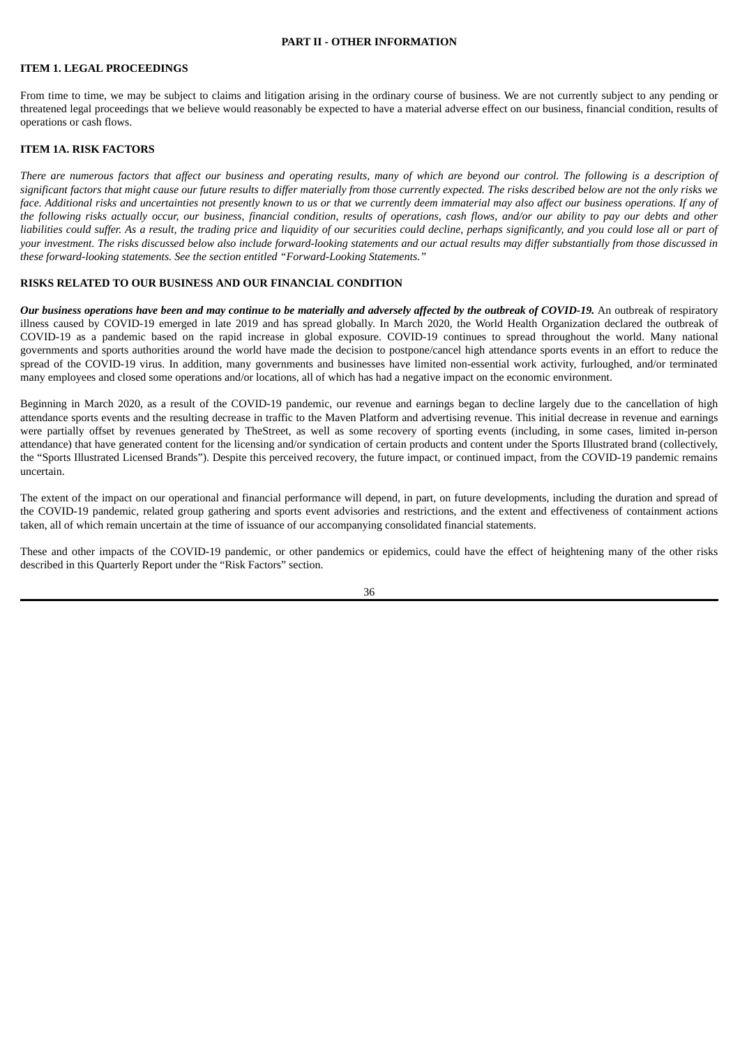## PART II - OTHER INFORMATION

### ITEM 1. LEGAL PROCEEDINGS

From time to time, we may be subject to claims and litigation arising in the ordinary course of business. We are not currently subject to any pending or threatened legal proceedings that we believe would reasonably be expected to have a material adverse effect on our business, financial condition, results of operations or cash flows.

### ITEM 1A. RISK FACTORS

*There are numerous factors that affect our business and operating results, many of which are beyond our control. The following is a description of significant factors that might cause our future results to differ materially from those currently expected. The risks described below are not the only risks we face. Additional risks and uncertainties not presently known to us or that we currently deem immaterial may also affect our business operations. If any of the following risks actually occur, our business, financial condition, results of operations, cash flows, and/or our ability to pay our debts and other liabilities could suffer. As a result, the trading price and liquidity of our securities could decline, perhaps significantly, and you could lose all or part of your investment. The risks discussed below also include forward-looking statements and our actual results may differ substantially from those discussed in these forward-looking statements. See the section entitled "Forward-Looking Statements."*

### RISKS RELATED TO OUR BUSINESS AND OUR FINANCIAL CONDITION

***Our business operations have been and may continue to be materially and adversely affected by the outbreak of COVID-19.*** An outbreak of respiratory illness caused by COVID-19 emerged in late 2019 and has spread globally. In March 2020, the World Health Organization declared the outbreak of COVID-19 as a pandemic based on the rapid increase in global exposure. COVID-19 continues to spread throughout the world. Many national governments and sports authorities around the world have made the decision to postpone/cancel high attendance sports events in an effort to reduce the spread of the COVID-19 virus. In addition, many governments and businesses have limited non-essential work activity, furloughed, and/or terminated many employees and closed some operations and/or locations, all of which has had a negative impact on the economic environment.

Beginning in March 2020, as a result of the COVID-19 pandemic, our revenue and earnings began to decline largely due to the cancellation of high attendance sports events and the resulting decrease in traffic to the Maven Platform and advertising revenue. This initial decrease in revenue and earnings were partially offset by revenues generated by TheStreet, as well as some recovery of sporting events (including, in some cases, limited in-person attendance) that have generated content for the licensing and/or syndication of certain products and content under the Sports Illustrated brand (collectively, the "Sports Illustrated Licensed Brands"). Despite this perceived recovery, the future impact, or continued impact, from the COVID-19 pandemic remains uncertain.

The extent of the impact on our operational and financial performance will depend, in part, on future developments, including the duration and spread of the COVID-19 pandemic, related group gathering and sports event advisories and restrictions, and the extent and effectiveness of containment actions taken, all of which remain uncertain at the time of issuance of our accompanying consolidated financial statements.

These and other impacts of the COVID-19 pandemic, or other pandemics or epidemics, could have the effect of heightening many of the other risks described in this Quarterly Report under the "Risk Factors" section.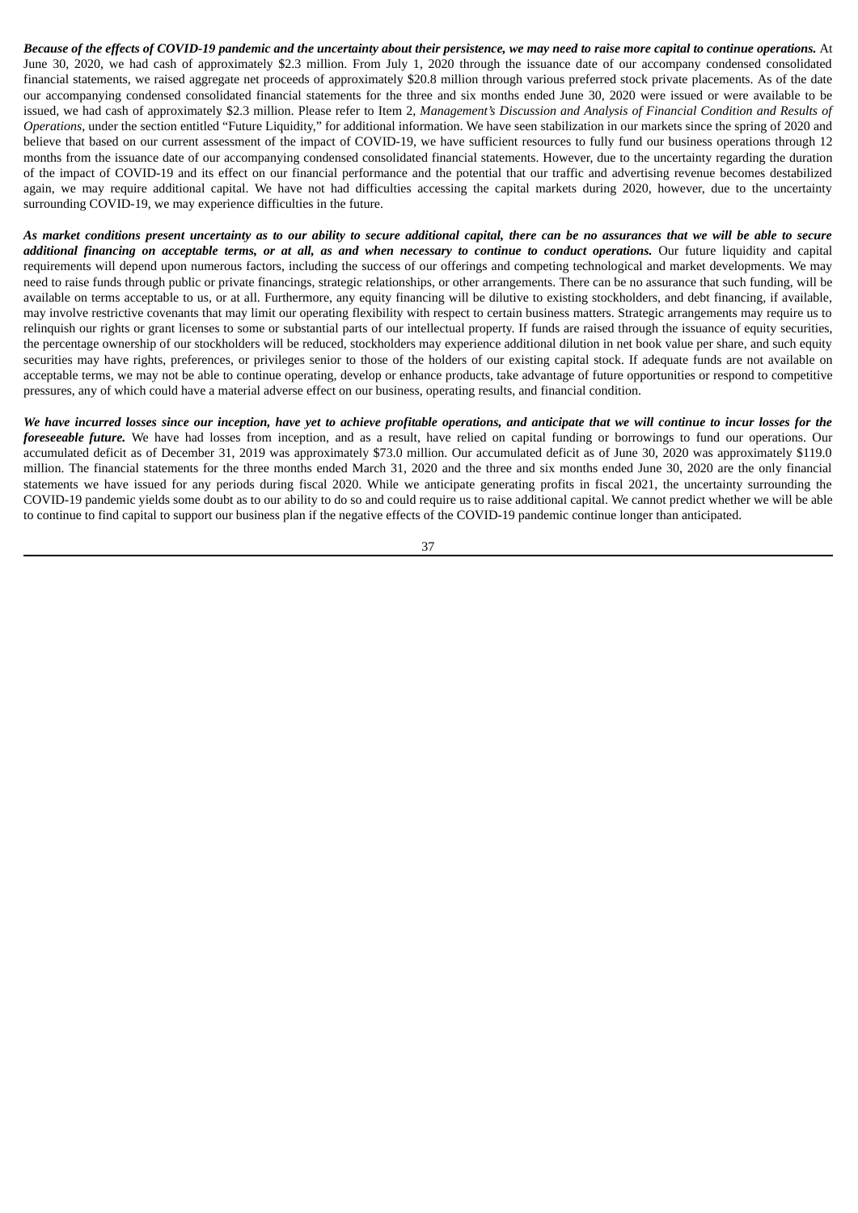***Because of the effects of COVID-19 pandemic and the uncertainty about their persistence, we may need to raise more capital to continue operations.*** At June 30, 2020, we had cash of approximately $2.3 million. From July 1, 2020 through the issuance date of our accompany condensed consolidated financial statements, we raised aggregate net proceeds of approximately $20.8 million through various preferred stock private placements. As of the date our accompanying condensed consolidated financial statements for the three and six months ended June 30, 2020 were issued or were available to be issued, we had cash of approximately $2.3 million. Please refer to Item 2, *Management's Discussion and Analysis of Financial Condition and Results of Operations*, under the section entitled "Future Liquidity," for additional information. We have seen stabilization in our markets since the spring of 2020 and believe that based on our current assessment of the impact of COVID-19, we have sufficient resources to fully fund our business operations through 12 months from the issuance date of our accompanying condensed consolidated financial statements. However, due to the uncertainty regarding the duration of the impact of COVID-19 and its effect on our financial performance and the potential that our traffic and advertising revenue becomes destabilized again, we may require additional capital. We have not had difficulties accessing the capital markets during 2020, however, due to the uncertainty surrounding COVID-19, we may experience difficulties in the future.

***As market conditions present uncertainty as to our ability to secure additional capital, there can be no assurances that we will be able to secure additional financing on acceptable terms, or at all, as and when necessary to continue to conduct operations.*** Our future liquidity and capital requirements will depend upon numerous factors, including the success of our offerings and competing technological and market developments. We may need to raise funds through public or private financings, strategic relationships, or other arrangements. There can be no assurance that such funding, will be available on terms acceptable to us, or at all. Furthermore, any equity financing will be dilutive to existing stockholders, and debt financing, if available, may involve restrictive covenants that may limit our operating flexibility with respect to certain business matters. Strategic arrangements may require us to relinquish our rights or grant licenses to some or substantial parts of our intellectual property. If funds are raised through the issuance of equity securities, the percentage ownership of our stockholders will be reduced, stockholders may experience additional dilution in net book value per share, and such equity securities may have rights, preferences, or privileges senior to those of the holders of our existing capital stock. If adequate funds are not available on acceptable terms, we may not be able to continue operating, develop or enhance products, take advantage of future opportunities or respond to competitive pressures, any of which could have a material adverse effect on our business, operating results, and financial condition.

***We have incurred losses since our inception, have yet to achieve profitable operations, and anticipate that we will continue to incur losses for the foreseeable future.*** We have had losses from inception, and as a result, have relied on capital funding or borrowings to fund our operations. Our accumulated deficit as of December 31, 2019 was approximately $73.0 million. Our accumulated deficit as of June 30, 2020 was approximately $119.0 million. The financial statements for the three months ended March 31, 2020 and the three and six months ended June 30, 2020 are the only financial statements we have issued for any periods during fiscal 2020. While we anticipate generating profits in fiscal 2021, the uncertainty surrounding the COVID-19 pandemic yields some doubt as to our ability to do so and could require us to raise additional capital. We cannot predict whether we will be able to continue to find capital to support our business plan if the negative effects of the COVID-19 pandemic continue longer than anticipated.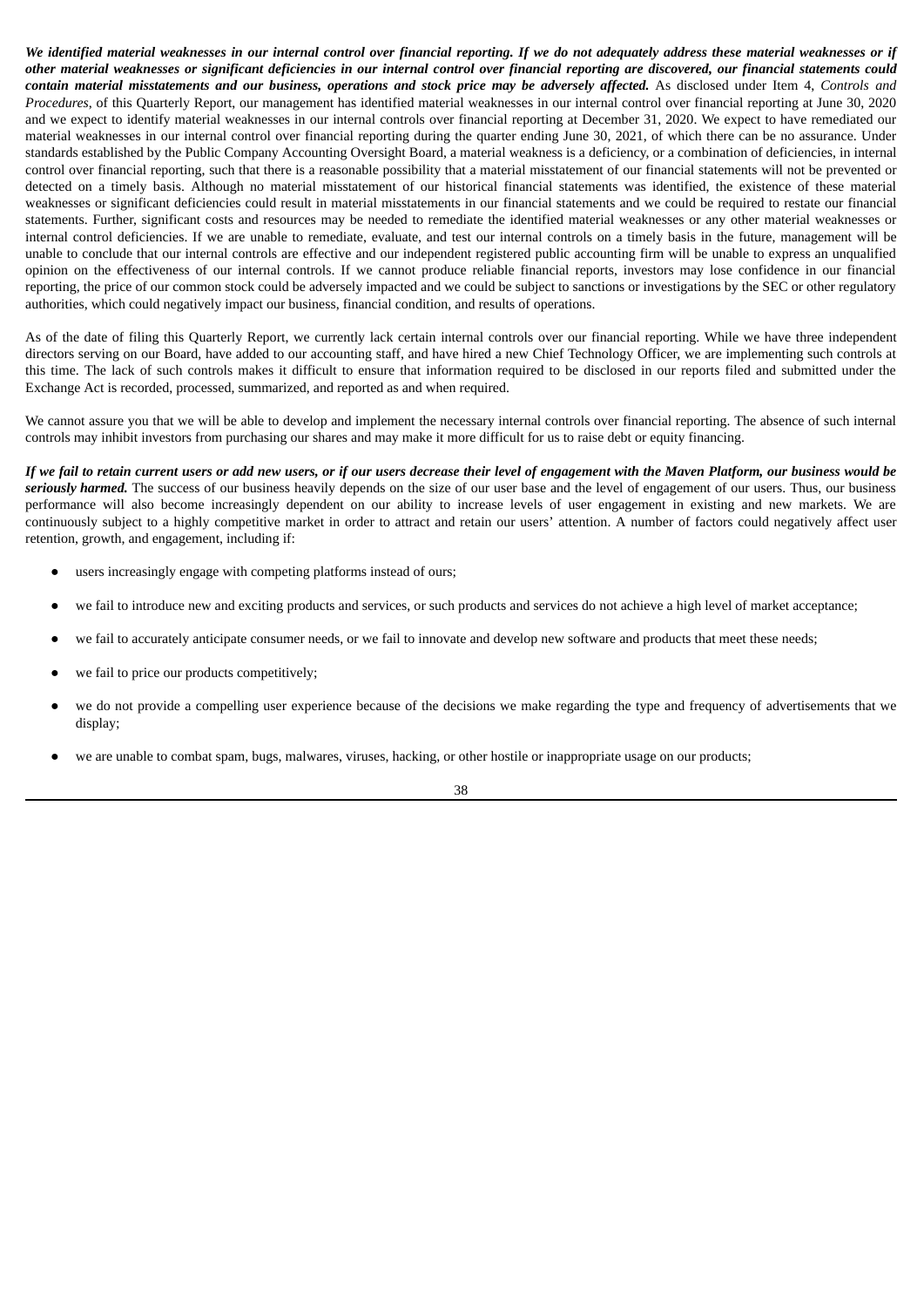***We identified material weaknesses in our internal control over financial reporting. If we do not adequately address these material weaknesses or if other material weaknesses or significant deficiencies in our internal control over financial reporting are discovered, our financial statements could contain material misstatements and our business, operations and stock price may be adversely affected.*** As disclosed under Item 4, *Controls and Procedures*, of this Quarterly Report, our management has identified material weaknesses in our internal control over financial reporting at June 30, 2020 and we expect to identify material weaknesses in our internal controls over financial reporting at December 31, 2020. We expect to have remediated our material weaknesses in our internal control over financial reporting during the quarter ending June 30, 2021, of which there can be no assurance. Under standards established by the Public Company Accounting Oversight Board, a material weakness is a deficiency, or a combination of deficiencies, in internal control over financial reporting, such that there is a reasonable possibility that a material misstatement of our financial statements will not be prevented or detected on a timely basis. Although no material misstatement of our historical financial statements was identified, the existence of these material weaknesses or significant deficiencies could result in material misstatements in our financial statements and we could be required to restate our financial statements. Further, significant costs and resources may be needed to remediate the identified material weaknesses or any other material weaknesses or internal control deficiencies. If we are unable to remediate, evaluate, and test our internal controls on a timely basis in the future, management will be unable to conclude that our internal controls are effective and our independent registered public accounting firm will be unable to express an unqualified opinion on the effectiveness of our internal controls. If we cannot produce reliable financial reports, investors may lose confidence in our financial reporting, the price of our common stock could be adversely impacted and we could be subject to sanctions or investigations by the SEC or other regulatory authorities, which could negatively impact our business, financial condition, and results of operations.

As of the date of filing this Quarterly Report, we currently lack certain internal controls over our financial reporting. While we have three independent directors serving on our Board, have added to our accounting staff, and have hired a new Chief Technology Officer, we are implementing such controls at this time. The lack of such controls makes it difficult to ensure that information required to be disclosed in our reports filed and submitted under the Exchange Act is recorded, processed, summarized, and reported as and when required.

We cannot assure you that we will be able to develop and implement the necessary internal controls over financial reporting. The absence of such internal controls may inhibit investors from purchasing our shares and may make it more difficult for us to raise debt or equity financing.

***If we fail to retain current users or add new users, or if our users decrease their level of engagement with the Maven Platform, our business would be seriously harmed.*** The success of our business heavily depends on the size of our user base and the level of engagement of our users. Thus, our business performance will also become increasingly dependent on our ability to increase levels of user engagement in existing and new markets. We are continuously subject to a highly competitive market in order to attract and retain our users' attention. A number of factors could negatively affect user retention, growth, and engagement, including if:

- users increasingly engage with competing platforms instead of ours;
- we fail to introduce new and exciting products and services, or such products and services do not achieve a high level of market acceptance;
- we fail to accurately anticipate consumer needs, or we fail to innovate and develop new software and products that meet these needs;
- we fail to price our products competitively;
- we do not provide a compelling user experience because of the decisions we make regarding the type and frequency of advertisements that we display;
- we are unable to combat spam, bugs, malwares, viruses, hacking, or other hostile or inappropriate usage on our products;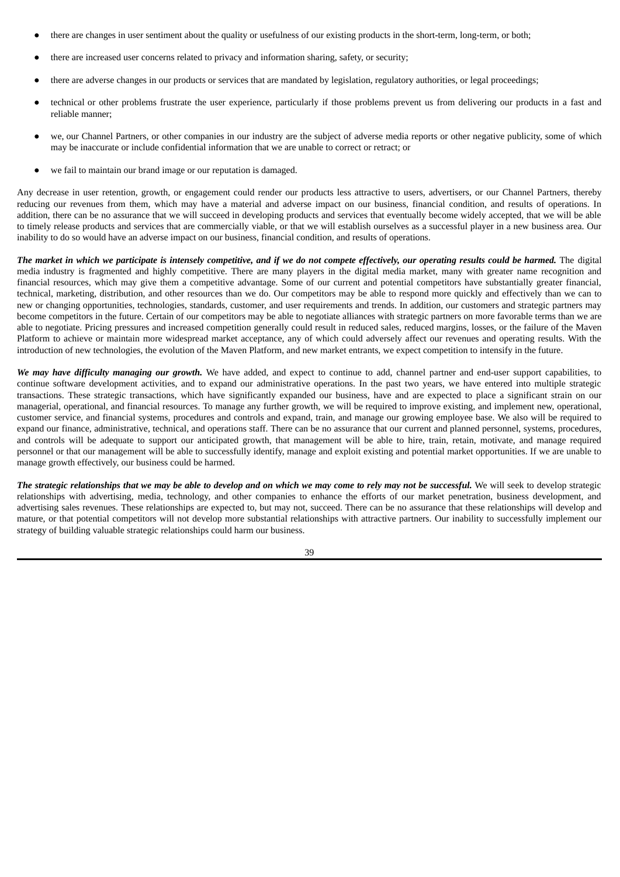- there are changes in user sentiment about the quality or usefulness of our existing products in the short-term, long-term, or both;
- there are increased user concerns related to privacy and information sharing, safety, or security;
- there are adverse changes in our products or services that are mandated by legislation, regulatory authorities, or legal proceedings;
- technical or other problems frustrate the user experience, particularly if those problems prevent us from delivering our products in a fast and reliable manner;
- we, our Channel Partners, or other companies in our industry are the subject of adverse media reports or other negative publicity, some of which may be inaccurate or include confidential information that we are unable to correct or retract; or
- we fail to maintain our brand image or our reputation is damaged.

Any decrease in user retention, growth, or engagement could render our products less attractive to users, advertisers, or our Channel Partners, thereby reducing our revenues from them, which may have a material and adverse impact on our business, financial condition, and results of operations. In addition, there can be no assurance that we will succeed in developing products and services that eventually become widely accepted, that we will be able to timely release products and services that are commercially viable, or that we will establish ourselves as a successful player in a new business area. Our inability to do so would have an adverse impact on our business, financial condition, and results of operations.

***The market in which we participate is intensely competitive, and if we do not compete effectively, our operating results could be harmed.*** The digital media industry is fragmented and highly competitive. There are many players in the digital media market, many with greater name recognition and financial resources, which may give them a competitive advantage. Some of our current and potential competitors have substantially greater financial, technical, marketing, distribution, and other resources than we do. Our competitors may be able to respond more quickly and effectively than we can to new or changing opportunities, technologies, standards, customer, and user requirements and trends. In addition, our customers and strategic partners may become competitors in the future. Certain of our competitors may be able to negotiate alliances with strategic partners on more favorable terms than we are able to negotiate. Pricing pressures and increased competition generally could result in reduced sales, reduced margins, losses, or the failure of the Maven Platform to achieve or maintain more widespread market acceptance, any of which could adversely affect our revenues and operating results. With the introduction of new technologies, the evolution of the Maven Platform, and new market entrants, we expect competition to intensify in the future.

***We may have difficulty managing our growth.*** We have added, and expect to continue to add, channel partner and end-user support capabilities, to continue software development activities, and to expand our administrative operations. In the past two years, we have entered into multiple strategic transactions. These strategic transactions, which have significantly expanded our business, have and are expected to place a significant strain on our managerial, operational, and financial resources. To manage any further growth, we will be required to improve existing, and implement new, operational, customer service, and financial systems, procedures and controls and expand, train, and manage our growing employee base. We also will be required to expand our finance, administrative, technical, and operations staff. There can be no assurance that our current and planned personnel, systems, procedures, and controls will be adequate to support our anticipated growth, that management will be able to hire, train, retain, motivate, and manage required personnel or that our management will be able to successfully identify, manage and exploit existing and potential market opportunities. If we are unable to manage growth effectively, our business could be harmed.

***The strategic relationships that we may be able to develop and on which we may come to rely may not be successful.*** We will seek to develop strategic relationships with advertising, media, technology, and other companies to enhance the efforts of our market penetration, business development, and advertising sales revenues. These relationships are expected to, but may not, succeed. There can be no assurance that these relationships will develop and mature, or that potential competitors will not develop more substantial relationships with attractive partners. Our inability to successfully implement our strategy of building valuable strategic relationships could harm our business.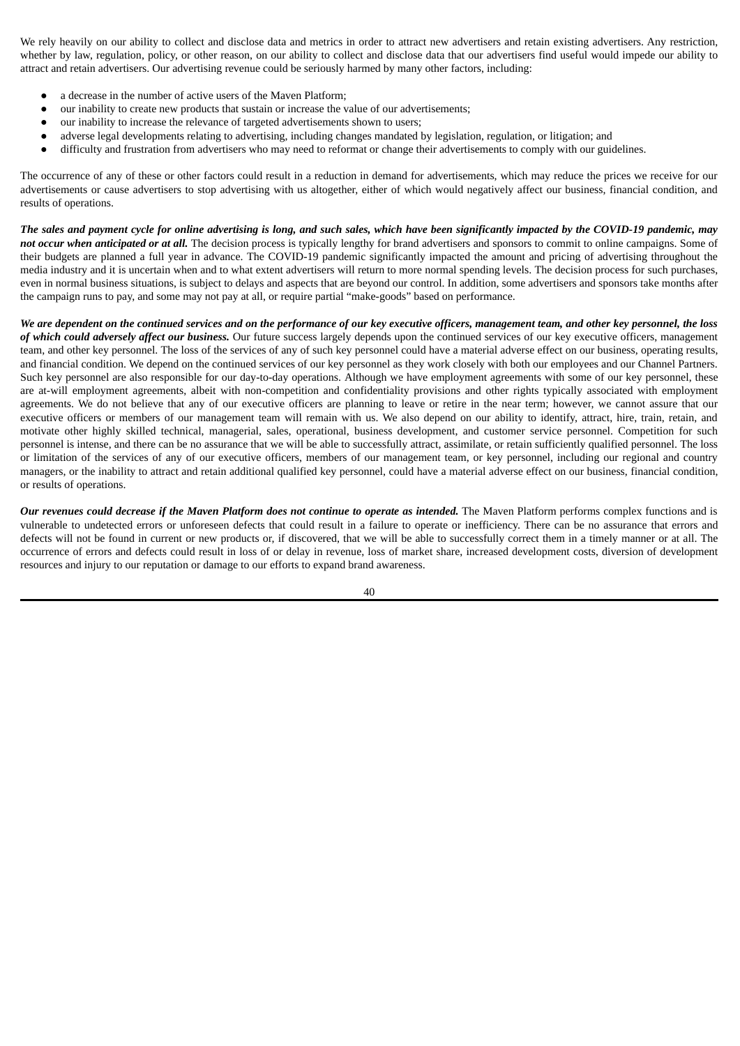We rely heavily on our ability to collect and disclose data and metrics in order to attract new advertisers and retain existing advertisers. Any restriction, whether by law, regulation, policy, or other reason, on our ability to collect and disclose data that our advertisers find useful would impede our ability to attract and retain advertisers. Our advertising revenue could be seriously harmed by many other factors, including:

- a decrease in the number of active users of the Maven Platform;
- our inability to create new products that sustain or increase the value of our advertisements;
- our inability to increase the relevance of targeted advertisements shown to users;
- adverse legal developments relating to advertising, including changes mandated by legislation, regulation, or litigation; and
- difficulty and frustration from advertisers who may need to reformat or change their advertisements to comply with our guidelines.

The occurrence of any of these or other factors could result in a reduction in demand for advertisements, which may reduce the prices we receive for our advertisements or cause advertisers to stop advertising with us altogether, either of which would negatively affect our business, financial condition, and results of operations.

***The sales and payment cycle for online advertising is long, and such sales, which have been significantly impacted by the COVID-19 pandemic, may not occur when anticipated or at all.*** The decision process is typically lengthy for brand advertisers and sponsors to commit to online campaigns. Some of their budgets are planned a full year in advance. The COVID-19 pandemic significantly impacted the amount and pricing of advertising throughout the media industry and it is uncertain when and to what extent advertisers will return to more normal spending levels. The decision process for such purchases, even in normal business situations, is subject to delays and aspects that are beyond our control. In addition, some advertisers and sponsors take months after the campaign runs to pay, and some may not pay at all, or require partial "make-goods" based on performance.

***We are dependent on the continued services and on the performance of our key executive officers, management team, and other key personnel, the loss of which could adversely affect our business.*** Our future success largely depends upon the continued services of our key executive officers, management team, and other key personnel. The loss of the services of any of such key personnel could have a material adverse effect on our business, operating results, and financial condition. We depend on the continued services of our key personnel as they work closely with both our employees and our Channel Partners. Such key personnel are also responsible for our day-to-day operations. Although we have employment agreements with some of our key personnel, these are at-will employment agreements, albeit with non-competition and confidentiality provisions and other rights typically associated with employment agreements. We do not believe that any of our executive officers are planning to leave or retire in the near term; however, we cannot assure that our executive officers or members of our management team will remain with us. We also depend on our ability to identify, attract, hire, train, retain, and motivate other highly skilled technical, managerial, sales, operational, business development, and customer service personnel. Competition for such personnel is intense, and there can be no assurance that we will be able to successfully attract, assimilate, or retain sufficiently qualified personnel. The loss or limitation of the services of any of our executive officers, members of our management team, or key personnel, including our regional and country managers, or the inability to attract and retain additional qualified key personnel, could have a material adverse effect on our business, financial condition, or results of operations.

***Our revenues could decrease if the Maven Platform does not continue to operate as intended.*** The Maven Platform performs complex functions and is vulnerable to undetected errors or unforeseen defects that could result in a failure to operate or inefficiency. There can be no assurance that errors and defects will not be found in current or new products or, if discovered, that we will be able to successfully correct them in a timely manner or at all. The occurrence of errors and defects could result in loss of or delay in revenue, loss of market share, increased development costs, diversion of development resources and injury to our reputation or damage to our efforts to expand brand awareness.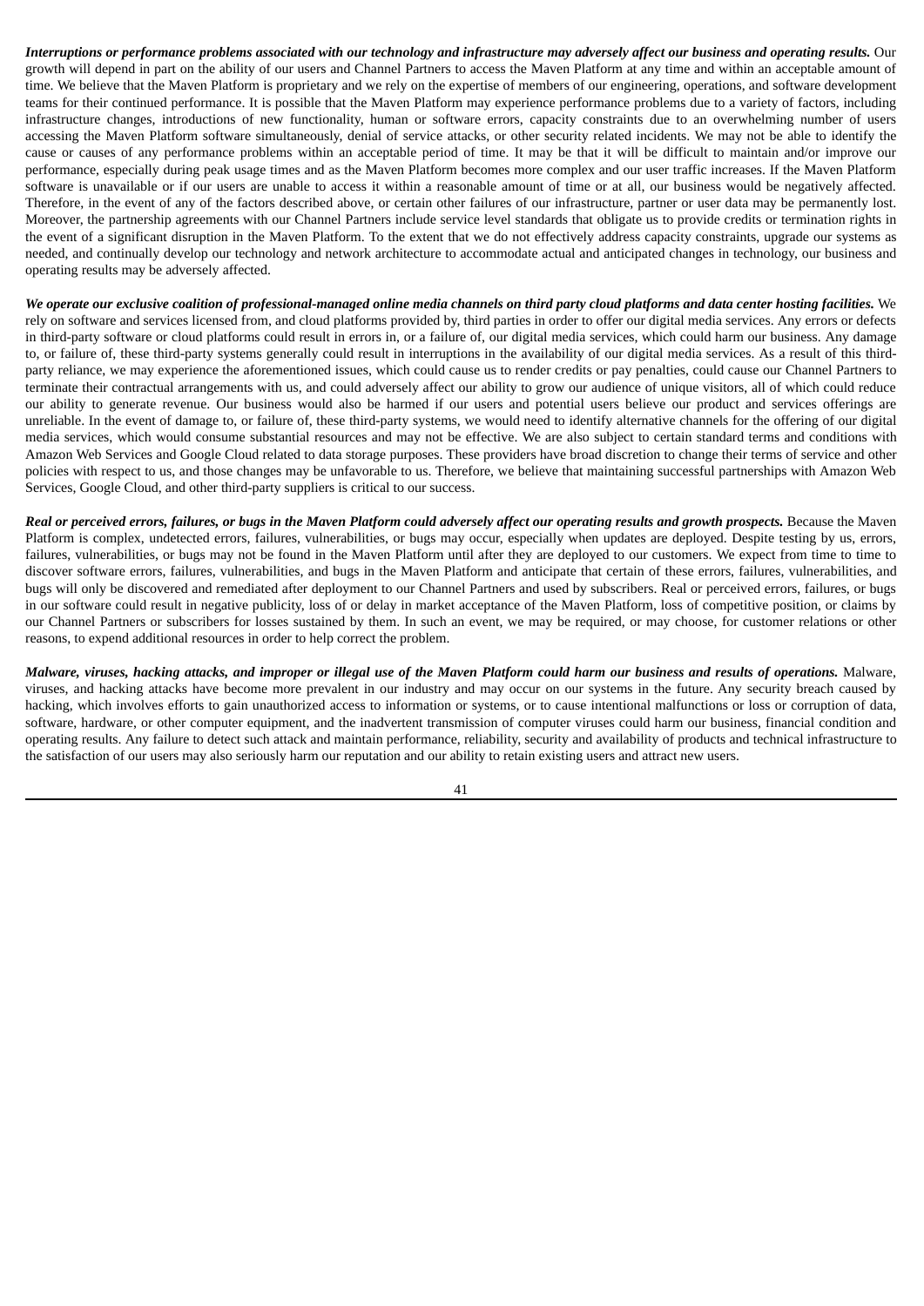***Interruptions or performance problems associated with our technology and infrastructure may adversely affect our business and operating results.*** Our growth will depend in part on the ability of our users and Channel Partners to access the Maven Platform at any time and within an acceptable amount of time. We believe that the Maven Platform is proprietary and we rely on the expertise of members of our engineering, operations, and software development teams for their continued performance. It is possible that the Maven Platform may experience performance problems due to a variety of factors, including infrastructure changes, introductions of new functionality, human or software errors, capacity constraints due to an overwhelming number of users accessing the Maven Platform software simultaneously, denial of service attacks, or other security related incidents. We may not be able to identify the cause or causes of any performance problems within an acceptable period of time. It may be that it will be difficult to maintain and/or improve our performance, especially during peak usage times and as the Maven Platform becomes more complex and our user traffic increases. If the Maven Platform software is unavailable or if our users are unable to access it within a reasonable amount of time or at all, our business would be negatively affected. Therefore, in the event of any of the factors described above, or certain other failures of our infrastructure, partner or user data may be permanently lost. Moreover, the partnership agreements with our Channel Partners include service level standards that obligate us to provide credits or termination rights in the event of a significant disruption in the Maven Platform. To the extent that we do not effectively address capacity constraints, upgrade our systems as needed, and continually develop our technology and network architecture to accommodate actual and anticipated changes in technology, our business and operating results may be adversely affected.

***We operate our exclusive coalition of professional-managed online media channels on third party cloud platforms and data center hosting facilities.*** We rely on software and services licensed from, and cloud platforms provided by, third parties in order to offer our digital media services. Any errors or defects in third-party software or cloud platforms could result in errors in, or a failure of, our digital media services, which could harm our business. Any damage to, or failure of, these third-party systems generally could result in interruptions in the availability of our digital media services. As a result of this third-party reliance, we may experience the aforementioned issues, which could cause us to render credits or pay penalties, could cause our Channel Partners to terminate their contractual arrangements with us, and could adversely affect our ability to grow our audience of unique visitors, all of which could reduce our ability to generate revenue. Our business would also be harmed if our users and potential users believe our product and services offerings are unreliable. In the event of damage to, or failure of, these third-party systems, we would need to identify alternative channels for the offering of our digital media services, which would consume substantial resources and may not be effective. We are also subject to certain standard terms and conditions with Amazon Web Services and Google Cloud related to data storage purposes. These providers have broad discretion to change their terms of service and other policies with respect to us, and those changes may be unfavorable to us. Therefore, we believe that maintaining successful partnerships with Amazon Web Services, Google Cloud, and other third-party suppliers is critical to our success.

***Real or perceived errors, failures, or bugs in the Maven Platform could adversely affect our operating results and growth prospects.*** Because the Maven Platform is complex, undetected errors, failures, vulnerabilities, or bugs may occur, especially when updates are deployed. Despite testing by us, errors, failures, vulnerabilities, or bugs may not be found in the Maven Platform until after they are deployed to our customers. We expect from time to time to discover software errors, failures, vulnerabilities, and bugs in the Maven Platform and anticipate that certain of these errors, failures, vulnerabilities, and bugs will only be discovered and remediated after deployment to our Channel Partners and used by subscribers. Real or perceived errors, failures, or bugs in our software could result in negative publicity, loss of or delay in market acceptance of the Maven Platform, loss of competitive position, or claims by our Channel Partners or subscribers for losses sustained by them. In such an event, we may be required, or may choose, for customer relations or other reasons, to expend additional resources in order to help correct the problem.

***Malware, viruses, hacking attacks, and improper or illegal use of the Maven Platform could harm our business and results of operations.*** Malware, viruses, and hacking attacks have become more prevalent in our industry and may occur on our systems in the future. Any security breach caused by hacking, which involves efforts to gain unauthorized access to information or systems, or to cause intentional malfunctions or loss or corruption of data, software, hardware, or other computer equipment, and the inadvertent transmission of computer viruses could harm our business, financial condition and operating results. Any failure to detect such attack and maintain performance, reliability, security and availability of products and technical infrastructure to the satisfaction of our users may also seriously harm our reputation and our ability to retain existing users and attract new users.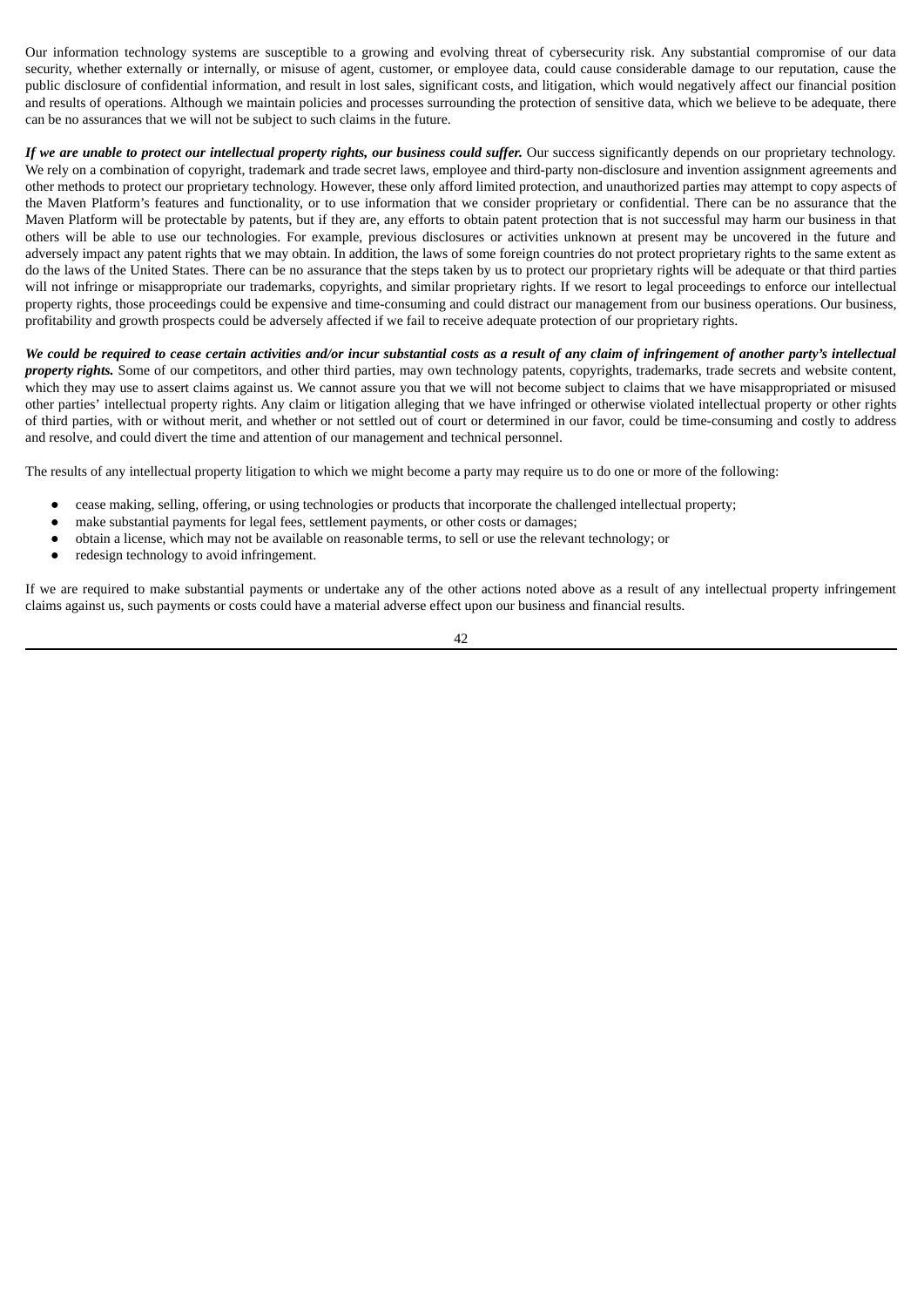Our information technology systems are susceptible to a growing and evolving threat of cybersecurity risk. Any substantial compromise of our data security, whether externally or internally, or misuse of agent, customer, or employee data, could cause considerable damage to our reputation, cause the public disclosure of confidential information, and result in lost sales, significant costs, and litigation, which would negatively affect our financial position and results of operations. Although we maintain policies and processes surrounding the protection of sensitive data, which we believe to be adequate, there can be no assurances that we will not be subject to such claims in the future.

***If we are unable to protect our intellectual property rights, our business could suffer.*** Our success significantly depends on our proprietary technology. We rely on a combination of copyright, trademark and trade secret laws, employee and third-party non-disclosure and invention assignment agreements and other methods to protect our proprietary technology. However, these only afford limited protection, and unauthorized parties may attempt to copy aspects of the Maven Platform's features and functionality, or to use information that we consider proprietary or confidential. There can be no assurance that the Maven Platform will be protectable by patents, but if they are, any efforts to obtain patent protection that is not successful may harm our business in that others will be able to use our technologies. For example, previous disclosures or activities unknown at present may be uncovered in the future and adversely impact any patent rights that we may obtain. In addition, the laws of some foreign countries do not protect proprietary rights to the same extent as do the laws of the United States. There can be no assurance that the steps taken by us to protect our proprietary rights will be adequate or that third parties will not infringe or misappropriate our trademarks, copyrights, and similar proprietary rights. If we resort to legal proceedings to enforce our intellectual property rights, those proceedings could be expensive and time-consuming and could distract our management from our business operations. Our business, profitability and growth prospects could be adversely affected if we fail to receive adequate protection of our proprietary rights.

***We could be required to cease certain activities and/or incur substantial costs as a result of any claim of infringement of another party's intellectual property rights.*** Some of our competitors, and other third parties, may own technology patents, copyrights, trademarks, trade secrets and website content, which they may use to assert claims against us. We cannot assure you that we will not become subject to claims that we have misappropriated or misused other parties' intellectual property rights. Any claim or litigation alleging that we have infringed or otherwise violated intellectual property or other rights of third parties, with or without merit, and whether or not settled out of court or determined in our favor, could be time-consuming and costly to address and resolve, and could divert the time and attention of our management and technical personnel.

The results of any intellectual property litigation to which we might become a party may require us to do one or more of the following:

- cease making, selling, offering, or using technologies or products that incorporate the challenged intellectual property;
- make substantial payments for legal fees, settlement payments, or other costs or damages;
- obtain a license, which may not be available on reasonable terms, to sell or use the relevant technology; or
- redesign technology to avoid infringement.

If we are required to make substantial payments or undertake any of the other actions noted above as a result of any intellectual property infringement claims against us, such payments or costs could have a material adverse effect upon our business and financial results.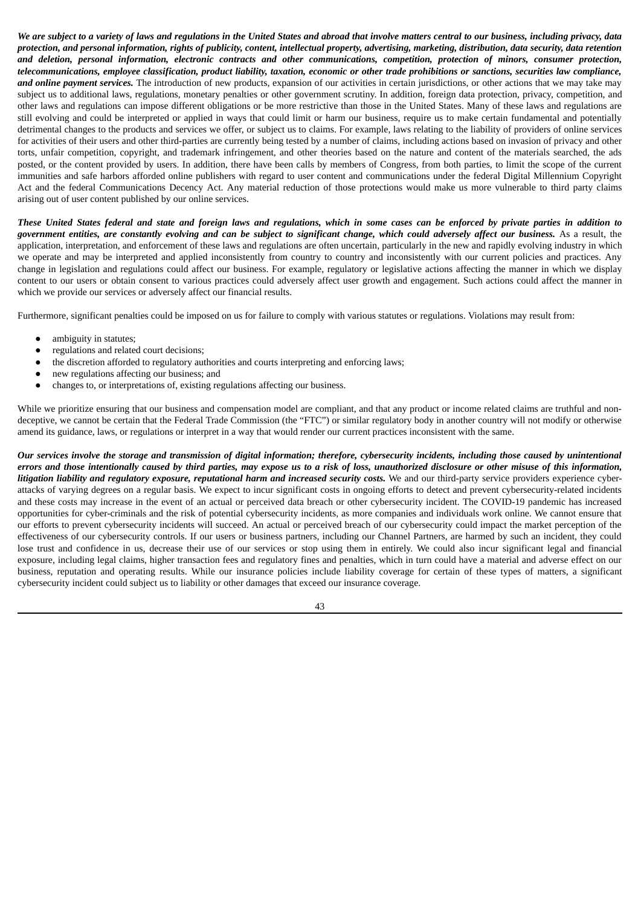***We are subject to a variety of laws and regulations in the United States and abroad that involve matters central to our business, including privacy, data protection, and personal information, rights of publicity, content, intellectual property, advertising, marketing, distribution, data security, data retention and deletion, personal information, electronic contracts and other communications, competition, protection of minors, consumer protection, telecommunications, employee classification, product liability, taxation, economic or other trade prohibitions or sanctions, securities law compliance, and online payment services.*** The introduction of new products, expansion of our activities in certain jurisdictions, or other actions that we may take may subject us to additional laws, regulations, monetary penalties or other government scrutiny. In addition, foreign data protection, privacy, competition, and other laws and regulations can impose different obligations or be more restrictive than those in the United States. Many of these laws and regulations are still evolving and could be interpreted or applied in ways that could limit or harm our business, require us to make certain fundamental and potentially detrimental changes to the products and services we offer, or subject us to claims. For example, laws relating to the liability of providers of online services for activities of their users and other third-parties are currently being tested by a number of claims, including actions based on invasion of privacy and other torts, unfair competition, copyright, and trademark infringement, and other theories based on the nature and content of the materials searched, the ads posted, or the content provided by users. In addition, there have been calls by members of Congress, from both parties, to limit the scope of the current immunities and safe harbors afforded online publishers with regard to user content and communications under the federal Digital Millennium Copyright Act and the federal Communications Decency Act. Any material reduction of those protections would make us more vulnerable to third party claims arising out of user content published by our online services.

***These United States federal and state and foreign laws and regulations, which in some cases can be enforced by private parties in addition to government entities, are constantly evolving and can be subject to significant change, which could adversely affect our business.*** As a result, the application, interpretation, and enforcement of these laws and regulations are often uncertain, particularly in the new and rapidly evolving industry in which we operate and may be interpreted and applied inconsistently from country to country and inconsistently with our current policies and practices. Any change in legislation and regulations could affect our business. For example, regulatory or legislative actions affecting the manner in which we display content to our users or obtain consent to various practices could adversely affect user growth and engagement. Such actions could affect the manner in which we provide our services or adversely affect our financial results.

Furthermore, significant penalties could be imposed on us for failure to comply with various statutes or regulations. Violations may result from:

- ambiguity in statutes;
- regulations and related court decisions;
- the discretion afforded to regulatory authorities and courts interpreting and enforcing laws;
- new regulations affecting our business; and
- changes to, or interpretations of, existing regulations affecting our business.

While we prioritize ensuring that our business and compensation model are compliant, and that any product or income related claims are truthful and non-deceptive, we cannot be certain that the Federal Trade Commission (the "FTC") or similar regulatory body in another country will not modify or otherwise amend its guidance, laws, or regulations or interpret in a way that would render our current practices inconsistent with the same.

***Our services involve the storage and transmission of digital information; therefore, cybersecurity incidents, including those caused by unintentional errors and those intentionally caused by third parties, may expose us to a risk of loss, unauthorized disclosure or other misuse of this information, litigation liability and regulatory exposure, reputational harm and increased security costs.*** We and our third-party service providers experience cyber-attacks of varying degrees on a regular basis. We expect to incur significant costs in ongoing efforts to detect and prevent cybersecurity-related incidents and these costs may increase in the event of an actual or perceived data breach or other cybersecurity incident. The COVID-19 pandemic has increased opportunities for cyber-criminals and the risk of potential cybersecurity incidents, as more companies and individuals work online. We cannot ensure that our efforts to prevent cybersecurity incidents will succeed. An actual or perceived breach of our cybersecurity could impact the market perception of the effectiveness of our cybersecurity controls. If our users or business partners, including our Channel Partners, are harmed by such an incident, they could lose trust and confidence in us, decrease their use of our services or stop using them in entirely. We could also incur significant legal and financial exposure, including legal claims, higher transaction fees and regulatory fines and penalties, which in turn could have a material and adverse effect on our business, reputation and operating results. While our insurance policies include liability coverage for certain of these types of matters, a significant cybersecurity incident could subject us to liability or other damages that exceed our insurance coverage.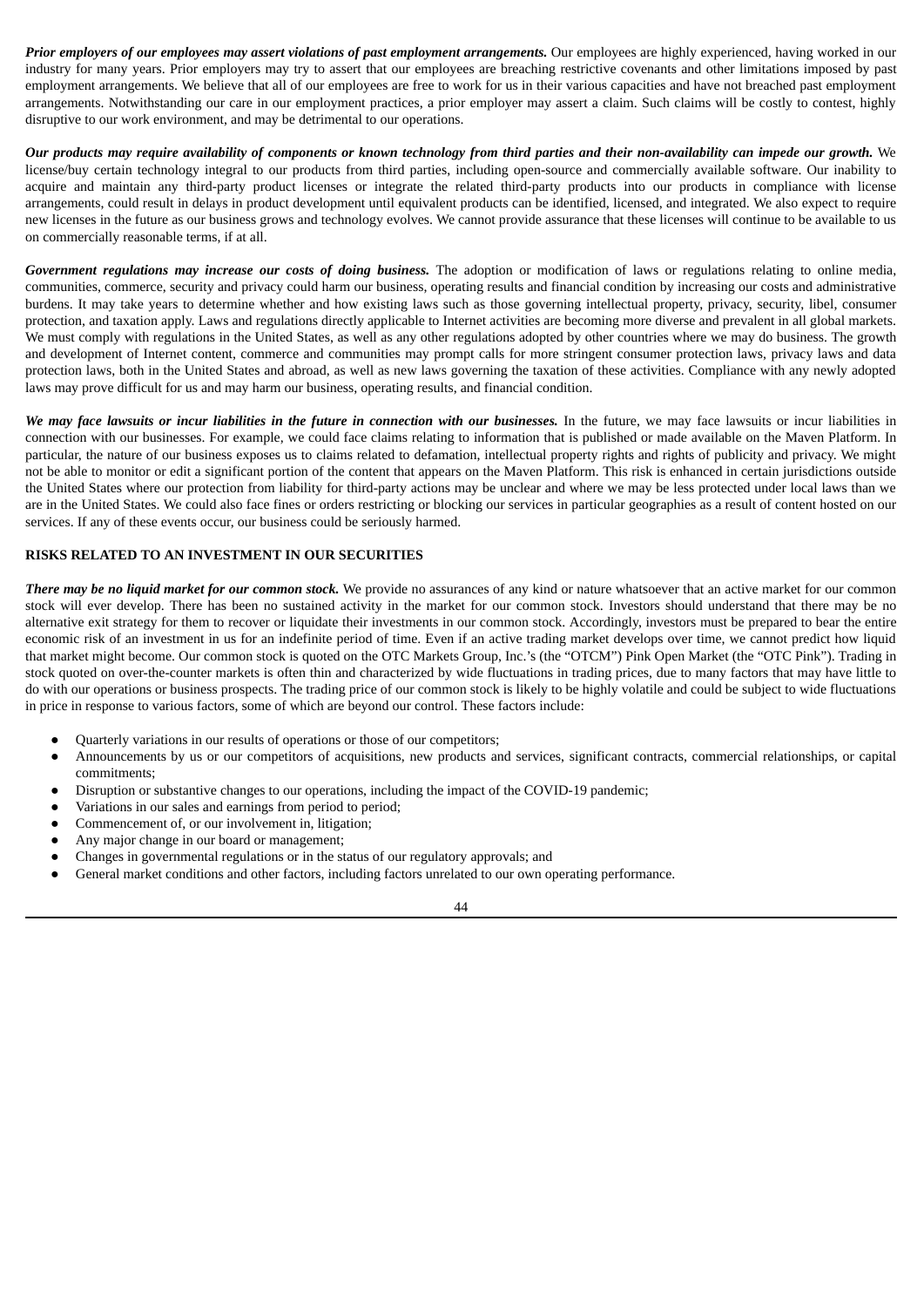***Prior employers of our employees may assert violations of past employment arrangements.*** Our employees are highly experienced, having worked in our industry for many years. Prior employers may try to assert that our employees are breaching restrictive covenants and other limitations imposed by past employment arrangements. We believe that all of our employees are free to work for us in their various capacities and have not breached past employment arrangements. Notwithstanding our care in our employment practices, a prior employer may assert a claim. Such claims will be costly to contest, highly disruptive to our work environment, and may be detrimental to our operations.

***Our products may require availability of components or known technology from third parties and their non-availability can impede our growth.*** We license/buy certain technology integral to our products from third parties, including open-source and commercially available software. Our inability to acquire and maintain any third-party product licenses or integrate the related third-party products into our products in compliance with license arrangements, could result in delays in product development until equivalent products can be identified, licensed, and integrated. We also expect to require new licenses in the future as our business grows and technology evolves. We cannot provide assurance that these licenses will continue to be available to us on commercially reasonable terms, if at all.

***Government regulations may increase our costs of doing business.*** The adoption or modification of laws or regulations relating to online media, communities, commerce, security and privacy could harm our business, operating results and financial condition by increasing our costs and administrative burdens. It may take years to determine whether and how existing laws such as those governing intellectual property, privacy, security, libel, consumer protection, and taxation apply. Laws and regulations directly applicable to Internet activities are becoming more diverse and prevalent in all global markets. We must comply with regulations in the United States, as well as any other regulations adopted by other countries where we may do business. The growth and development of Internet content, commerce and communities may prompt calls for more stringent consumer protection laws, privacy laws and data protection laws, both in the United States and abroad, as well as new laws governing the taxation of these activities. Compliance with any newly adopted laws may prove difficult for us and may harm our business, operating results, and financial condition.

***We may face lawsuits or incur liabilities in the future in connection with our businesses.*** In the future, we may face lawsuits or incur liabilities in connection with our businesses. For example, we could face claims relating to information that is published or made available on the Maven Platform. In particular, the nature of our business exposes us to claims related to defamation, intellectual property rights and rights of publicity and privacy. We might not be able to monitor or edit a significant portion of the content that appears on the Maven Platform. This risk is enhanced in certain jurisdictions outside the United States where our protection from liability for third-party actions may be unclear and where we may be less protected under local laws than we are in the United States. We could also face fines or orders restricting or blocking our services in particular geographies as a result of content hosted on our services. If any of these events occur, our business could be seriously harmed.

**RISKS RELATED TO AN INVESTMENT IN OUR SECURITIES**

***There may be no liquid market for our common stock.*** We provide no assurances of any kind or nature whatsoever that an active market for our common stock will ever develop. There has been no sustained activity in the market for our common stock. Investors should understand that there may be no alternative exit strategy for them to recover or liquidate their investments in our common stock. Accordingly, investors must be prepared to bear the entire economic risk of an investment in us for an indefinite period of time. Even if an active trading market develops over time, we cannot predict how liquid that market might become. Our common stock is quoted on the OTC Markets Group, Inc.'s (the "OTCM") Pink Open Market (the "OTC Pink"). Trading in stock quoted on over-the-counter markets is often thin and characterized by wide fluctuations in trading prices, due to many factors that may have little to do with our operations or business prospects. The trading price of our common stock is likely to be highly volatile and could be subject to wide fluctuations in price in response to various factors, some of which are beyond our control. These factors include:

- Quarterly variations in our results of operations or those of our competitors;
- Announcements by us or our competitors of acquisitions, new products and services, significant contracts, commercial relationships, or capital commitments;
- Disruption or substantive changes to our operations, including the impact of the COVID-19 pandemic;
- Variations in our sales and earnings from period to period;
- Commencement of, or our involvement in, litigation;
- Any major change in our board or management;
- Changes in governmental regulations or in the status of our regulatory approvals; and
- General market conditions and other factors, including factors unrelated to our own operating performance.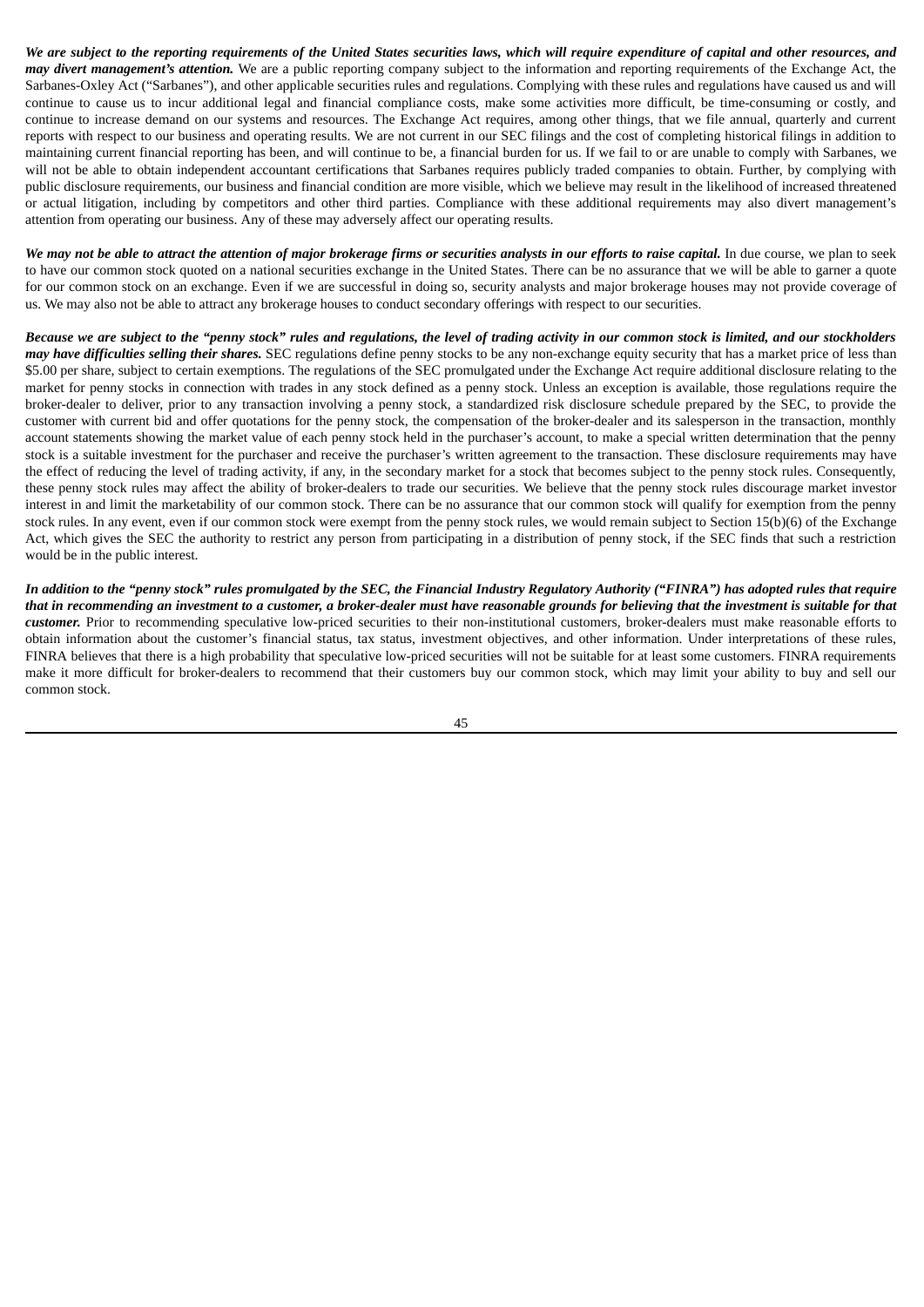***We are subject to the reporting requirements of the United States securities laws, which will require expenditure of capital and other resources, and may divert management's attention.*** We are a public reporting company subject to the information and reporting requirements of the Exchange Act, the Sarbanes-Oxley Act ("Sarbanes"), and other applicable securities rules and regulations. Complying with these rules and regulations have caused us and will continue to cause us to incur additional legal and financial compliance costs, make some activities more difficult, be time-consuming or costly, and continue to increase demand on our systems and resources. The Exchange Act requires, among other things, that we file annual, quarterly and current reports with respect to our business and operating results. We are not current in our SEC filings and the cost of completing historical filings in addition to maintaining current financial reporting has been, and will continue to be, a financial burden for us. If we fail to or are unable to comply with Sarbanes, we will not be able to obtain independent accountant certifications that Sarbanes requires publicly traded companies to obtain. Further, by complying with public disclosure requirements, our business and financial condition are more visible, which we believe may result in the likelihood of increased threatened or actual litigation, including by competitors and other third parties. Compliance with these additional requirements may also divert management's attention from operating our business. Any of these may adversely affect our operating results.

***We may not be able to attract the attention of major brokerage firms or securities analysts in our efforts to raise capital.*** In due course, we plan to seek to have our common stock quoted on a national securities exchange in the United States. There can be no assurance that we will be able to garner a quote for our common stock on an exchange. Even if we are successful in doing so, security analysts and major brokerage houses may not provide coverage of us. We may also not be able to attract any brokerage houses to conduct secondary offerings with respect to our securities.

***Because we are subject to the "penny stock" rules and regulations, the level of trading activity in our common stock is limited, and our stockholders may have difficulties selling their shares.*** SEC regulations define penny stocks to be any non-exchange equity security that has a market price of less than $5.00 per share, subject to certain exemptions. The regulations of the SEC promulgated under the Exchange Act require additional disclosure relating to the market for penny stocks in connection with trades in any stock defined as a penny stock. Unless an exception is available, those regulations require the broker-dealer to deliver, prior to any transaction involving a penny stock, a standardized risk disclosure schedule prepared by the SEC, to provide the customer with current bid and offer quotations for the penny stock, the compensation of the broker-dealer and its salesperson in the transaction, monthly account statements showing the market value of each penny stock held in the purchaser's account, to make a special written determination that the penny stock is a suitable investment for the purchaser and receive the purchaser's written agreement to the transaction. These disclosure requirements may have the effect of reducing the level of trading activity, if any, in the secondary market for a stock that becomes subject to the penny stock rules. Consequently, these penny stock rules may affect the ability of broker-dealers to trade our securities. We believe that the penny stock rules discourage market investor interest in and limit the marketability of our common stock. There can be no assurance that our common stock will qualify for exemption from the penny stock rules. In any event, even if our common stock were exempt from the penny stock rules, we would remain subject to Section 15(b)(6) of the Exchange Act, which gives the SEC the authority to restrict any person from participating in a distribution of penny stock, if the SEC finds that such a restriction would be in the public interest.

***In addition to the "penny stock" rules promulgated by the SEC, the Financial Industry Regulatory Authority ("FINRA") has adopted rules that require that in recommending an investment to a customer, a broker-dealer must have reasonable grounds for believing that the investment is suitable for that customer.*** Prior to recommending speculative low-priced securities to their non-institutional customers, broker-dealers must make reasonable efforts to obtain information about the customer's financial status, tax status, investment objectives, and other information. Under interpretations of these rules, FINRA believes that there is a high probability that speculative low-priced securities will not be suitable for at least some customers. FINRA requirements make it more difficult for broker-dealers to recommend that their customers buy our common stock, which may limit your ability to buy and sell our common stock.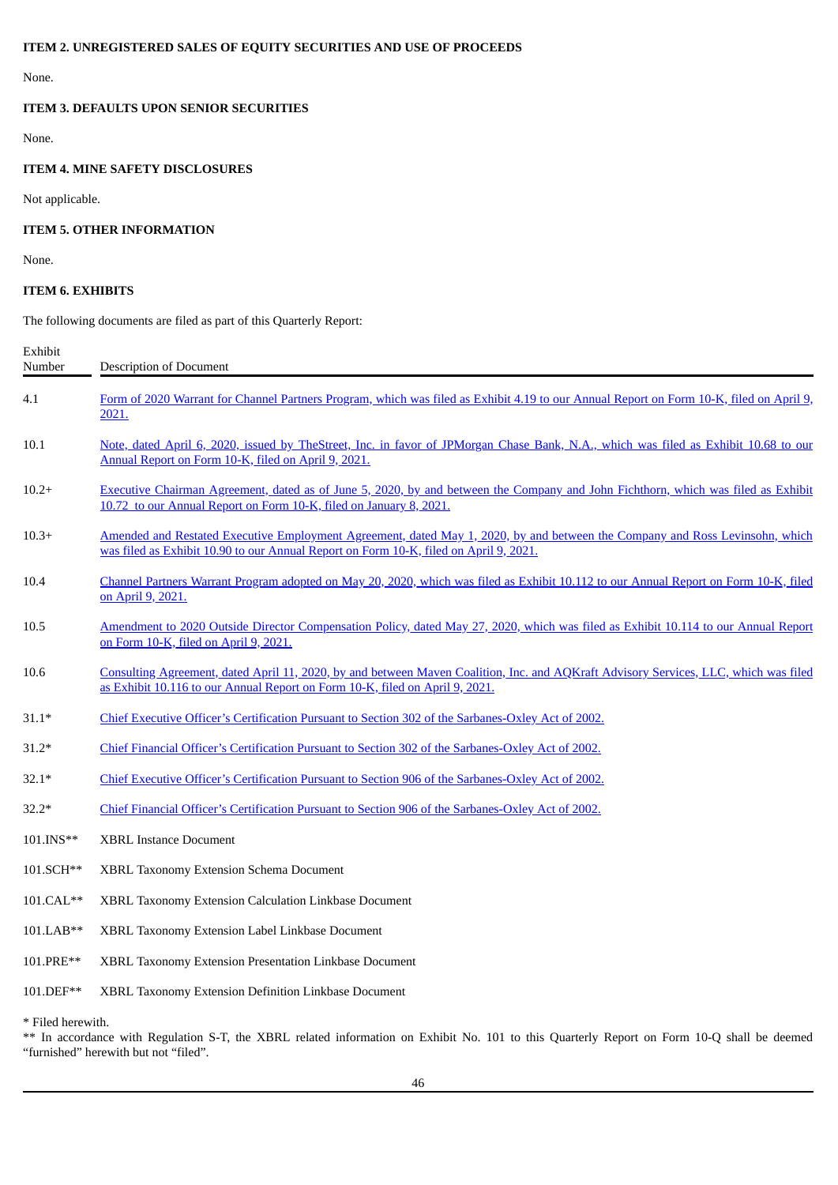**ITEM 2. UNREGISTERED SALES OF EQUITY SECURITIES AND USE OF PROCEEDS**

None.

**ITEM 3. DEFAULTS UPON SENIOR SECURITIES**

None.

**ITEM 4. MINE SAFETY DISCLOSURES**

Not applicable.

**ITEM 5. OTHER INFORMATION**

None.

**ITEM 6. EXHIBITS**

The following documents are filed as part of this Quarterly Report:

| Exhibit Number | Description of Document |
|---|---|
| 4.1 | Form of 2020 Warrant for Channel Partners Program, which was filed as Exhibit 4.19 to our Annual Report on Form 10-K, filed on April 9, 2021. |
| 10.1 | Note, dated April 6, 2020, issued by TheStreet, Inc. in favor of JPMorgan Chase Bank, N.A., which was filed as Exhibit 10.68 to our Annual Report on Form 10-K, filed on April 9, 2021. |
| 10.2+ | Executive Chairman Agreement, dated as of June 5, 2020, by and between the Company and John Fichthorn, which was filed as Exhibit 10.72 to our Annual Report on Form 10-K, filed on January 8, 2021. |
| 10.3+ | Amended and Restated Executive Employment Agreement, dated May 1, 2020, by and between the Company and Ross Levinsohn, which was filed as Exhibit 10.90 to our Annual Report on Form 10-K, filed on April 9, 2021. |
| 10.4 | Channel Partners Warrant Program adopted on May 20, 2020, which was filed as Exhibit 10.112 to our Annual Report on Form 10-K, filed on April 9, 2021. |
| 10.5 | Amendment to 2020 Outside Director Compensation Policy, dated May 27, 2020, which was filed as Exhibit 10.114 to our Annual Report on Form 10-K, filed on April 9, 2021. |
| 10.6 | Consulting Agreement, dated April 11, 2020, by and between Maven Coalition, Inc. and AQKraft Advisory Services, LLC, which was filed as Exhibit 10.116 to our Annual Report on Form 10-K, filed on April 9, 2021. |
| 31.1* | Chief Executive Officer's Certification Pursuant to Section 302 of the Sarbanes-Oxley Act of 2002. |
| 31.2* | Chief Financial Officer's Certification Pursuant to Section 302 of the Sarbanes-Oxley Act of 2002. |
| 32.1* | Chief Executive Officer's Certification Pursuant to Section 906 of the Sarbanes-Oxley Act of 2002. |
| 32.2* | Chief Financial Officer's Certification Pursuant to Section 906 of the Sarbanes-Oxley Act of 2002. |
| 101.INS** | XBRL Instance Document |
| 101.SCH** | XBRL Taxonomy Extension Schema Document |
| 101.CAL** | XBRL Taxonomy Extension Calculation Linkbase Document |
| 101.LAB** | XBRL Taxonomy Extension Label Linkbase Document |
| 101.PRE** | XBRL Taxonomy Extension Presentation Linkbase Document |
| 101.DEF** | XBRL Taxonomy Extension Definition Linkbase Document |

\* Filed herewith.

** In accordance with Regulation S-T, the XBRL related information on Exhibit No. 101 to this Quarterly Report on Form 10-Q shall be deemed "furnished" herewith but not "filed".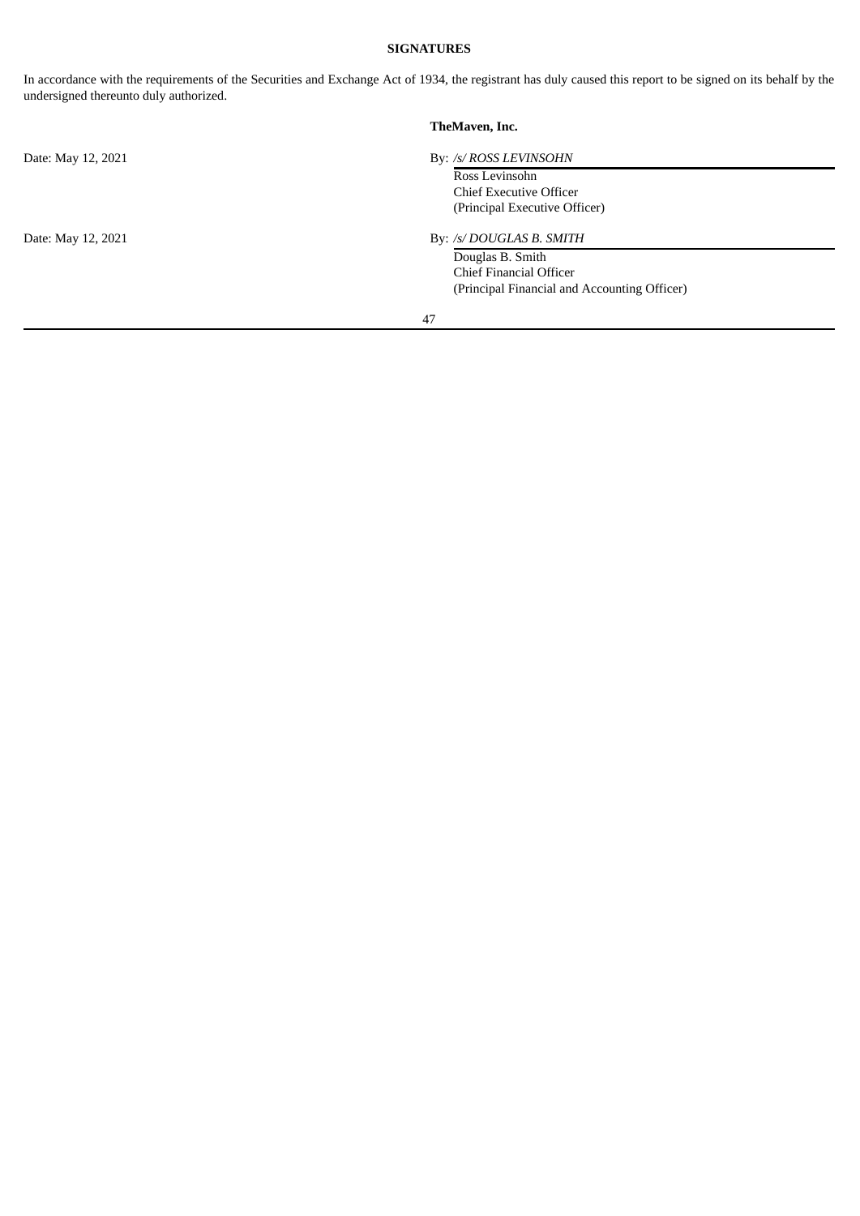## SIGNATURES

In accordance with the requirements of the Securities and Exchange Act of 1934, the registrant has duly caused this report to be signed on its behalf by the undersigned thereunto duly authorized.

**TheMaven, Inc.**

Date: May 12, 2021

By: */s/ ROSS LEVINSOHN*
Ross Levinsohn
Chief Executive Officer
(Principal Executive Officer)

Date: May 12, 2021

By: */s/ DOUGLAS B. SMITH*
Douglas B. Smith
Chief Financial Officer
(Principal Financial and Accounting Officer)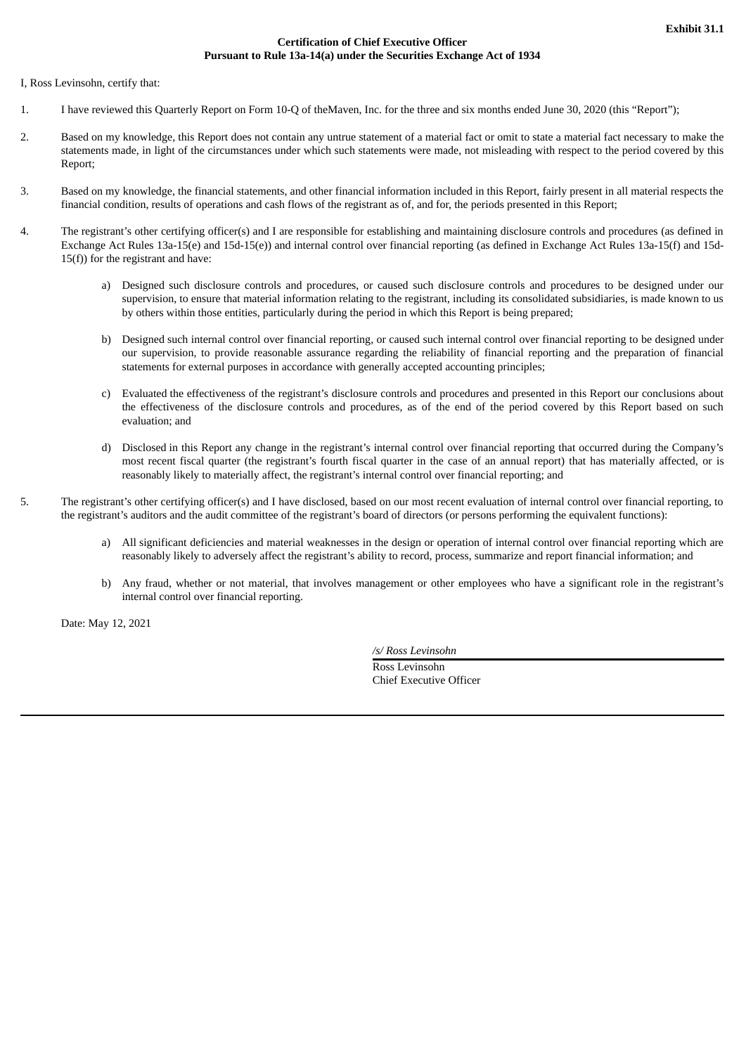**Exhibit 31.1**

**Certification of Chief Executive Officer**
**Pursuant to Rule 13a-14(a) under the Securities Exchange Act of 1934**

I, Ross Levinsohn, certify that:

1. I have reviewed this Quarterly Report on Form 10-Q of theMaven, Inc. for the three and six months ended June 30, 2020 (this "Report");

2. Based on my knowledge, this Report does not contain any untrue statement of a material fact or omit to state a material fact necessary to make the statements made, in light of the circumstances under which such statements were made, not misleading with respect to the period covered by this Report;

3. Based on my knowledge, the financial statements, and other financial information included in this Report, fairly present in all material respects the financial condition, results of operations and cash flows of the registrant as of, and for, the periods presented in this Report;

4. The registrant's other certifying officer(s) and I are responsible for establishing and maintaining disclosure controls and procedures (as defined in Exchange Act Rules 13a-15(e) and 15d-15(e)) and internal control over financial reporting (as defined in Exchange Act Rules 13a-15(f) and 15d-15(f)) for the registrant and have:

   a) Designed such disclosure controls and procedures, or caused such disclosure controls and procedures to be designed under our supervision, to ensure that material information relating to the registrant, including its consolidated subsidiaries, is made known to us by others within those entities, particularly during the period in which this Report is being prepared;

   b) Designed such internal control over financial reporting, or caused such internal control over financial reporting to be designed under our supervision, to provide reasonable assurance regarding the reliability of financial reporting and the preparation of financial statements for external purposes in accordance with generally accepted accounting principles;

   c) Evaluated the effectiveness of the registrant's disclosure controls and procedures and presented in this Report our conclusions about the effectiveness of the disclosure controls and procedures, as of the end of the period covered by this Report based on such evaluation; and

   d) Disclosed in this Report any change in the registrant's internal control over financial reporting that occurred during the Company's most recent fiscal quarter (the registrant's fourth fiscal quarter in the case of an annual report) that has materially affected, or is reasonably likely to materially affect, the registrant's internal control over financial reporting; and

5. The registrant's other certifying officer(s) and I have disclosed, based on our most recent evaluation of internal control over financial reporting, to the registrant's auditors and the audit committee of the registrant's board of directors (or persons performing the equivalent functions):

   a) All significant deficiencies and material weaknesses in the design or operation of internal control over financial reporting which are reasonably likely to adversely affect the registrant's ability to record, process, summarize and report financial information; and

   b) Any fraud, whether or not material, that involves management or other employees who have a significant role in the registrant's internal control over financial reporting.

Date: May 12, 2021

*/s/ Ross Levinsohn*

Ross Levinsohn
Chief Executive Officer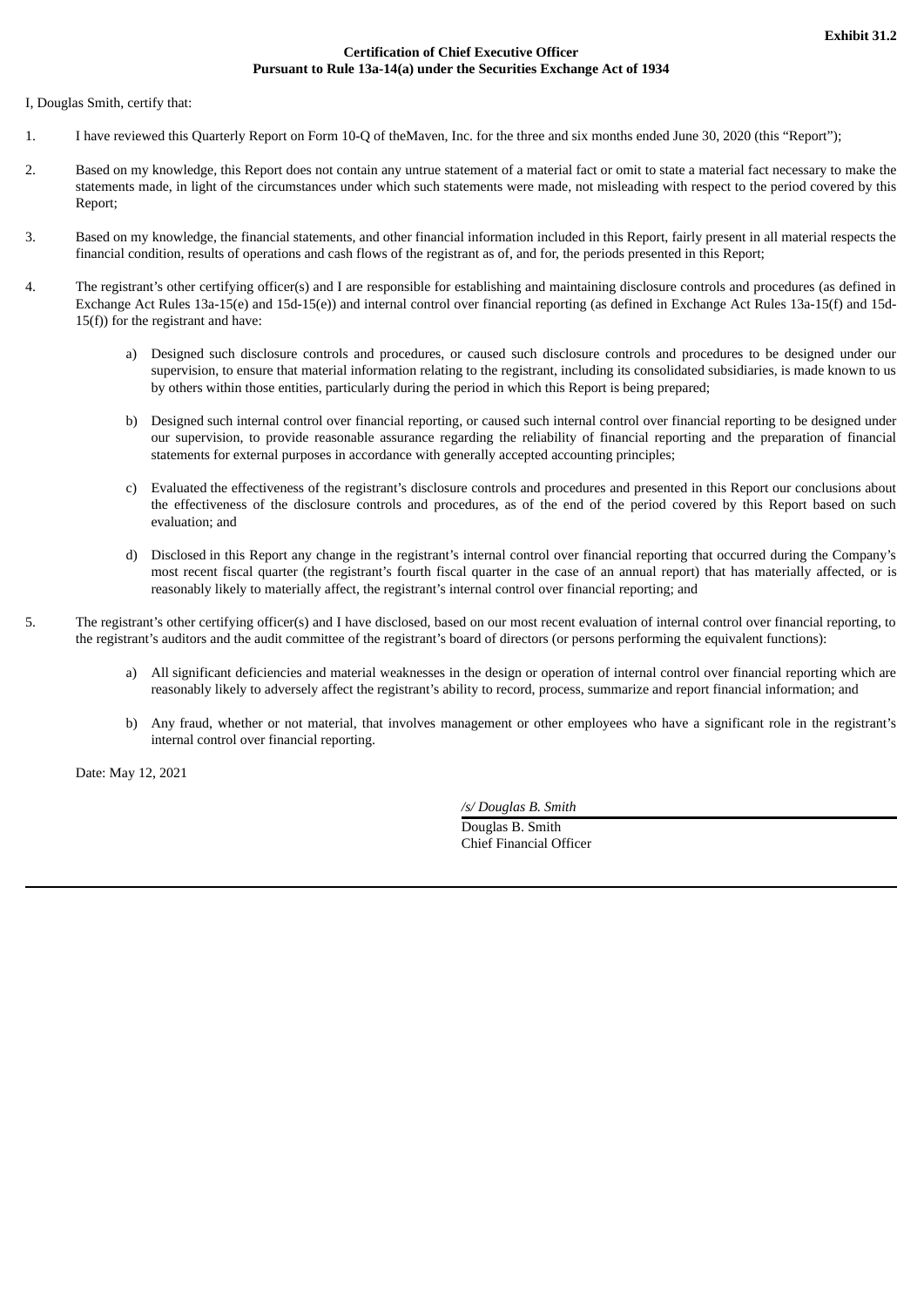**Exhibit 31.2**

**Certification of Chief Executive Officer**
**Pursuant to Rule 13a-14(a) under the Securities Exchange Act of 1934**

I, Douglas Smith, certify that:

1. I have reviewed this Quarterly Report on Form 10-Q of theMaven, Inc. for the three and six months ended June 30, 2020 (this "Report");

2. Based on my knowledge, this Report does not contain any untrue statement of a material fact or omit to state a material fact necessary to make the statements made, in light of the circumstances under which such statements were made, not misleading with respect to the period covered by this Report;

3. Based on my knowledge, the financial statements, and other financial information included in this Report, fairly present in all material respects the financial condition, results of operations and cash flows of the registrant as of, and for, the periods presented in this Report;

4. The registrant's other certifying officer(s) and I are responsible for establishing and maintaining disclosure controls and procedures (as defined in Exchange Act Rules 13a-15(e) and 15d-15(e)) and internal control over financial reporting (as defined in Exchange Act Rules 13a-15(f) and 15d-15(f)) for the registrant and have:

    a) Designed such disclosure controls and procedures, or caused such disclosure controls and procedures to be designed under our supervision, to ensure that material information relating to the registrant, including its consolidated subsidiaries, is made known to us by others within those entities, particularly during the period in which this Report is being prepared;

    b) Designed such internal control over financial reporting, or caused such internal control over financial reporting to be designed under our supervision, to provide reasonable assurance regarding the reliability of financial reporting and the preparation of financial statements for external purposes in accordance with generally accepted accounting principles;

    c) Evaluated the effectiveness of the registrant's disclosure controls and procedures and presented in this Report our conclusions about the effectiveness of the disclosure controls and procedures, as of the end of the period covered by this Report based on such evaluation; and

    d) Disclosed in this Report any change in the registrant's internal control over financial reporting that occurred during the Company's most recent fiscal quarter (the registrant's fourth fiscal quarter in the case of an annual report) that has materially affected, or is reasonably likely to materially affect, the registrant's internal control over financial reporting; and

5. The registrant's other certifying officer(s) and I have disclosed, based on our most recent evaluation of internal control over financial reporting, to the registrant's auditors and the audit committee of the registrant's board of directors (or persons performing the equivalent functions):

    a) All significant deficiencies and material weaknesses in the design or operation of internal control over financial reporting which are reasonably likely to adversely affect the registrant's ability to record, process, summarize and report financial information; and

    b) Any fraud, whether or not material, that involves management or other employees who have a significant role in the registrant's internal control over financial reporting.

Date: May 12, 2021

*/s/ Douglas B. Smith*
Douglas B. Smith
Chief Financial Officer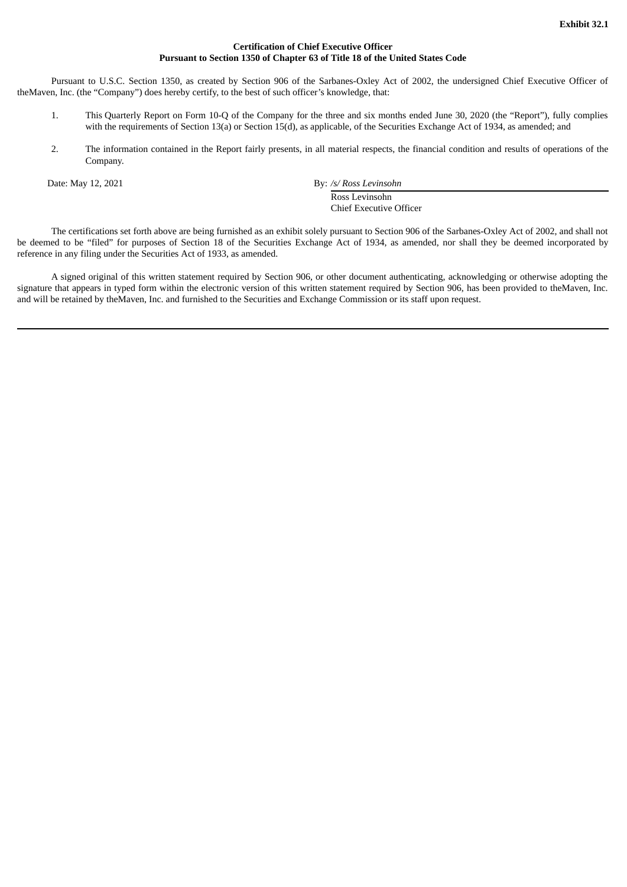**Exhibit 32.1**

**Certification of Chief Executive Officer**
**Pursuant to Section 1350 of Chapter 63 of Title 18 of the United States Code**

Pursuant to U.S.C. Section 1350, as created by Section 906 of the Sarbanes-Oxley Act of 2002, the undersigned Chief Executive Officer of theMaven, Inc. (the "Company") does hereby certify, to the best of such officer's knowledge, that:

1. This Quarterly Report on Form 10-Q of the Company for the three and six months ended June 30, 2020 (the "Report"), fully complies with the requirements of Section 13(a) or Section 15(d), as applicable, of the Securities Exchange Act of 1934, as amended; and

2. The information contained in the Report fairly presents, in all material respects, the financial condition and results of operations of the Company.

Date: May 12, 2021

By: */s/ Ross Levinsohn*
Ross Levinsohn
Chief Executive Officer

The certifications set forth above are being furnished as an exhibit solely pursuant to Section 906 of the Sarbanes-Oxley Act of 2002, and shall not be deemed to be "filed" for purposes of Section 18 of the Securities Exchange Act of 1934, as amended, nor shall they be deemed incorporated by reference in any filing under the Securities Act of 1933, as amended.

A signed original of this written statement required by Section 906, or other document authenticating, acknowledging or otherwise adopting the signature that appears in typed form within the electronic version of this written statement required by Section 906, has been provided to theMaven, Inc. and will be retained by theMaven, Inc. and furnished to the Securities and Exchange Commission or its staff upon request.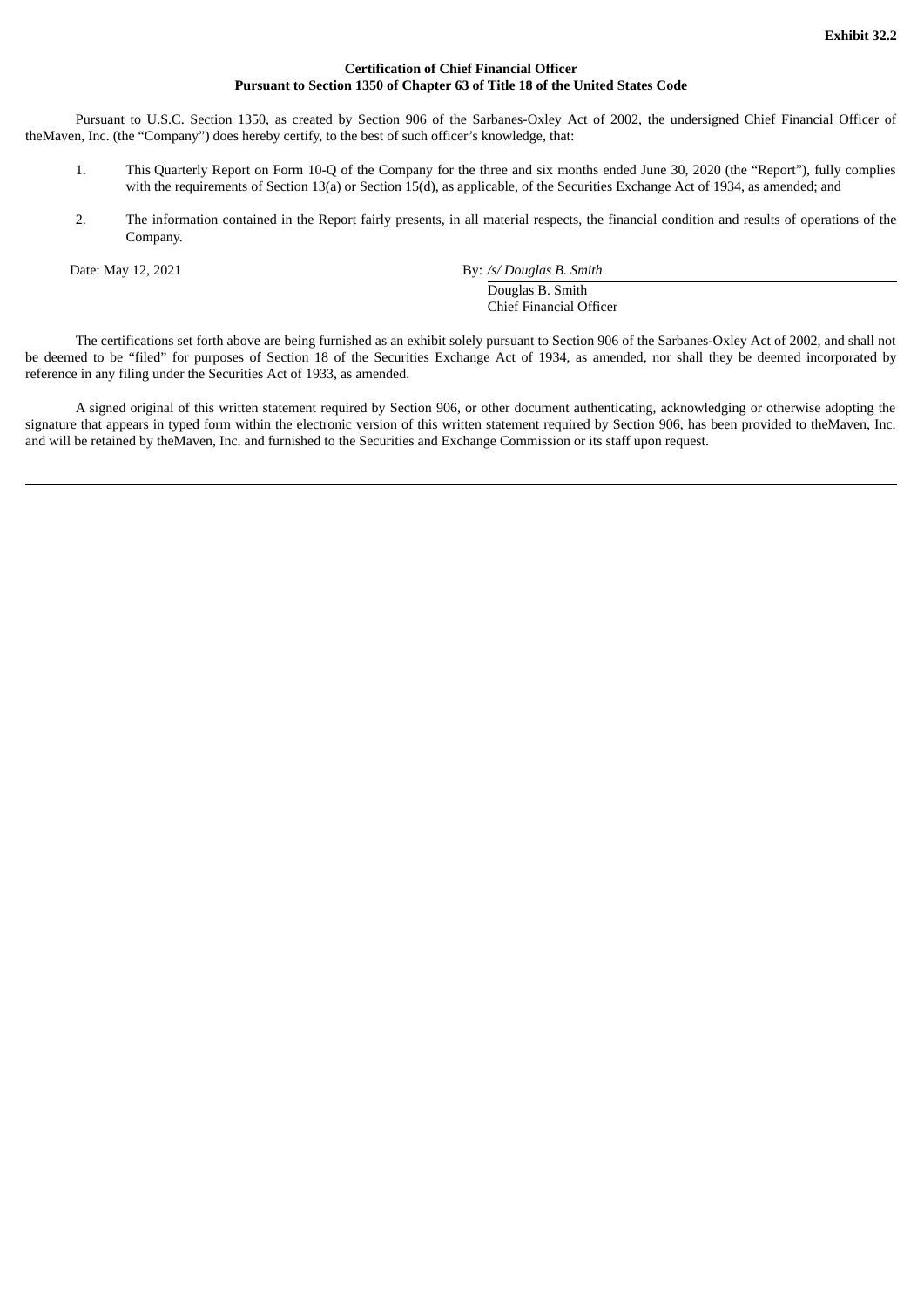**Exhibit 32.2**

**Certification of Chief Financial Officer**
**Pursuant to Section 1350 of Chapter 63 of Title 18 of the United States Code**

Pursuant to U.S.C. Section 1350, as created by Section 906 of the Sarbanes-Oxley Act of 2002, the undersigned Chief Financial Officer of theMaven, Inc. (the "Company") does hereby certify, to the best of such officer's knowledge, that:

1. This Quarterly Report on Form 10-Q of the Company for the three and six months ended June 30, 2020 (the "Report"), fully complies with the requirements of Section 13(a) or Section 15(d), as applicable, of the Securities Exchange Act of 1934, as amended; and

2. The information contained in the Report fairly presents, in all material respects, the financial condition and results of operations of the Company.

Date: May 12, 2021

By: */s/ Douglas B. Smith*
Douglas B. Smith
Chief Financial Officer

The certifications set forth above are being furnished as an exhibit solely pursuant to Section 906 of the Sarbanes-Oxley Act of 2002, and shall not be deemed to be "filed" for purposes of Section 18 of the Securities Exchange Act of 1934, as amended, nor shall they be deemed incorporated by reference in any filing under the Securities Act of 1933, as amended.

A signed original of this written statement required by Section 906, or other document authenticating, acknowledging or otherwise adopting the signature that appears in typed form within the electronic version of this written statement required by Section 906, has been provided to theMaven, Inc. and will be retained by theMaven, Inc. and furnished to the Securities and Exchange Commission or its staff upon request.